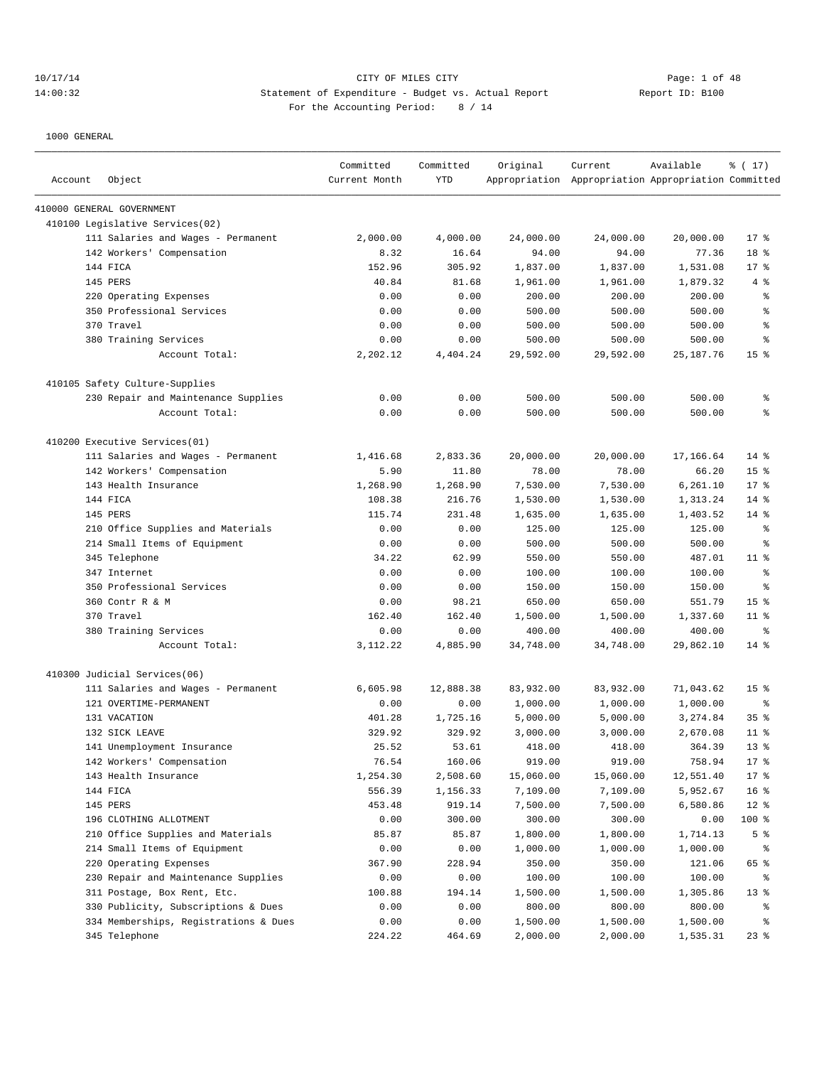10/17/14 CITY OF MILES CITY
14:00:32 Statement of Expenditure - Budget vs. Actual Report Report ID: B100
For the Accounting Period: 8 / 14

1000 GENERAL

| Account Object | Committed Current Month | Committed YTD | Original Appropriation | Current Appropriation | Available Appropriation | % ( 17) Committed |
|---|---|---|---|---|---|---|
| 410000 GENERAL GOVERNMENT | | | | | | |
| 410100 Legislative Services(02) | | | | | | |
| 111 Salaries and Wages - Permanent | 2,000.00 | 4,000.00 | 24,000.00 | 24,000.00 | 20,000.00 | 17 % |
| 142 Workers' Compensation | 8.32 | 16.64 | 94.00 | 94.00 | 77.36 | 18 % |
| 144 FICA | 152.96 | 305.92 | 1,837.00 | 1,837.00 | 1,531.08 | 17 % |
| 145 PERS | 40.84 | 81.68 | 1,961.00 | 1,961.00 | 1,879.32 | 4 % |
| 220 Operating Expenses | 0.00 | 0.00 | 200.00 | 200.00 | 200.00 | % |
| 350 Professional Services | 0.00 | 0.00 | 500.00 | 500.00 | 500.00 | % |
| 370 Travel | 0.00 | 0.00 | 500.00 | 500.00 | 500.00 | % |
| 380 Training Services | 0.00 | 0.00 | 500.00 | 500.00 | 500.00 | % |
| Account Total: | 2,202.12 | 4,404.24 | 29,592.00 | 29,592.00 | 25,187.76 | 15 % |
| 410105 Safety Culture-Supplies | | | | | | |
| 230 Repair and Maintenance Supplies | 0.00 | 0.00 | 500.00 | 500.00 | 500.00 | % |
| Account Total: | 0.00 | 0.00 | 500.00 | 500.00 | 500.00 | % |
| 410200 Executive Services(01) | | | | | | |
| 111 Salaries and Wages - Permanent | 1,416.68 | 2,833.36 | 20,000.00 | 20,000.00 | 17,166.64 | 14 % |
| 142 Workers' Compensation | 5.90 | 11.80 | 78.00 | 78.00 | 66.20 | 15 % |
| 143 Health Insurance | 1,268.90 | 1,268.90 | 7,530.00 | 7,530.00 | 6,261.10 | 17 % |
| 144 FICA | 108.38 | 216.76 | 1,530.00 | 1,530.00 | 1,313.24 | 14 % |
| 145 PERS | 115.74 | 231.48 | 1,635.00 | 1,635.00 | 1,403.52 | 14 % |
| 210 Office Supplies and Materials | 0.00 | 0.00 | 125.00 | 125.00 | 125.00 | % |
| 214 Small Items of Equipment | 0.00 | 0.00 | 500.00 | 500.00 | 500.00 | % |
| 345 Telephone | 34.22 | 62.99 | 550.00 | 550.00 | 487.01 | 11 % |
| 347 Internet | 0.00 | 0.00 | 100.00 | 100.00 | 100.00 | % |
| 350 Professional Services | 0.00 | 0.00 | 150.00 | 150.00 | 150.00 | % |
| 360 Contr R & M | 0.00 | 98.21 | 650.00 | 650.00 | 551.79 | 15 % |
| 370 Travel | 162.40 | 162.40 | 1,500.00 | 1,500.00 | 1,337.60 | 11 % |
| 380 Training Services | 0.00 | 0.00 | 400.00 | 400.00 | 400.00 | % |
| Account Total: | 3,112.22 | 4,885.90 | 34,748.00 | 34,748.00 | 29,862.10 | 14 % |
| 410300 Judicial Services(06) | | | | | | |
| 111 Salaries and Wages - Permanent | 6,605.98 | 12,888.38 | 83,932.00 | 83,932.00 | 71,043.62 | 15 % |
| 121 OVERTIME-PERMANENT | 0.00 | 0.00 | 1,000.00 | 1,000.00 | 1,000.00 | % |
| 131 VACATION | 401.28 | 1,725.16 | 5,000.00 | 5,000.00 | 3,274.84 | 35 % |
| 132 SICK LEAVE | 329.92 | 329.92 | 3,000.00 | 3,000.00 | 2,670.08 | 11 % |
| 141 Unemployment Insurance | 25.52 | 53.61 | 418.00 | 418.00 | 364.39 | 13 % |
| 142 Workers' Compensation | 76.54 | 160.06 | 919.00 | 919.00 | 758.94 | 17 % |
| 143 Health Insurance | 1,254.30 | 2,508.60 | 15,060.00 | 15,060.00 | 12,551.40 | 17 % |
| 144 FICA | 556.39 | 1,156.33 | 7,109.00 | 7,109.00 | 5,952.67 | 16 % |
| 145 PERS | 453.48 | 919.14 | 7,500.00 | 7,500.00 | 6,580.86 | 12 % |
| 196 CLOTHING ALLOTMENT | 0.00 | 300.00 | 300.00 | 300.00 | 0.00 | 100 % |
| 210 Office Supplies and Materials | 85.87 | 85.87 | 1,800.00 | 1,800.00 | 1,714.13 | 5 % |
| 214 Small Items of Equipment | 0.00 | 0.00 | 1,000.00 | 1,000.00 | 1,000.00 | % |
| 220 Operating Expenses | 367.90 | 228.94 | 350.00 | 350.00 | 121.06 | 65 % |
| 230 Repair and Maintenance Supplies | 0.00 | 0.00 | 100.00 | 100.00 | 100.00 | % |
| 311 Postage, Box Rent, Etc. | 100.88 | 194.14 | 1,500.00 | 1,500.00 | 1,305.86 | 13 % |
| 330 Publicity, Subscriptions & Dues | 0.00 | 0.00 | 800.00 | 800.00 | 800.00 | % |
| 334 Memberships, Registrations & Dues | 0.00 | 0.00 | 1,500.00 | 1,500.00 | 1,500.00 | % |
| 345 Telephone | 224.22 | 464.69 | 2,000.00 | 2,000.00 | 1,535.31 | 23 % |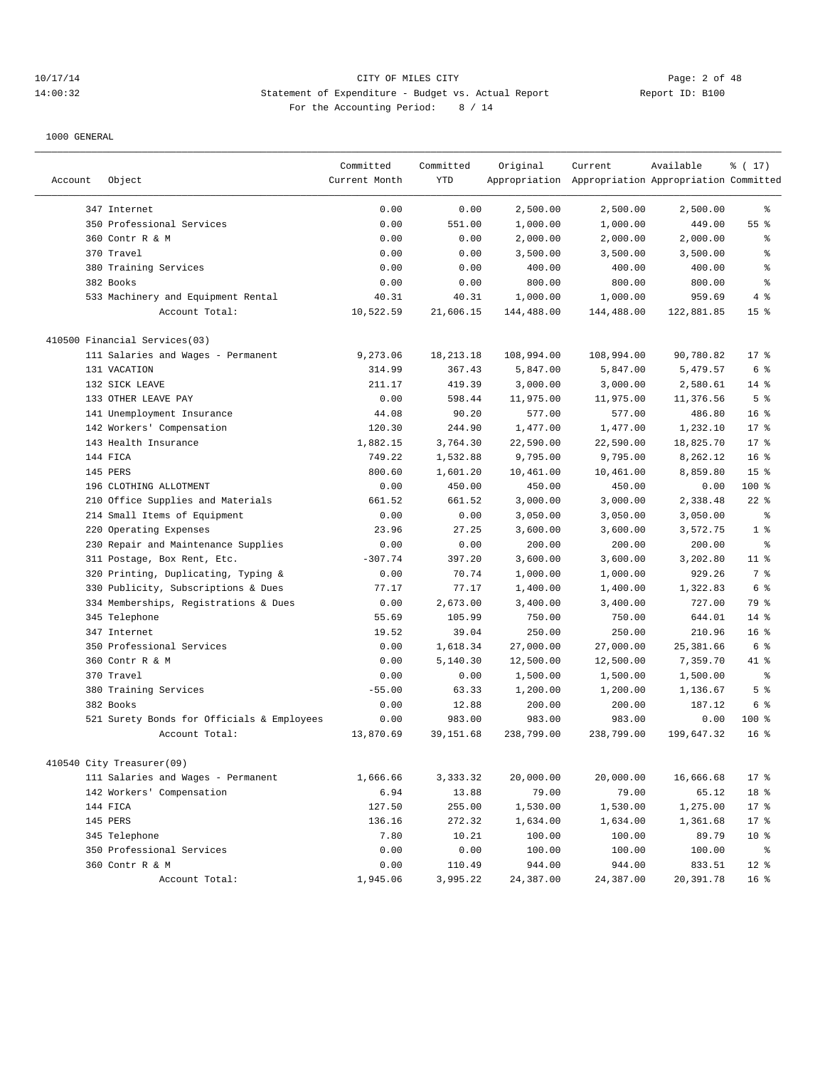1000 GENERAL

| Account | Object | Committed Current Month | Committed YTD | Original Appropriation | Current Appropriation | Available Appropriation | % ( 17) Committed |
|---|---|---|---|---|---|---|---|
| | 347 Internet | 0.00 | 0.00 | 2,500.00 | 2,500.00 | 2,500.00 | % |
| | 350 Professional Services | 0.00 | 551.00 | 1,000.00 | 1,000.00 | 449.00 | 55 % |
| | 360 Contr R & M | 0.00 | 0.00 | 2,000.00 | 2,000.00 | 2,000.00 | % |
| | 370 Travel | 0.00 | 0.00 | 3,500.00 | 3,500.00 | 3,500.00 | % |
| | 380 Training Services | 0.00 | 0.00 | 400.00 | 400.00 | 400.00 | % |
| | 382 Books | 0.00 | 0.00 | 800.00 | 800.00 | 800.00 | % |
| | 533 Machinery and Equipment Rental | 40.31 | 40.31 | 1,000.00 | 1,000.00 | 959.69 | 4 % |
| | Account Total: | 10,522.59 | 21,606.15 | 144,488.00 | 144,488.00 | 122,881.85 | 15 % |
| 410500 Financial Services(03) | | | | | | | |
| | 111 Salaries and Wages - Permanent | 9,273.06 | 18,213.18 | 108,994.00 | 108,994.00 | 90,780.82 | 17 % |
| | 131 VACATION | 314.99 | 367.43 | 5,847.00 | 5,847.00 | 5,479.57 | 6 % |
| | 132 SICK LEAVE | 211.17 | 419.39 | 3,000.00 | 3,000.00 | 2,580.61 | 14 % |
| | 133 OTHER LEAVE PAY | 0.00 | 598.44 | 11,975.00 | 11,975.00 | 11,376.56 | 5 % |
| | 141 Unemployment Insurance | 44.08 | 90.20 | 577.00 | 577.00 | 486.80 | 16 % |
| | 142 Workers' Compensation | 120.30 | 244.90 | 1,477.00 | 1,477.00 | 1,232.10 | 17 % |
| | 143 Health Insurance | 1,882.15 | 3,764.30 | 22,590.00 | 22,590.00 | 18,825.70 | 17 % |
| | 144 FICA | 749.22 | 1,532.88 | 9,795.00 | 9,795.00 | 8,262.12 | 16 % |
| | 145 PERS | 800.60 | 1,601.20 | 10,461.00 | 10,461.00 | 8,859.80 | 15 % |
| | 196 CLOTHING ALLOTMENT | 0.00 | 450.00 | 450.00 | 450.00 | 0.00 | 100 % |
| | 210 Office Supplies and Materials | 661.52 | 661.52 | 3,000.00 | 3,000.00 | 2,338.48 | 22 % |
| | 214 Small Items of Equipment | 0.00 | 0.00 | 3,050.00 | 3,050.00 | 3,050.00 | % |
| | 220 Operating Expenses | 23.96 | 27.25 | 3,600.00 | 3,600.00 | 3,572.75 | 1 % |
| | 230 Repair and Maintenance Supplies | 0.00 | 0.00 | 200.00 | 200.00 | 200.00 | % |
| | 311 Postage, Box Rent, Etc. | -307.74 | 397.20 | 3,600.00 | 3,600.00 | 3,202.80 | 11 % |
| | 320 Printing, Duplicating, Typing & | 0.00 | 70.74 | 1,000.00 | 1,000.00 | 929.26 | 7 % |
| | 330 Publicity, Subscriptions & Dues | 77.17 | 77.17 | 1,400.00 | 1,400.00 | 1,322.83 | 6 % |
| | 334 Memberships, Registrations & Dues | 0.00 | 2,673.00 | 3,400.00 | 3,400.00 | 727.00 | 79 % |
| | 345 Telephone | 55.69 | 105.99 | 750.00 | 750.00 | 644.01 | 14 % |
| | 347 Internet | 19.52 | 39.04 | 250.00 | 250.00 | 210.96 | 16 % |
| | 350 Professional Services | 0.00 | 1,618.34 | 27,000.00 | 27,000.00 | 25,381.66 | 6 % |
| | 360 Contr R & M | 0.00 | 5,140.30 | 12,500.00 | 12,500.00 | 7,359.70 | 41 % |
| | 370 Travel | 0.00 | 0.00 | 1,500.00 | 1,500.00 | 1,500.00 | % |
| | 380 Training Services | -55.00 | 63.33 | 1,200.00 | 1,200.00 | 1,136.67 | 5 % |
| | 382 Books | 0.00 | 12.88 | 200.00 | 200.00 | 187.12 | 6 % |
| | 521 Surety Bonds for Officials & Employees | 0.00 | 983.00 | 983.00 | 983.00 | 0.00 | 100 % |
| | Account Total: | 13,870.69 | 39,151.68 | 238,799.00 | 238,799.00 | 199,647.32 | 16 % |
| 410540 City Treasurer(09) | | | | | | | |
| | 111 Salaries and Wages - Permanent | 1,666.66 | 3,333.32 | 20,000.00 | 20,000.00 | 16,666.68 | 17 % |
| | 142 Workers' Compensation | 6.94 | 13.88 | 79.00 | 79.00 | 65.12 | 18 % |
| | 144 FICA | 127.50 | 255.00 | 1,530.00 | 1,530.00 | 1,275.00 | 17 % |
| | 145 PERS | 136.16 | 272.32 | 1,634.00 | 1,634.00 | 1,361.68 | 17 % |
| | 345 Telephone | 7.80 | 10.21 | 100.00 | 100.00 | 89.79 | 10 % |
| | 350 Professional Services | 0.00 | 0.00 | 100.00 | 100.00 | 100.00 | % |
| | 360 Contr R & M | 0.00 | 110.49 | 944.00 | 944.00 | 833.51 | 12 % |
| | Account Total: | 1,945.06 | 3,995.22 | 24,387.00 | 24,387.00 | 20,391.78 | 16 % |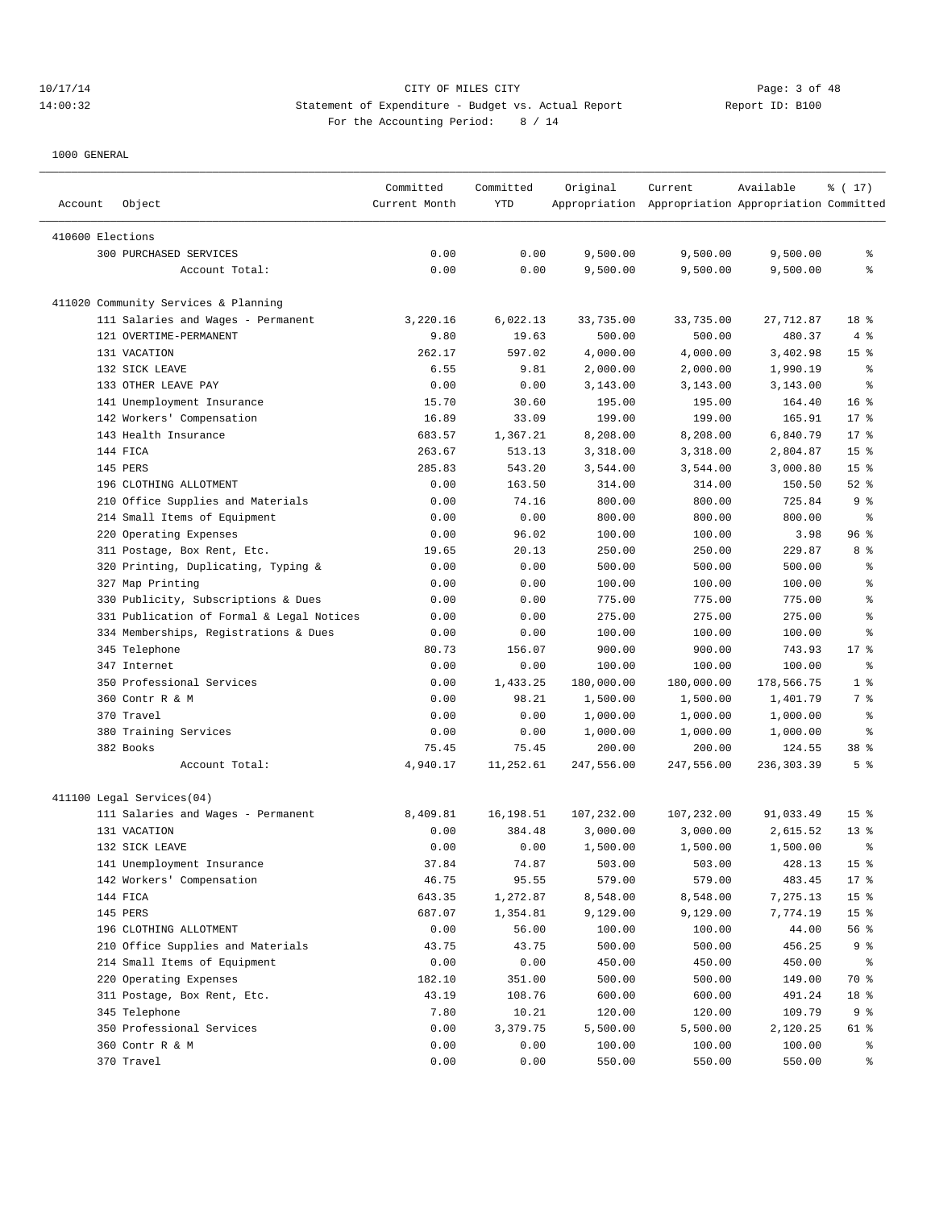CITY OF MILES CITY

Statement of Expenditure - Budget vs. Actual Report

Report ID: B100

For the Accounting Period: 8 / 14

10/17/14
14:00:32

1000 GENERAL

| Account | Object | Committed Current Month | Committed YTD | Original Appropriation | Current Appropriation | Available Appropriation | % ( 17) Committed |
|---|---|---|---|---|---|---|---|
| 410600 Elections | | | | | | | |
| | 300 PURCHASED SERVICES | 0.00 | 0.00 | 9,500.00 | 9,500.00 | 9,500.00 | % |
| | Account Total: | 0.00 | 0.00 | 9,500.00 | 9,500.00 | 9,500.00 | % |
| 411020 Community Services & Planning | | | | | | | |
| | 111 Salaries and Wages - Permanent | 3,220.16 | 6,022.13 | 33,735.00 | 33,735.00 | 27,712.87 | 18 % |
| | 121 OVERTIME-PERMANENT | 9.80 | 19.63 | 500.00 | 500.00 | 480.37 | 4 % |
| | 131 VACATION | 262.17 | 597.02 | 4,000.00 | 4,000.00 | 3,402.98 | 15 % |
| | 132 SICK LEAVE | 6.55 | 9.81 | 2,000.00 | 2,000.00 | 1,990.19 | % |
| | 133 OTHER LEAVE PAY | 0.00 | 0.00 | 3,143.00 | 3,143.00 | 3,143.00 | % |
| | 141 Unemployment Insurance | 15.70 | 30.60 | 195.00 | 195.00 | 164.40 | 16 % |
| | 142 Workers' Compensation | 16.89 | 33.09 | 199.00 | 199.00 | 165.91 | 17 % |
| | 143 Health Insurance | 683.57 | 1,367.21 | 8,208.00 | 8,208.00 | 6,840.79 | 17 % |
| | 144 FICA | 263.67 | 513.13 | 3,318.00 | 3,318.00 | 2,804.87 | 15 % |
| | 145 PERS | 285.83 | 543.20 | 3,544.00 | 3,544.00 | 3,000.80 | 15 % |
| | 196 CLOTHING ALLOTMENT | 0.00 | 163.50 | 314.00 | 314.00 | 150.50 | 52 % |
| | 210 Office Supplies and Materials | 0.00 | 74.16 | 800.00 | 800.00 | 725.84 | 9 % |
| | 214 Small Items of Equipment | 0.00 | 0.00 | 800.00 | 800.00 | 800.00 | % |
| | 220 Operating Expenses | 0.00 | 96.02 | 100.00 | 100.00 | 3.98 | 96 % |
| | 311 Postage, Box Rent, Etc. | 19.65 | 20.13 | 250.00 | 250.00 | 229.87 | 8 % |
| | 320 Printing, Duplicating, Typing & | 0.00 | 0.00 | 500.00 | 500.00 | 500.00 | % |
| | 327 Map Printing | 0.00 | 0.00 | 100.00 | 100.00 | 100.00 | % |
| | 330 Publicity, Subscriptions & Dues | 0.00 | 0.00 | 775.00 | 775.00 | 775.00 | % |
| | 331 Publication of Formal & Legal Notices | 0.00 | 0.00 | 275.00 | 275.00 | 275.00 | % |
| | 334 Memberships, Registrations & Dues | 0.00 | 0.00 | 100.00 | 100.00 | 100.00 | % |
| | 345 Telephone | 80.73 | 156.07 | 900.00 | 900.00 | 743.93 | 17 % |
| | 347 Internet | 0.00 | 0.00 | 100.00 | 100.00 | 100.00 | % |
| | 350 Professional Services | 0.00 | 1,433.25 | 180,000.00 | 180,000.00 | 178,566.75 | 1 % |
| | 360 Contr R & M | 0.00 | 98.21 | 1,500.00 | 1,500.00 | 1,401.79 | 7 % |
| | 370 Travel | 0.00 | 0.00 | 1,000.00 | 1,000.00 | 1,000.00 | % |
| | 380 Training Services | 0.00 | 0.00 | 1,000.00 | 1,000.00 | 1,000.00 | % |
| | 382 Books | 75.45 | 75.45 | 200.00 | 200.00 | 124.55 | 38 % |
| | Account Total: | 4,940.17 | 11,252.61 | 247,556.00 | 247,556.00 | 236,303.39 | 5 % |
| 411100 Legal Services(04) | | | | | | | |
| | 111 Salaries and Wages - Permanent | 8,409.81 | 16,198.51 | 107,232.00 | 107,232.00 | 91,033.49 | 15 % |
| | 131 VACATION | 0.00 | 384.48 | 3,000.00 | 3,000.00 | 2,615.52 | 13 % |
| | 132 SICK LEAVE | 0.00 | 0.00 | 1,500.00 | 1,500.00 | 1,500.00 | % |
| | 141 Unemployment Insurance | 37.84 | 74.87 | 503.00 | 503.00 | 428.13 | 15 % |
| | 142 Workers' Compensation | 46.75 | 95.55 | 579.00 | 579.00 | 483.45 | 17 % |
| | 144 FICA | 643.35 | 1,272.87 | 8,548.00 | 8,548.00 | 7,275.13 | 15 % |
| | 145 PERS | 687.07 | 1,354.81 | 9,129.00 | 9,129.00 | 7,774.19 | 15 % |
| | 196 CLOTHING ALLOTMENT | 0.00 | 56.00 | 100.00 | 100.00 | 44.00 | 56 % |
| | 210 Office Supplies and Materials | 43.75 | 43.75 | 500.00 | 500.00 | 456.25 | 9 % |
| | 214 Small Items of Equipment | 0.00 | 0.00 | 450.00 | 450.00 | 450.00 | % |
| | 220 Operating Expenses | 182.10 | 351.00 | 500.00 | 500.00 | 149.00 | 70 % |
| | 311 Postage, Box Rent, Etc. | 43.19 | 108.76 | 600.00 | 600.00 | 491.24 | 18 % |
| | 345 Telephone | 7.80 | 10.21 | 120.00 | 120.00 | 109.79 | 9 % |
| | 350 Professional Services | 0.00 | 3,379.75 | 5,500.00 | 5,500.00 | 2,120.25 | 61 % |
| | 360 Contr R & M | 0.00 | 0.00 | 100.00 | 100.00 | 100.00 | % |
| | 370 Travel | 0.00 | 0.00 | 550.00 | 550.00 | 550.00 | % |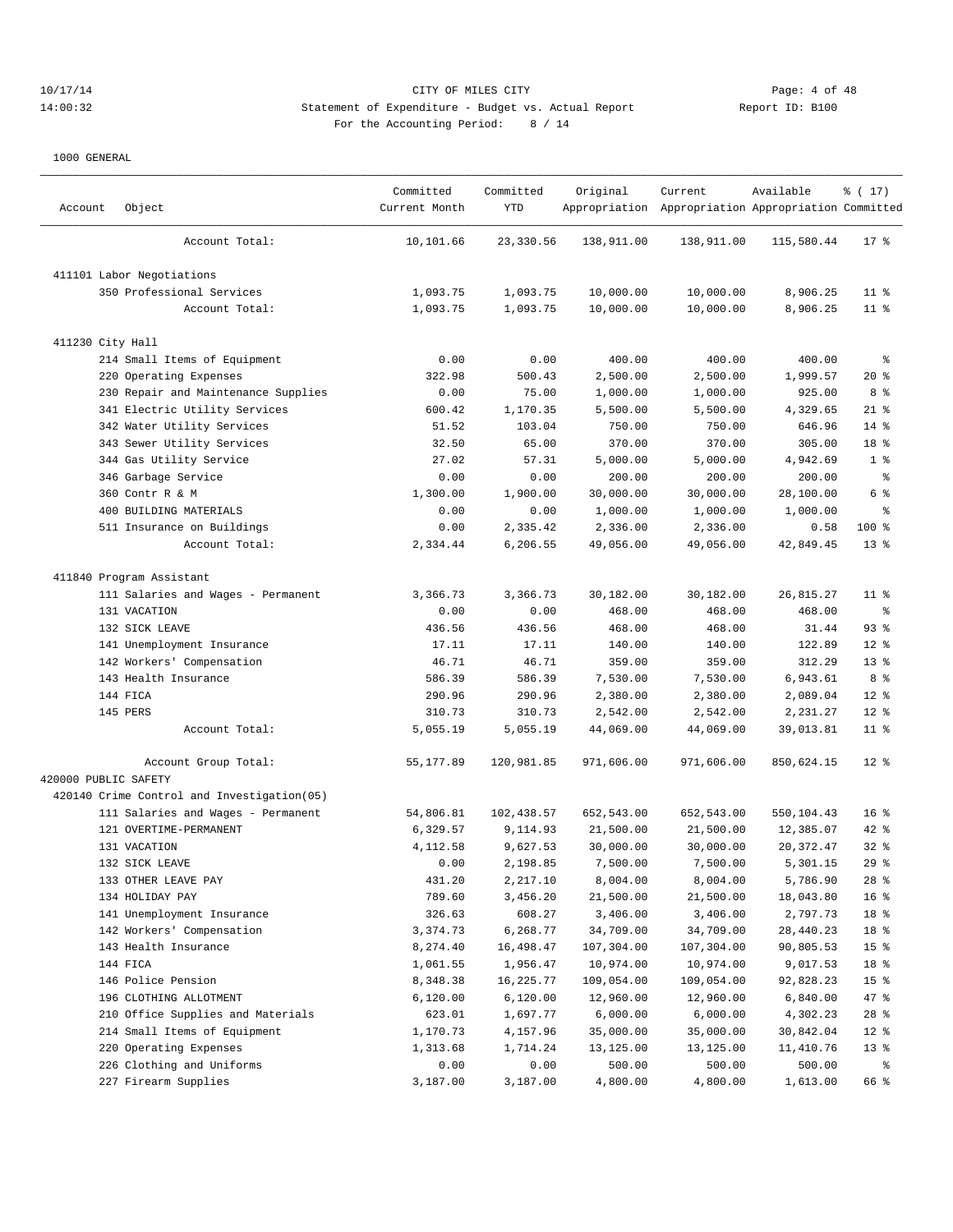CITY OF MILES CITY

Statement of Expenditure - Budget vs. Actual Report

Report ID: B100

For the Accounting Period: 8 / 14

1000 GENERAL

| Account | Object | Committed Current Month | Committed YTD | Original Appropriation | Current Appropriation | Available Appropriation | % ( 17) Committed |
|---|---|---|---|---|---|---|---|
| | Account Total: | 10,101.66 | 23,330.56 | 138,911.00 | 138,911.00 | 115,580.44 | 17 % |
| 411101 Labor Negotiations | | | | | | | |
| | 350 Professional Services | 1,093.75 | 1,093.75 | 10,000.00 | 10,000.00 | 8,906.25 | 11 % |
| | Account Total: | 1,093.75 | 1,093.75 | 10,000.00 | 10,000.00 | 8,906.25 | 11 % |
| 411230 City Hall | | | | | | | |
| | 214 Small Items of Equipment | 0.00 | 0.00 | 400.00 | 400.00 | 400.00 | % |
| | 220 Operating Expenses | 322.98 | 500.43 | 2,500.00 | 2,500.00 | 1,999.57 | 20 % |
| | 230 Repair and Maintenance Supplies | 0.00 | 75.00 | 1,000.00 | 1,000.00 | 925.00 | 8 % |
| | 341 Electric Utility Services | 600.42 | 1,170.35 | 5,500.00 | 5,500.00 | 4,329.65 | 21 % |
| | 342 Water Utility Services | 51.52 | 103.04 | 750.00 | 750.00 | 646.96 | 14 % |
| | 343 Sewer Utility Services | 32.50 | 65.00 | 370.00 | 370.00 | 305.00 | 18 % |
| | 344 Gas Utility Service | 27.02 | 57.31 | 5,000.00 | 5,000.00 | 4,942.69 | 1 % |
| | 346 Garbage Service | 0.00 | 0.00 | 200.00 | 200.00 | 200.00 | % |
| | 360 Contr R & M | 1,300.00 | 1,900.00 | 30,000.00 | 30,000.00 | 28,100.00 | 6 % |
| | 400 BUILDING MATERIALS | 0.00 | 0.00 | 1,000.00 | 1,000.00 | 1,000.00 | % |
| | 511 Insurance on Buildings | 0.00 | 2,335.42 | 2,336.00 | 2,336.00 | 0.58 | 100 % |
| | Account Total: | 2,334.44 | 6,206.55 | 49,056.00 | 49,056.00 | 42,849.45 | 13 % |
| 411840 Program Assistant | | | | | | | |
| | 111 Salaries and Wages - Permanent | 3,366.73 | 3,366.73 | 30,182.00 | 30,182.00 | 26,815.27 | 11 % |
| | 131 VACATION | 0.00 | 0.00 | 468.00 | 468.00 | 468.00 | % |
| | 132 SICK LEAVE | 436.56 | 436.56 | 468.00 | 468.00 | 31.44 | 93 % |
| | 141 Unemployment Insurance | 17.11 | 17.11 | 140.00 | 140.00 | 122.89 | 12 % |
| | 142 Workers' Compensation | 46.71 | 46.71 | 359.00 | 359.00 | 312.29 | 13 % |
| | 143 Health Insurance | 586.39 | 586.39 | 7,530.00 | 7,530.00 | 6,943.61 | 8 % |
| | 144 FICA | 290.96 | 290.96 | 2,380.00 | 2,380.00 | 2,089.04 | 12 % |
| | 145 PERS | 310.73 | 310.73 | 2,542.00 | 2,542.00 | 2,231.27 | 12 % |
| | Account Total: | 5,055.19 | 5,055.19 | 44,069.00 | 44,069.00 | 39,013.81 | 11 % |
| | Account Group Total: | 55,177.89 | 120,981.85 | 971,606.00 | 971,606.00 | 850,624.15 | 12 % |
| 420000 PUBLIC SAFETY | | | | | | | |
| 420140 Crime Control and Investigation(05) | | | | | | | |
| | 111 Salaries and Wages - Permanent | 54,806.81 | 102,438.57 | 652,543.00 | 652,543.00 | 550,104.43 | 16 % |
| | 121 OVERTIME-PERMANENT | 6,329.57 | 9,114.93 | 21,500.00 | 21,500.00 | 12,385.07 | 42 % |
| | 131 VACATION | 4,112.58 | 9,627.53 | 30,000.00 | 30,000.00 | 20,372.47 | 32 % |
| | 132 SICK LEAVE | 0.00 | 2,198.85 | 7,500.00 | 7,500.00 | 5,301.15 | 29 % |
| | 133 OTHER LEAVE PAY | 431.20 | 2,217.10 | 8,004.00 | 8,004.00 | 5,786.90 | 28 % |
| | 134 HOLIDAY PAY | 789.60 | 3,456.20 | 21,500.00 | 21,500.00 | 18,043.80 | 16 % |
| | 141 Unemployment Insurance | 326.63 | 608.27 | 3,406.00 | 3,406.00 | 2,797.73 | 18 % |
| | 142 Workers' Compensation | 3,374.73 | 6,268.77 | 34,709.00 | 34,709.00 | 28,440.23 | 18 % |
| | 143 Health Insurance | 8,274.40 | 16,498.47 | 107,304.00 | 107,304.00 | 90,805.53 | 15 % |
| | 144 FICA | 1,061.55 | 1,956.47 | 10,974.00 | 10,974.00 | 9,017.53 | 18 % |
| | 146 Police Pension | 8,348.38 | 16,225.77 | 109,054.00 | 109,054.00 | 92,828.23 | 15 % |
| | 196 CLOTHING ALLOTMENT | 6,120.00 | 6,120.00 | 12,960.00 | 12,960.00 | 6,840.00 | 47 % |
| | 210 Office Supplies and Materials | 623.01 | 1,697.77 | 6,000.00 | 6,000.00 | 4,302.23 | 28 % |
| | 214 Small Items of Equipment | 1,170.73 | 4,157.96 | 35,000.00 | 35,000.00 | 30,842.04 | 12 % |
| | 220 Operating Expenses | 1,313.68 | 1,714.24 | 13,125.00 | 13,125.00 | 11,410.76 | 13 % |
| | 226 Clothing and Uniforms | 0.00 | 0.00 | 500.00 | 500.00 | 500.00 | % |
| | 227 Firearm Supplies | 3,187.00 | 3,187.00 | 4,800.00 | 4,800.00 | 1,613.00 | 66 % |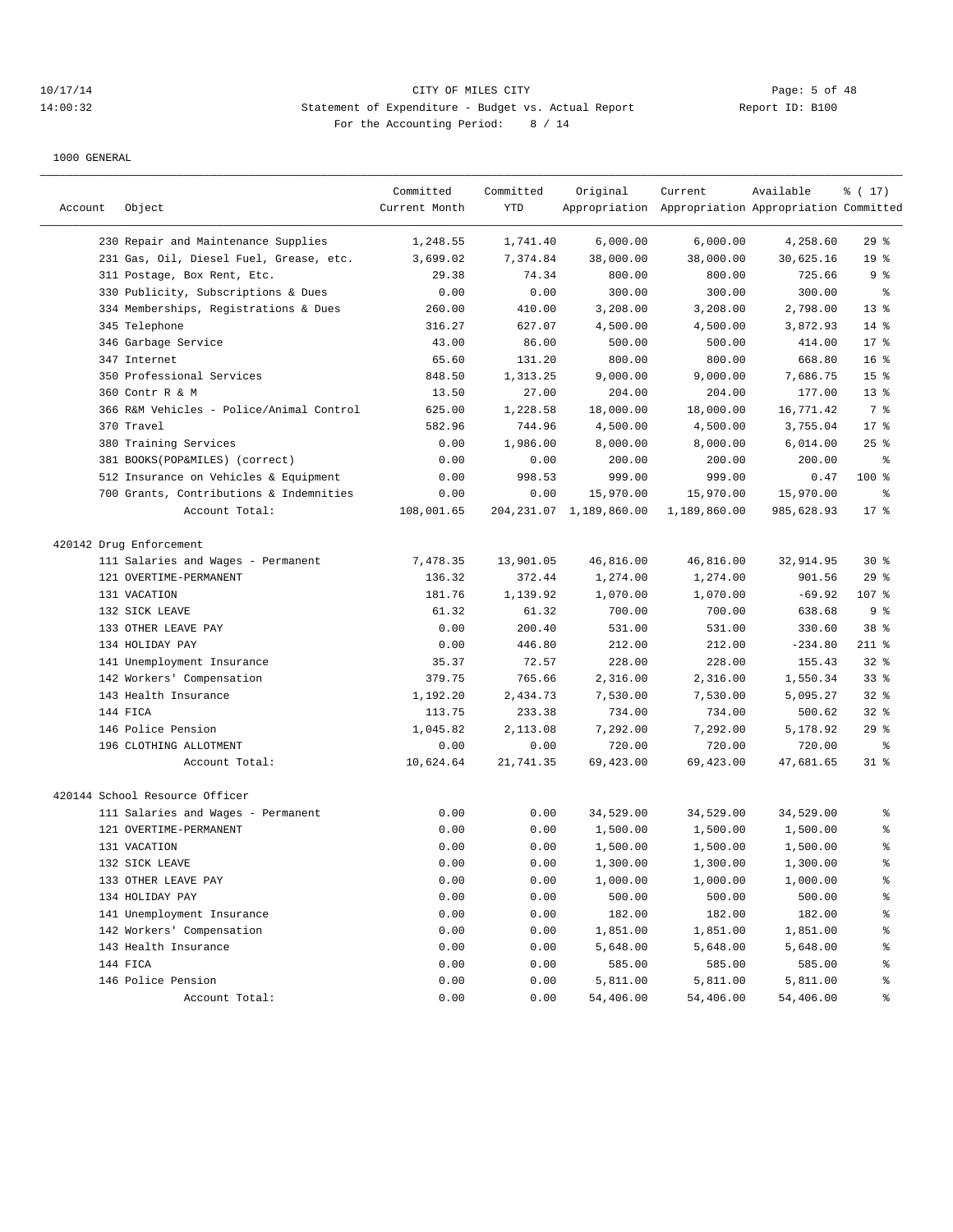CITY OF MILES CITY
Statement of Expenditure - Budget vs. Actual Report
For the Accounting Period: 8 / 14

10/17/14
14:00:32

Report ID: B100

1000 GENERAL

| Account | Object | Committed Current Month | Committed YTD | Original Appropriation | Current Appropriation | Available Appropriation | % ( 17) Committed |
|---|---|---|---|---|---|---|---|
| | 230 Repair and Maintenance Supplies | 1,248.55 | 1,741.40 | 6,000.00 | 6,000.00 | 4,258.60 | 29 % |
| | 231 Gas, Oil, Diesel Fuel, Grease, etc. | 3,699.02 | 7,374.84 | 38,000.00 | 38,000.00 | 30,625.16 | 19 % |
| | 311 Postage, Box Rent, Etc. | 29.38 | 74.34 | 800.00 | 800.00 | 725.66 | 9 % |
| | 330 Publicity, Subscriptions & Dues | 0.00 | 0.00 | 300.00 | 300.00 | 300.00 | % |
| | 334 Memberships, Registrations & Dues | 260.00 | 410.00 | 3,208.00 | 3,208.00 | 2,798.00 | 13 % |
| | 345 Telephone | 316.27 | 627.07 | 4,500.00 | 4,500.00 | 3,872.93 | 14 % |
| | 346 Garbage Service | 43.00 | 86.00 | 500.00 | 500.00 | 414.00 | 17 % |
| | 347 Internet | 65.60 | 131.20 | 800.00 | 800.00 | 668.80 | 16 % |
| | 350 Professional Services | 848.50 | 1,313.25 | 9,000.00 | 9,000.00 | 7,686.75 | 15 % |
| | 360 Contr R & M | 13.50 | 27.00 | 204.00 | 204.00 | 177.00 | 13 % |
| | 366 R&M Vehicles - Police/Animal Control | 625.00 | 1,228.58 | 18,000.00 | 18,000.00 | 16,771.42 | 7 % |
| | 370 Travel | 582.96 | 744.96 | 4,500.00 | 4,500.00 | 3,755.04 | 17 % |
| | 380 Training Services | 0.00 | 1,986.00 | 8,000.00 | 8,000.00 | 6,014.00 | 25 % |
| | 381 BOOKS(POP&MILES) (correct) | 0.00 | 0.00 | 200.00 | 200.00 | 200.00 | % |
| | 512 Insurance on Vehicles & Equipment | 0.00 | 998.53 | 999.00 | 999.00 | 0.47 | 100 % |
| | 700 Grants, Contributions & Indemnities | 0.00 | 0.00 | 15,970.00 | 15,970.00 | 15,970.00 | % |
| | Account Total: | 108,001.65 | 204,231.07 | 1,189,860.00 | 1,189,860.00 | 985,628.93 | 17 % |
| 420142 Drug Enforcement | | | | | | | |
| | 111 Salaries and Wages - Permanent | 7,478.35 | 13,901.05 | 46,816.00 | 46,816.00 | 32,914.95 | 30 % |
| | 121 OVERTIME-PERMANENT | 136.32 | 372.44 | 1,274.00 | 1,274.00 | 901.56 | 29 % |
| | 131 VACATION | 181.76 | 1,139.92 | 1,070.00 | 1,070.00 | -69.92 | 107 % |
| | 132 SICK LEAVE | 61.32 | 61.32 | 700.00 | 700.00 | 638.68 | 9 % |
| | 133 OTHER LEAVE PAY | 0.00 | 200.40 | 531.00 | 531.00 | 330.60 | 38 % |
| | 134 HOLIDAY PAY | 0.00 | 446.80 | 212.00 | 212.00 | -234.80 | 211 % |
| | 141 Unemployment Insurance | 35.37 | 72.57 | 228.00 | 228.00 | 155.43 | 32 % |
| | 142 Workers' Compensation | 379.75 | 765.66 | 2,316.00 | 2,316.00 | 1,550.34 | 33 % |
| | 143 Health Insurance | 1,192.20 | 2,434.73 | 7,530.00 | 7,530.00 | 5,095.27 | 32 % |
| | 144 FICA | 113.75 | 233.38 | 734.00 | 734.00 | 500.62 | 32 % |
| | 146 Police Pension | 1,045.82 | 2,113.08 | 7,292.00 | 7,292.00 | 5,178.92 | 29 % |
| | 196 CLOTHING ALLOTMENT | 0.00 | 0.00 | 720.00 | 720.00 | 720.00 | % |
| | Account Total: | 10,624.64 | 21,741.35 | 69,423.00 | 69,423.00 | 47,681.65 | 31 % |
| 420144 School Resource Officer | | | | | | | |
| | 111 Salaries and Wages - Permanent | 0.00 | 0.00 | 34,529.00 | 34,529.00 | 34,529.00 | % |
| | 121 OVERTIME-PERMANENT | 0.00 | 0.00 | 1,500.00 | 1,500.00 | 1,500.00 | % |
| | 131 VACATION | 0.00 | 0.00 | 1,500.00 | 1,500.00 | 1,500.00 | % |
| | 132 SICK LEAVE | 0.00 | 0.00 | 1,300.00 | 1,300.00 | 1,300.00 | % |
| | 133 OTHER LEAVE PAY | 0.00 | 0.00 | 1,000.00 | 1,000.00 | 1,000.00 | % |
| | 134 HOLIDAY PAY | 0.00 | 0.00 | 500.00 | 500.00 | 500.00 | % |
| | 141 Unemployment Insurance | 0.00 | 0.00 | 182.00 | 182.00 | 182.00 | % |
| | 142 Workers' Compensation | 0.00 | 0.00 | 1,851.00 | 1,851.00 | 1,851.00 | % |
| | 143 Health Insurance | 0.00 | 0.00 | 5,648.00 | 5,648.00 | 5,648.00 | % |
| | 144 FICA | 0.00 | 0.00 | 585.00 | 585.00 | 585.00 | % |
| | 146 Police Pension | 0.00 | 0.00 | 5,811.00 | 5,811.00 | 5,811.00 | % |
| | Account Total: | 0.00 | 0.00 | 54,406.00 | 54,406.00 | 54,406.00 | % |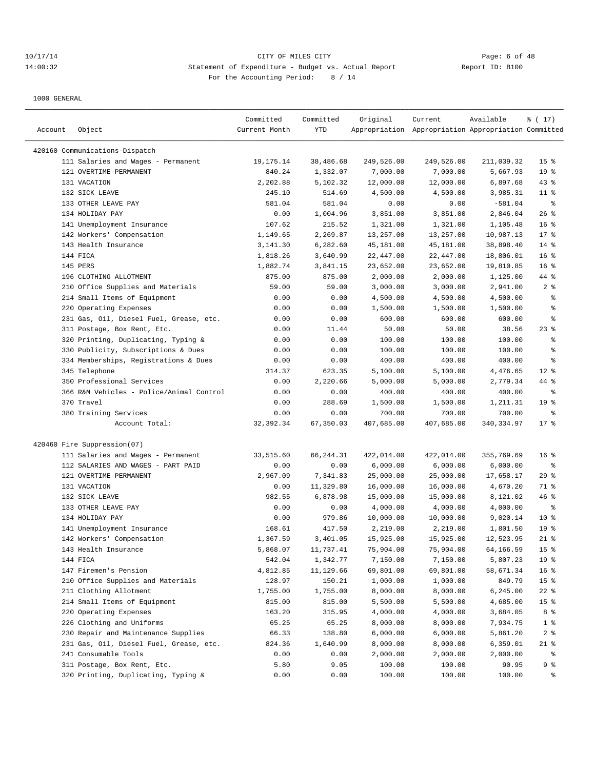CITY OF MILES CITY

Statement of Expenditure - Budget vs. Actual Report

For the Accounting Period: 8 / 14

10/17/14 14:00:32 — Report ID: B100

1000 GENERAL

| Account | Object | Committed Current Month | Committed YTD | Original Appropriation | Current Appropriation | Available Appropriation | % ( 17) Committed |
|---|---|---|---|---|---|---|---|
| 420160 Communications-Dispatch | | | | | | | |
| | 111 Salaries and Wages - Permanent | 19,175.14 | 38,486.68 | 249,526.00 | 249,526.00 | 211,039.32 | 15 % |
| | 121 OVERTIME-PERMANENT | 840.24 | 1,332.07 | 7,000.00 | 7,000.00 | 5,667.93 | 19 % |
| | 131 VACATION | 2,202.88 | 5,102.32 | 12,000.00 | 12,000.00 | 6,897.68 | 43 % |
| | 132 SICK LEAVE | 245.10 | 514.69 | 4,500.00 | 4,500.00 | 3,985.31 | 11 % |
| | 133 OTHER LEAVE PAY | 581.04 | 581.04 | 0.00 | 0.00 | -581.04 | % |
| | 134 HOLIDAY PAY | 0.00 | 1,004.96 | 3,851.00 | 3,851.00 | 2,846.04 | 26 % |
| | 141 Unemployment Insurance | 107.62 | 215.52 | 1,321.00 | 1,321.00 | 1,105.48 | 16 % |
| | 142 Workers' Compensation | 1,149.65 | 2,269.87 | 13,257.00 | 13,257.00 | 10,987.13 | 17 % |
| | 143 Health Insurance | 3,141.30 | 6,282.60 | 45,181.00 | 45,181.00 | 38,898.40 | 14 % |
| | 144 FICA | 1,818.26 | 3,640.99 | 22,447.00 | 22,447.00 | 18,806.01 | 16 % |
| | 145 PERS | 1,882.74 | 3,841.15 | 23,652.00 | 23,652.00 | 19,810.85 | 16 % |
| | 196 CLOTHING ALLOTMENT | 875.00 | 875.00 | 2,000.00 | 2,000.00 | 1,125.00 | 44 % |
| | 210 Office Supplies and Materials | 59.00 | 59.00 | 3,000.00 | 3,000.00 | 2,941.00 | 2 % |
| | 214 Small Items of Equipment | 0.00 | 0.00 | 4,500.00 | 4,500.00 | 4,500.00 | % |
| | 220 Operating Expenses | 0.00 | 0.00 | 1,500.00 | 1,500.00 | 1,500.00 | % |
| | 231 Gas, Oil, Diesel Fuel, Grease, etc. | 0.00 | 0.00 | 600.00 | 600.00 | 600.00 | % |
| | 311 Postage, Box Rent, Etc. | 0.00 | 11.44 | 50.00 | 50.00 | 38.56 | 23 % |
| | 320 Printing, Duplicating, Typing & | 0.00 | 0.00 | 100.00 | 100.00 | 100.00 | % |
| | 330 Publicity, Subscriptions & Dues | 0.00 | 0.00 | 100.00 | 100.00 | 100.00 | % |
| | 334 Memberships, Registrations & Dues | 0.00 | 0.00 | 400.00 | 400.00 | 400.00 | % |
| | 345 Telephone | 314.37 | 623.35 | 5,100.00 | 5,100.00 | 4,476.65 | 12 % |
| | 350 Professional Services | 0.00 | 2,220.66 | 5,000.00 | 5,000.00 | 2,779.34 | 44 % |
| | 366 R&M Vehicles - Police/Animal Control | 0.00 | 0.00 | 400.00 | 400.00 | 400.00 | % |
| | 370 Travel | 0.00 | 288.69 | 1,500.00 | 1,500.00 | 1,211.31 | 19 % |
| | 380 Training Services | 0.00 | 0.00 | 700.00 | 700.00 | 700.00 | % |
| | Account Total: | 32,392.34 | 67,350.03 | 407,685.00 | 407,685.00 | 340,334.97 | 17 % |
| 420460 Fire Suppression(07) | | | | | | | |
| | 111 Salaries and Wages - Permanent | 33,515.60 | 66,244.31 | 422,014.00 | 422,014.00 | 355,769.69 | 16 % |
| | 112 SALARIES AND WAGES - PART PAID | 0.00 | 0.00 | 6,000.00 | 6,000.00 | 6,000.00 | % |
| | 121 OVERTIME-PERMANENT | 2,967.09 | 7,341.83 | 25,000.00 | 25,000.00 | 17,658.17 | 29 % |
| | 131 VACATION | 0.00 | 11,329.80 | 16,000.00 | 16,000.00 | 4,670.20 | 71 % |
| | 132 SICK LEAVE | 982.55 | 6,878.98 | 15,000.00 | 15,000.00 | 8,121.02 | 46 % |
| | 133 OTHER LEAVE PAY | 0.00 | 0.00 | 4,000.00 | 4,000.00 | 4,000.00 | % |
| | 134 HOLIDAY PAY | 0.00 | 979.86 | 10,000.00 | 10,000.00 | 9,020.14 | 10 % |
| | 141 Unemployment Insurance | 168.61 | 417.50 | 2,219.00 | 2,219.00 | 1,801.50 | 19 % |
| | 142 Workers' Compensation | 1,367.59 | 3,401.05 | 15,925.00 | 15,925.00 | 12,523.95 | 21 % |
| | 143 Health Insurance | 5,868.07 | 11,737.41 | 75,904.00 | 75,904.00 | 64,166.59 | 15 % |
| | 144 FICA | 542.04 | 1,342.77 | 7,150.00 | 7,150.00 | 5,807.23 | 19 % |
| | 147 Firemen's Pension | 4,812.85 | 11,129.66 | 69,801.00 | 69,801.00 | 58,671.34 | 16 % |
| | 210 Office Supplies and Materials | 128.97 | 150.21 | 1,000.00 | 1,000.00 | 849.79 | 15 % |
| | 211 Clothing Allotment | 1,755.00 | 1,755.00 | 8,000.00 | 8,000.00 | 6,245.00 | 22 % |
| | 214 Small Items of Equipment | 815.00 | 815.00 | 5,500.00 | 5,500.00 | 4,685.00 | 15 % |
| | 220 Operating Expenses | 163.20 | 315.95 | 4,000.00 | 4,000.00 | 3,684.05 | 8 % |
| | 226 Clothing and Uniforms | 65.25 | 65.25 | 8,000.00 | 8,000.00 | 7,934.75 | 1 % |
| | 230 Repair and Maintenance Supplies | 66.33 | 138.80 | 6,000.00 | 6,000.00 | 5,861.20 | 2 % |
| | 231 Gas, Oil, Diesel Fuel, Grease, etc. | 824.36 | 1,640.99 | 8,000.00 | 8,000.00 | 6,359.01 | 21 % |
| | 241 Consumable Tools | 0.00 | 0.00 | 2,000.00 | 2,000.00 | 2,000.00 | % |
| | 311 Postage, Box Rent, Etc. | 5.80 | 9.05 | 100.00 | 100.00 | 90.95 | 9 % |
| | 320 Printing, Duplicating, Typing & | 0.00 | 0.00 | 100.00 | 100.00 | 100.00 | % |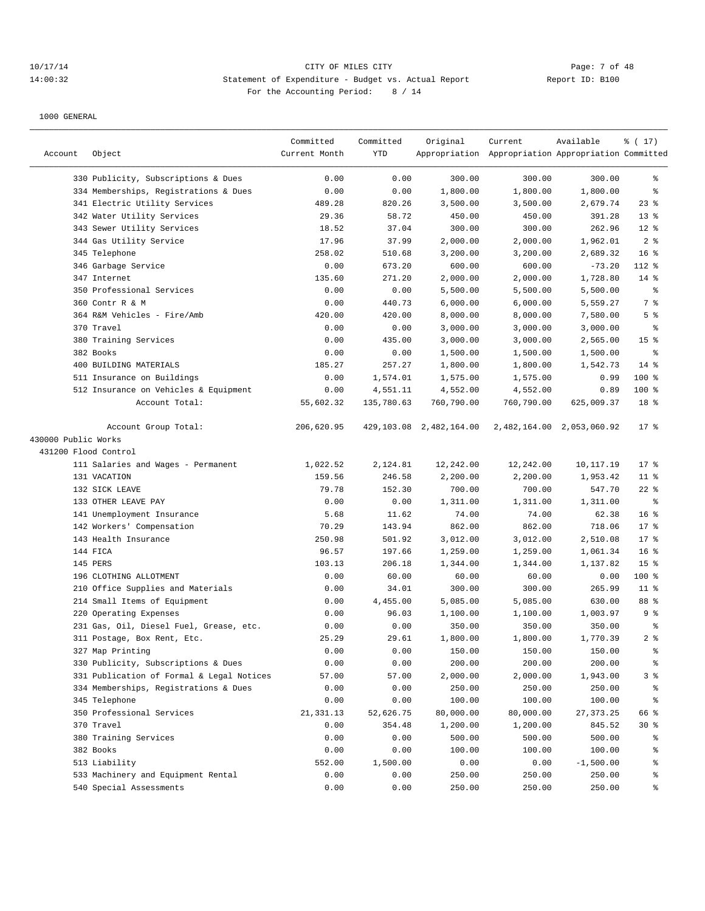CITY OF MILES CITY
Statement of Expenditure - Budget vs. Actual Report
For the Accounting Period: 8 / 14

1000 GENERAL

| Account | Object | Committed Current Month | Committed YTD | Original Appropriation | Current Appropriation | Available Appropriation | % ( 17) Committed |
|---|---|---|---|---|---|---|---|
| | 330 Publicity, Subscriptions & Dues | 0.00 | 0.00 | 300.00 | 300.00 | 300.00 | % |
| | 334 Memberships, Registrations & Dues | 0.00 | 0.00 | 1,800.00 | 1,800.00 | 1,800.00 | % |
| | 341 Electric Utility Services | 489.28 | 820.26 | 3,500.00 | 3,500.00 | 2,679.74 | 23 % |
| | 342 Water Utility Services | 29.36 | 58.72 | 450.00 | 450.00 | 391.28 | 13 % |
| | 343 Sewer Utility Services | 18.52 | 37.04 | 300.00 | 300.00 | 262.96 | 12 % |
| | 344 Gas Utility Service | 17.96 | 37.99 | 2,000.00 | 2,000.00 | 1,962.01 | 2 % |
| | 345 Telephone | 258.02 | 510.68 | 3,200.00 | 3,200.00 | 2,689.32 | 16 % |
| | 346 Garbage Service | 0.00 | 673.20 | 600.00 | 600.00 | -73.20 | 112 % |
| | 347 Internet | 135.60 | 271.20 | 2,000.00 | 2,000.00 | 1,728.80 | 14 % |
| | 350 Professional Services | 0.00 | 0.00 | 5,500.00 | 5,500.00 | 5,500.00 | % |
| | 360 Contr R & M | 0.00 | 440.73 | 6,000.00 | 6,000.00 | 5,559.27 | 7 % |
| | 364 R&M Vehicles - Fire/Amb | 420.00 | 420.00 | 8,000.00 | 8,000.00 | 7,580.00 | 5 % |
| | 370 Travel | 0.00 | 0.00 | 3,000.00 | 3,000.00 | 3,000.00 | % |
| | 380 Training Services | 0.00 | 435.00 | 3,000.00 | 3,000.00 | 2,565.00 | 15 % |
| | 382 Books | 0.00 | 0.00 | 1,500.00 | 1,500.00 | 1,500.00 | % |
| | 400 BUILDING MATERIALS | 185.27 | 257.27 | 1,800.00 | 1,800.00 | 1,542.73 | 14 % |
| | 511 Insurance on Buildings | 0.00 | 1,574.01 | 1,575.00 | 1,575.00 | 0.99 | 100 % |
| | 512 Insurance on Vehicles & Equipment | 0.00 | 4,551.11 | 4,552.00 | 4,552.00 | 0.89 | 100 % |
| | Account Total: | 55,602.32 | 135,780.63 | 760,790.00 | 760,790.00 | 625,009.37 | 18 % |
| | Account Group Total: | 206,620.95 | 429,103.08 | 2,482,164.00 | 2,482,164.00 | 2,053,060.92 | 17 % |
| 430000 Public Works | | | | | | | |
| 431200 Flood Control | | | | | | | |
| | 111 Salaries and Wages - Permanent | 1,022.52 | 2,124.81 | 12,242.00 | 12,242.00 | 10,117.19 | 17 % |
| | 131 VACATION | 159.56 | 246.58 | 2,200.00 | 2,200.00 | 1,953.42 | 11 % |
| | 132 SICK LEAVE | 79.78 | 152.30 | 700.00 | 700.00 | 547.70 | 22 % |
| | 133 OTHER LEAVE PAY | 0.00 | 0.00 | 1,311.00 | 1,311.00 | 1,311.00 | % |
| | 141 Unemployment Insurance | 5.68 | 11.62 | 74.00 | 74.00 | 62.38 | 16 % |
| | 142 Workers' Compensation | 70.29 | 143.94 | 862.00 | 862.00 | 718.06 | 17 % |
| | 143 Health Insurance | 250.98 | 501.92 | 3,012.00 | 3,012.00 | 2,510.08 | 17 % |
| | 144 FICA | 96.57 | 197.66 | 1,259.00 | 1,259.00 | 1,061.34 | 16 % |
| | 145 PERS | 103.13 | 206.18 | 1,344.00 | 1,344.00 | 1,137.82 | 15 % |
| | 196 CLOTHING ALLOTMENT | 0.00 | 60.00 | 60.00 | 60.00 | 0.00 | 100 % |
| | 210 Office Supplies and Materials | 0.00 | 34.01 | 300.00 | 300.00 | 265.99 | 11 % |
| | 214 Small Items of Equipment | 0.00 | 4,455.00 | 5,085.00 | 5,085.00 | 630.00 | 88 % |
| | 220 Operating Expenses | 0.00 | 96.03 | 1,100.00 | 1,100.00 | 1,003.97 | 9 % |
| | 231 Gas, Oil, Diesel Fuel, Grease, etc. | 0.00 | 0.00 | 350.00 | 350.00 | 350.00 | % |
| | 311 Postage, Box Rent, Etc. | 25.29 | 29.61 | 1,800.00 | 1,800.00 | 1,770.39 | 2 % |
| | 327 Map Printing | 0.00 | 0.00 | 150.00 | 150.00 | 150.00 | % |
| | 330 Publicity, Subscriptions & Dues | 0.00 | 0.00 | 200.00 | 200.00 | 200.00 | % |
| | 331 Publication of Formal & Legal Notices | 57.00 | 57.00 | 2,000.00 | 2,000.00 | 1,943.00 | 3 % |
| | 334 Memberships, Registrations & Dues | 0.00 | 0.00 | 250.00 | 250.00 | 250.00 | % |
| | 345 Telephone | 0.00 | 0.00 | 100.00 | 100.00 | 100.00 | % |
| | 350 Professional Services | 21,331.13 | 52,626.75 | 80,000.00 | 80,000.00 | 27,373.25 | 66 % |
| | 370 Travel | 0.00 | 354.48 | 1,200.00 | 1,200.00 | 845.52 | 30 % |
| | 380 Training Services | 0.00 | 0.00 | 500.00 | 500.00 | 500.00 | % |
| | 382 Books | 0.00 | 0.00 | 100.00 | 100.00 | 100.00 | % |
| | 513 Liability | 552.00 | 1,500.00 | 0.00 | 0.00 | -1,500.00 | % |
| | 533 Machinery and Equipment Rental | 0.00 | 0.00 | 250.00 | 250.00 | 250.00 | % |
| | 540 Special Assessments | 0.00 | 0.00 | 250.00 | 250.00 | 250.00 | % |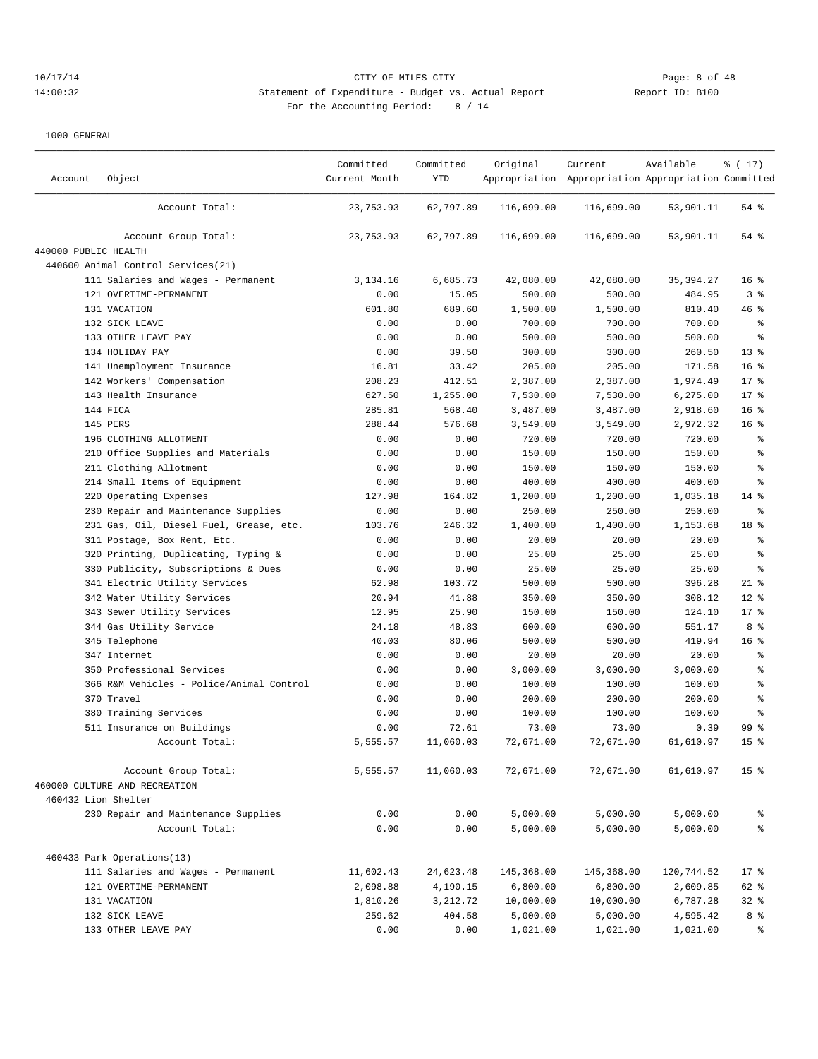1000 GENERAL

| Account | Object | Committed Current Month | Committed YTD | Original Appropriation | Current Appropriation | Available Appropriation | % ( 17) Committed |
|---|---|---|---|---|---|---|---|
| | Account Total: | 23,753.93 | 62,797.89 | 116,699.00 | 116,699.00 | 53,901.11 | 54 % |
| | Account Group Total: | 23,753.93 | 62,797.89 | 116,699.00 | 116,699.00 | 53,901.11 | 54 % |
| 440000 PUBLIC HEALTH | | | | | | | |
| 440600 Animal Control Services(21) | | | | | | | |
| | 111 Salaries and Wages - Permanent | 3,134.16 | 6,685.73 | 42,080.00 | 42,080.00 | 35,394.27 | 16 % |
| | 121 OVERTIME-PERMANENT | 0.00 | 15.05 | 500.00 | 500.00 | 484.95 | 3 % |
| | 131 VACATION | 601.80 | 689.60 | 1,500.00 | 1,500.00 | 810.40 | 46 % |
| | 132 SICK LEAVE | 0.00 | 0.00 | 700.00 | 700.00 | 700.00 | % |
| | 133 OTHER LEAVE PAY | 0.00 | 0.00 | 500.00 | 500.00 | 500.00 | % |
| | 134 HOLIDAY PAY | 0.00 | 39.50 | 300.00 | 300.00 | 260.50 | 13 % |
| | 141 Unemployment Insurance | 16.81 | 33.42 | 205.00 | 205.00 | 171.58 | 16 % |
| | 142 Workers' Compensation | 208.23 | 412.51 | 2,387.00 | 2,387.00 | 1,974.49 | 17 % |
| | 143 Health Insurance | 627.50 | 1,255.00 | 7,530.00 | 7,530.00 | 6,275.00 | 17 % |
| | 144 FICA | 285.81 | 568.40 | 3,487.00 | 3,487.00 | 2,918.60 | 16 % |
| | 145 PERS | 288.44 | 576.68 | 3,549.00 | 3,549.00 | 2,972.32 | 16 % |
| | 196 CLOTHING ALLOTMENT | 0.00 | 0.00 | 720.00 | 720.00 | 720.00 | % |
| | 210 Office Supplies and Materials | 0.00 | 0.00 | 150.00 | 150.00 | 150.00 | % |
| | 211 Clothing Allotment | 0.00 | 0.00 | 150.00 | 150.00 | 150.00 | % |
| | 214 Small Items of Equipment | 0.00 | 0.00 | 400.00 | 400.00 | 400.00 | % |
| | 220 Operating Expenses | 127.98 | 164.82 | 1,200.00 | 1,200.00 | 1,035.18 | 14 % |
| | 230 Repair and Maintenance Supplies | 0.00 | 0.00 | 250.00 | 250.00 | 250.00 | % |
| | 231 Gas, Oil, Diesel Fuel, Grease, etc. | 103.76 | 246.32 | 1,400.00 | 1,400.00 | 1,153.68 | 18 % |
| | 311 Postage, Box Rent, Etc. | 0.00 | 0.00 | 20.00 | 20.00 | 20.00 | % |
| | 320 Printing, Duplicating, Typing & | 0.00 | 0.00 | 25.00 | 25.00 | 25.00 | % |
| | 330 Publicity, Subscriptions & Dues | 0.00 | 0.00 | 25.00 | 25.00 | 25.00 | % |
| | 341 Electric Utility Services | 62.98 | 103.72 | 500.00 | 500.00 | 396.28 | 21 % |
| | 342 Water Utility Services | 20.94 | 41.88 | 350.00 | 350.00 | 308.12 | 12 % |
| | 343 Sewer Utility Services | 12.95 | 25.90 | 150.00 | 150.00 | 124.10 | 17 % |
| | 344 Gas Utility Service | 24.18 | 48.83 | 600.00 | 600.00 | 551.17 | 8 % |
| | 345 Telephone | 40.03 | 80.06 | 500.00 | 500.00 | 419.94 | 16 % |
| | 347 Internet | 0.00 | 0.00 | 20.00 | 20.00 | 20.00 | % |
| | 350 Professional Services | 0.00 | 0.00 | 3,000.00 | 3,000.00 | 3,000.00 | % |
| | 366 R&M Vehicles - Police/Animal Control | 0.00 | 0.00 | 100.00 | 100.00 | 100.00 | % |
| | 370 Travel | 0.00 | 0.00 | 200.00 | 200.00 | 200.00 | % |
| | 380 Training Services | 0.00 | 0.00 | 100.00 | 100.00 | 100.00 | % |
| | 511 Insurance on Buildings | 0.00 | 72.61 | 73.00 | 73.00 | 0.39 | 99 % |
| | Account Total: | 5,555.57 | 11,060.03 | 72,671.00 | 72,671.00 | 61,610.97 | 15 % |
| | Account Group Total: | 5,555.57 | 11,060.03 | 72,671.00 | 72,671.00 | 61,610.97 | 15 % |
| 460000 CULTURE AND RECREATION | | | | | | | |
| 460432 Lion Shelter | | | | | | | |
| | 230 Repair and Maintenance Supplies | 0.00 | 0.00 | 5,000.00 | 5,000.00 | 5,000.00 | % |
| | Account Total: | 0.00 | 0.00 | 5,000.00 | 5,000.00 | 5,000.00 | % |
| 460433 Park Operations(13) | | | | | | | |
| | 111 Salaries and Wages - Permanent | 11,602.43 | 24,623.48 | 145,368.00 | 145,368.00 | 120,744.52 | 17 % |
| | 121 OVERTIME-PERMANENT | 2,098.88 | 4,190.15 | 6,800.00 | 6,800.00 | 2,609.85 | 62 % |
| | 131 VACATION | 1,810.26 | 3,212.72 | 10,000.00 | 10,000.00 | 6,787.28 | 32 % |
| | 132 SICK LEAVE | 259.62 | 404.58 | 5,000.00 | 5,000.00 | 4,595.42 | 8 % |
| | 133 OTHER LEAVE PAY | 0.00 | 0.00 | 1,021.00 | 1,021.00 | 1,021.00 | % |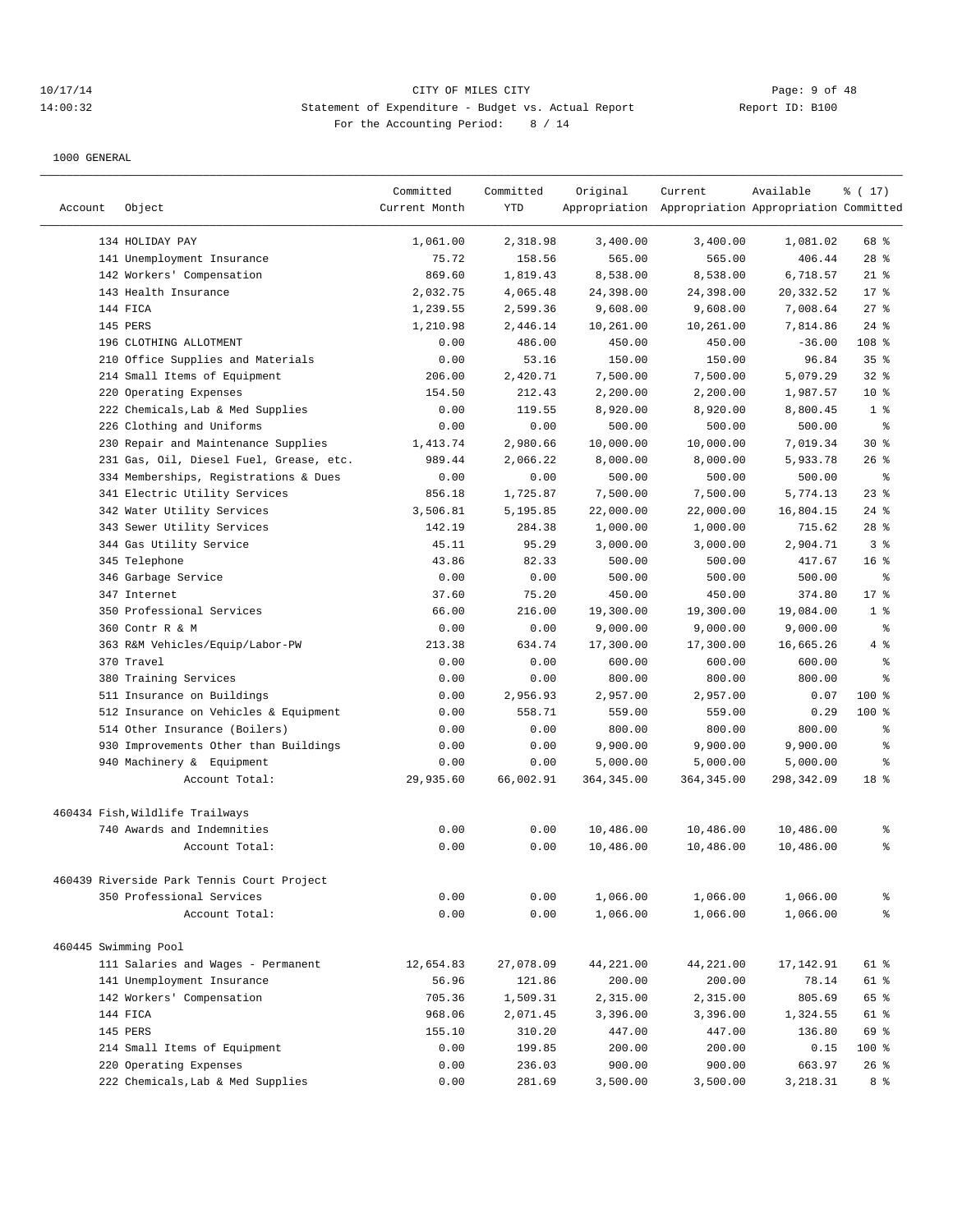CITY OF MILES CITY
Statement of Expenditure - Budget vs. Actual Report
For the Accounting Period: 8 / 14

10/17/14
14:00:32
Report ID: B100

1000 GENERAL

| Account | Object | Committed Current Month | Committed YTD | Original Appropriation | Current Appropriation | Available Appropriation | % ( 17) Committed |
|---|---|---|---|---|---|---|---|
| | 134 HOLIDAY PAY | 1,061.00 | 2,318.98 | 3,400.00 | 3,400.00 | 1,081.02 | 68 % |
| | 141 Unemployment Insurance | 75.72 | 158.56 | 565.00 | 565.00 | 406.44 | 28 % |
| | 142 Workers' Compensation | 869.60 | 1,819.43 | 8,538.00 | 8,538.00 | 6,718.57 | 21 % |
| | 143 Health Insurance | 2,032.75 | 4,065.48 | 24,398.00 | 24,398.00 | 20,332.52 | 17 % |
| | 144 FICA | 1,239.55 | 2,599.36 | 9,608.00 | 9,608.00 | 7,008.64 | 27 % |
| | 145 PERS | 1,210.98 | 2,446.14 | 10,261.00 | 10,261.00 | 7,814.86 | 24 % |
| | 196 CLOTHING ALLOTMENT | 0.00 | 486.00 | 450.00 | 450.00 | -36.00 | 108 % |
| | 210 Office Supplies and Materials | 0.00 | 53.16 | 150.00 | 150.00 | 96.84 | 35 % |
| | 214 Small Items of Equipment | 206.00 | 2,420.71 | 7,500.00 | 7,500.00 | 5,079.29 | 32 % |
| | 220 Operating Expenses | 154.50 | 212.43 | 2,200.00 | 2,200.00 | 1,987.57 | 10 % |
| | 222 Chemicals,Lab & Med Supplies | 0.00 | 119.55 | 8,920.00 | 8,920.00 | 8,800.45 | 1 % |
| | 226 Clothing and Uniforms | 0.00 | 0.00 | 500.00 | 500.00 | 500.00 | % |
| | 230 Repair and Maintenance Supplies | 1,413.74 | 2,980.66 | 10,000.00 | 10,000.00 | 7,019.34 | 30 % |
| | 231 Gas, Oil, Diesel Fuel, Grease, etc. | 989.44 | 2,066.22 | 8,000.00 | 8,000.00 | 5,933.78 | 26 % |
| | 334 Memberships, Registrations & Dues | 0.00 | 0.00 | 500.00 | 500.00 | 500.00 | % |
| | 341 Electric Utility Services | 856.18 | 1,725.87 | 7,500.00 | 7,500.00 | 5,774.13 | 23 % |
| | 342 Water Utility Services | 3,506.81 | 5,195.85 | 22,000.00 | 22,000.00 | 16,804.15 | 24 % |
| | 343 Sewer Utility Services | 142.19 | 284.38 | 1,000.00 | 1,000.00 | 715.62 | 28 % |
| | 344 Gas Utility Service | 45.11 | 95.29 | 3,000.00 | 3,000.00 | 2,904.71 | 3 % |
| | 345 Telephone | 43.86 | 82.33 | 500.00 | 500.00 | 417.67 | 16 % |
| | 346 Garbage Service | 0.00 | 0.00 | 500.00 | 500.00 | 500.00 | % |
| | 347 Internet | 37.60 | 75.20 | 450.00 | 450.00 | 374.80 | 17 % |
| | 350 Professional Services | 66.00 | 216.00 | 19,300.00 | 19,300.00 | 19,084.00 | 1 % |
| | 360 Contr R & M | 0.00 | 0.00 | 9,000.00 | 9,000.00 | 9,000.00 | % |
| | 363 R&M Vehicles/Equip/Labor-PW | 213.38 | 634.74 | 17,300.00 | 17,300.00 | 16,665.26 | 4 % |
| | 370 Travel | 0.00 | 0.00 | 600.00 | 600.00 | 600.00 | % |
| | 380 Training Services | 0.00 | 0.00 | 800.00 | 800.00 | 800.00 | % |
| | 511 Insurance on Buildings | 0.00 | 2,956.93 | 2,957.00 | 2,957.00 | 0.07 | 100 % |
| | 512 Insurance on Vehicles & Equipment | 0.00 | 558.71 | 559.00 | 559.00 | 0.29 | 100 % |
| | 514 Other Insurance (Boilers) | 0.00 | 0.00 | 800.00 | 800.00 | 800.00 | % |
| | 930 Improvements Other than Buildings | 0.00 | 0.00 | 9,900.00 | 9,900.00 | 9,900.00 | % |
| | 940 Machinery & Equipment | 0.00 | 0.00 | 5,000.00 | 5,000.00 | 5,000.00 | % |
| | Account Total: | 29,935.60 | 66,002.91 | 364,345.00 | 364,345.00 | 298,342.09 | 18 % |
| 460434 Fish,Wildlife Trailways | | | | | | | |
| | 740 Awards and Indemnities | 0.00 | 0.00 | 10,486.00 | 10,486.00 | 10,486.00 | % |
| | Account Total: | 0.00 | 0.00 | 10,486.00 | 10,486.00 | 10,486.00 | % |
| 460439 Riverside Park Tennis Court Project | | | | | | | |
| | 350 Professional Services | 0.00 | 0.00 | 1,066.00 | 1,066.00 | 1,066.00 | % |
| | Account Total: | 0.00 | 0.00 | 1,066.00 | 1,066.00 | 1,066.00 | % |
| 460445 Swimming Pool | | | | | | | |
| | 111 Salaries and Wages - Permanent | 12,654.83 | 27,078.09 | 44,221.00 | 44,221.00 | 17,142.91 | 61 % |
| | 141 Unemployment Insurance | 56.96 | 121.86 | 200.00 | 200.00 | 78.14 | 61 % |
| | 142 Workers' Compensation | 705.36 | 1,509.31 | 2,315.00 | 2,315.00 | 805.69 | 65 % |
| | 144 FICA | 968.06 | 2,071.45 | 3,396.00 | 3,396.00 | 1,324.55 | 61 % |
| | 145 PERS | 155.10 | 310.20 | 447.00 | 447.00 | 136.80 | 69 % |
| | 214 Small Items of Equipment | 0.00 | 199.85 | 200.00 | 200.00 | 0.15 | 100 % |
| | 220 Operating Expenses | 0.00 | 236.03 | 900.00 | 900.00 | 663.97 | 26 % |
| | 222 Chemicals,Lab & Med Supplies | 0.00 | 281.69 | 3,500.00 | 3,500.00 | 3,218.31 | 8 % |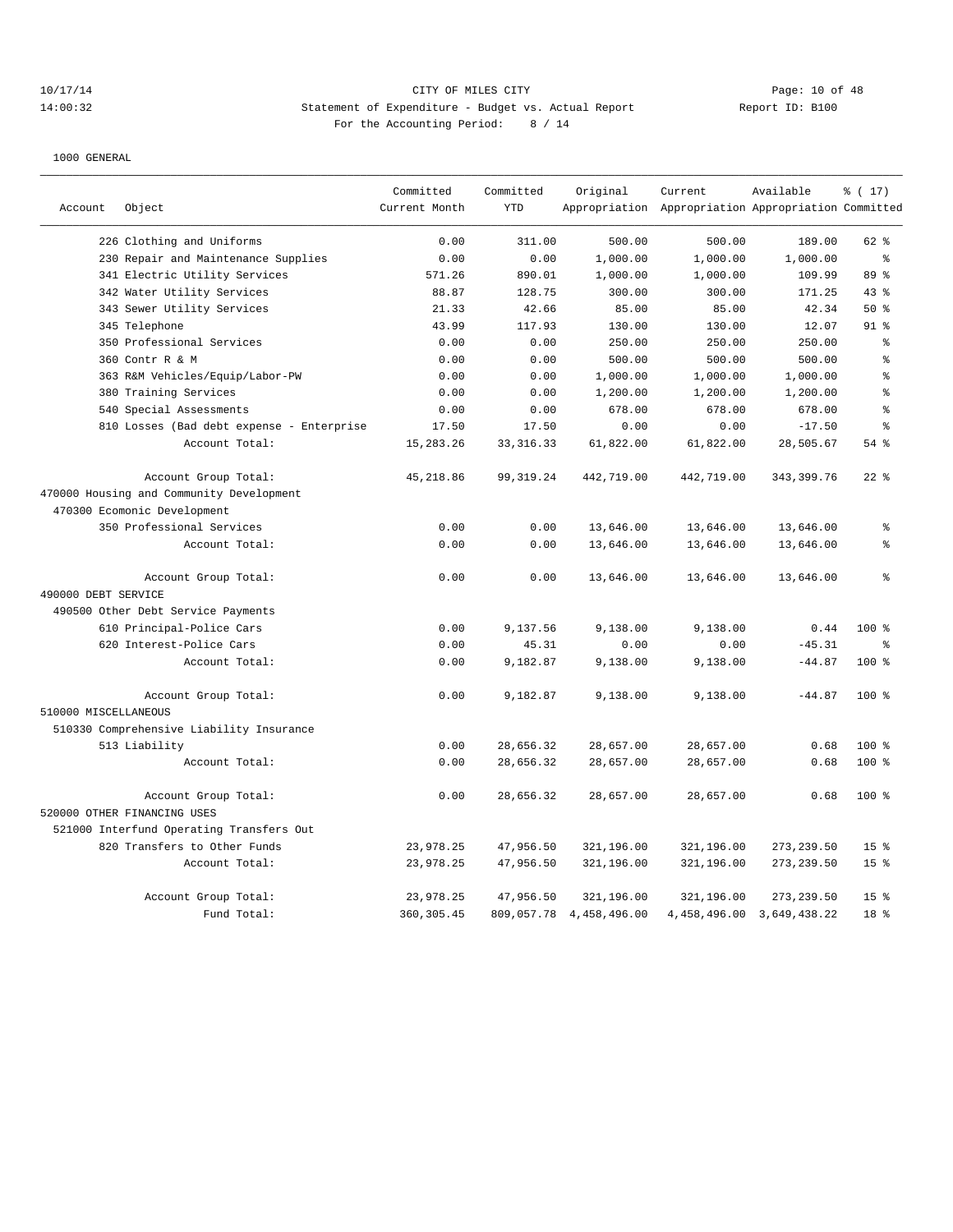CITY OF MILES CITY
Statement of Expenditure - Budget vs. Actual Report
For the Accounting Period: 8 / 14

1000 GENERAL

| Account | Object | Committed Current Month | Committed YTD | Original Appropriation | Current Appropriation | Available Appropriation | % ( 17) Committed |
|---|---|---|---|---|---|---|---|
| | 226 Clothing and Uniforms | 0.00 | 311.00 | 500.00 | 500.00 | 189.00 | 62 % |
| | 230 Repair and Maintenance Supplies | 0.00 | 0.00 | 1,000.00 | 1,000.00 | 1,000.00 | % |
| | 341 Electric Utility Services | 571.26 | 890.01 | 1,000.00 | 1,000.00 | 109.99 | 89 % |
| | 342 Water Utility Services | 88.87 | 128.75 | 300.00 | 300.00 | 171.25 | 43 % |
| | 343 Sewer Utility Services | 21.33 | 42.66 | 85.00 | 85.00 | 42.34 | 50 % |
| | 345 Telephone | 43.99 | 117.93 | 130.00 | 130.00 | 12.07 | 91 % |
| | 350 Professional Services | 0.00 | 0.00 | 250.00 | 250.00 | 250.00 | % |
| | 360 Contr R & M | 0.00 | 0.00 | 500.00 | 500.00 | 500.00 | % |
| | 363 R&M Vehicles/Equip/Labor-PW | 0.00 | 0.00 | 1,000.00 | 1,000.00 | 1,000.00 | % |
| | 380 Training Services | 0.00 | 0.00 | 1,200.00 | 1,200.00 | 1,200.00 | % |
| | 540 Special Assessments | 0.00 | 0.00 | 678.00 | 678.00 | 678.00 | % |
| | 810 Losses (Bad debt expense - Enterprise | 17.50 | 17.50 | 0.00 | 0.00 | -17.50 | % |
| | Account Total: | 15,283.26 | 33,316.33 | 61,822.00 | 61,822.00 | 28,505.67 | 54 % |
| | Account Group Total: | 45,218.86 | 99,319.24 | 442,719.00 | 442,719.00 | 343,399.76 | 22 % |
| 470000 Housing and Community Development | | | | | | | |
| 470300 Ecomonic Development | | | | | | | |
| | 350 Professional Services | 0.00 | 0.00 | 13,646.00 | 13,646.00 | 13,646.00 | % |
| | Account Total: | 0.00 | 0.00 | 13,646.00 | 13,646.00 | 13,646.00 | % |
| | Account Group Total: | 0.00 | 0.00 | 13,646.00 | 13,646.00 | 13,646.00 | % |
| 490000 DEBT SERVICE | | | | | | | |
| 490500 Other Debt Service Payments | | | | | | | |
| | 610 Principal-Police Cars | 0.00 | 9,137.56 | 9,138.00 | 9,138.00 | 0.44 | 100 % |
| | 620 Interest-Police Cars | 0.00 | 45.31 | 0.00 | 0.00 | -45.31 | % |
| | Account Total: | 0.00 | 9,182.87 | 9,138.00 | 9,138.00 | -44.87 | 100 % |
| | Account Group Total: | 0.00 | 9,182.87 | 9,138.00 | 9,138.00 | -44.87 | 100 % |
| 510000 MISCELLANEOUS | | | | | | | |
| 510330 Comprehensive Liability Insurance | | | | | | | |
| | 513 Liability | 0.00 | 28,656.32 | 28,657.00 | 28,657.00 | 0.68 | 100 % |
| | Account Total: | 0.00 | 28,656.32 | 28,657.00 | 28,657.00 | 0.68 | 100 % |
| | Account Group Total: | 0.00 | 28,656.32 | 28,657.00 | 28,657.00 | 0.68 | 100 % |
| 520000 OTHER FINANCING USES | | | | | | | |
| 521000 Interfund Operating Transfers Out | | | | | | | |
| | 820 Transfers to Other Funds | 23,978.25 | 47,956.50 | 321,196.00 | 321,196.00 | 273,239.50 | 15 % |
| | Account Total: | 23,978.25 | 47,956.50 | 321,196.00 | 321,196.00 | 273,239.50 | 15 % |
| | Account Group Total: | 23,978.25 | 47,956.50 | 321,196.00 | 321,196.00 | 273,239.50 | 15 % |
| | Fund Total: | 360,305.45 | 809,057.78 | 4,458,496.00 | 4,458,496.00 | 3,649,438.22 | 18 % |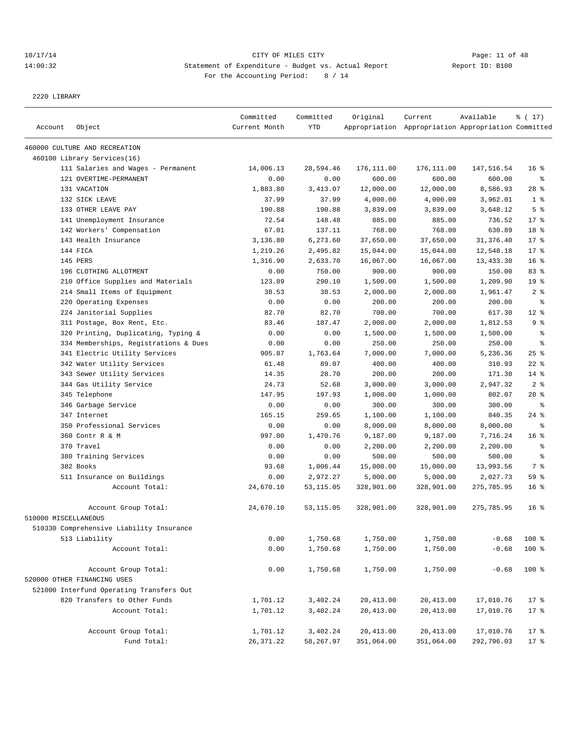10/17/14 CITY OF MILES CITY
14:00:32 Statement of Expenditure - Budget vs. Actual Report Report ID: B100
For the Accounting Period: 8 / 14

2220 LIBRARY

| Account | Object | Committed Current Month | Committed YTD | Original Appropriation | Current Appropriation | Available Appropriation | % ( 17) Committed |
|---|---|---|---|---|---|---|---|
| 460000 CULTURE AND RECREATION | | | | | | | |
| 460100 Library Services(16) | | | | | | | |
| | 111 Salaries and Wages - Permanent | 14,006.13 | 28,594.46 | 176,111.00 | 176,111.00 | 147,516.54 | 16 % |
| | 121 OVERTIME-PERMANENT | 0.00 | 0.00 | 600.00 | 600.00 | 600.00 | % |
| | 131 VACATION | 1,883.80 | 3,413.07 | 12,000.00 | 12,000.00 | 8,586.93 | 28 % |
| | 132 SICK LEAVE | 37.99 | 37.99 | 4,000.00 | 4,000.00 | 3,962.01 | 1 % |
| | 133 OTHER LEAVE PAY | 190.88 | 190.88 | 3,839.00 | 3,839.00 | 3,648.12 | 5 % |
| | 141 Unemployment Insurance | 72.54 | 148.48 | 885.00 | 885.00 | 736.52 | 17 % |
| | 142 Workers' Compensation | 67.01 | 137.11 | 768.00 | 768.00 | 630.89 | 18 % |
| | 143 Health Insurance | 3,136.80 | 6,273.60 | 37,650.00 | 37,650.00 | 31,376.40 | 17 % |
| | 144 FICA | 1,219.26 | 2,495.82 | 15,044.00 | 15,044.00 | 12,548.18 | 17 % |
| | 145 PERS | 1,316.90 | 2,633.70 | 16,067.00 | 16,067.00 | 13,433.30 | 16 % |
| | 196 CLOTHING ALLOTMENT | 0.00 | 750.00 | 900.00 | 900.00 | 150.00 | 83 % |
| | 210 Office Supplies and Materials | 123.89 | 290.10 | 1,500.00 | 1,500.00 | 1,209.90 | 19 % |
| | 214 Small Items of Equipment | 38.53 | 38.53 | 2,000.00 | 2,000.00 | 1,961.47 | 2 % |
| | 220 Operating Expenses | 0.00 | 0.00 | 200.00 | 200.00 | 200.00 | % |
| | 224 Janitorial Supplies | 82.70 | 82.70 | 700.00 | 700.00 | 617.30 | 12 % |
| | 311 Postage, Box Rent, Etc. | 83.46 | 187.47 | 2,000.00 | 2,000.00 | 1,812.53 | 9 % |
| | 320 Printing, Duplicating, Typing & | 0.00 | 0.00 | 1,500.00 | 1,500.00 | 1,500.00 | % |
| | 334 Memberships, Registrations & Dues | 0.00 | 0.00 | 250.00 | 250.00 | 250.00 | % |
| | 341 Electric Utility Services | 905.87 | 1,763.64 | 7,000.00 | 7,000.00 | 5,236.36 | 25 % |
| | 342 Water Utility Services | 61.48 | 89.07 | 400.00 | 400.00 | 310.93 | 22 % |
| | 343 Sewer Utility Services | 14.35 | 28.70 | 200.00 | 200.00 | 171.30 | 14 % |
| | 344 Gas Utility Service | 24.73 | 52.68 | 3,000.00 | 3,000.00 | 2,947.32 | 2 % |
| | 345 Telephone | 147.95 | 197.93 | 1,000.00 | 1,000.00 | 802.07 | 20 % |
| | 346 Garbage Service | 0.00 | 0.00 | 300.00 | 300.00 | 300.00 | % |
| | 347 Internet | 165.15 | 259.65 | 1,100.00 | 1,100.00 | 840.35 | 24 % |
| | 350 Professional Services | 0.00 | 0.00 | 8,000.00 | 8,000.00 | 8,000.00 | % |
| | 360 Contr R & M | 997.00 | 1,470.76 | 9,187.00 | 9,187.00 | 7,716.24 | 16 % |
| | 370 Travel | 0.00 | 0.00 | 2,200.00 | 2,200.00 | 2,200.00 | % |
| | 380 Training Services | 0.00 | 0.00 | 500.00 | 500.00 | 500.00 | % |
| | 382 Books | 93.68 | 1,006.44 | 15,000.00 | 15,000.00 | 13,993.56 | 7 % |
| | 511 Insurance on Buildings | 0.00 | 2,972.27 | 5,000.00 | 5,000.00 | 2,027.73 | 59 % |
| | Account Total: | 24,670.10 | 53,115.05 | 328,901.00 | 328,901.00 | 275,785.95 | 16 % |
| | Account Group Total: | 24,670.10 | 53,115.05 | 328,901.00 | 328,901.00 | 275,785.95 | 16 % |
| 510000 MISCELLANEOUS | | | | | | | |
| 510330 Comprehensive Liability Insurance | | | | | | | |
| | 513 Liability | 0.00 | 1,750.68 | 1,750.00 | 1,750.00 | -0.68 | 100 % |
| | Account Total: | 0.00 | 1,750.68 | 1,750.00 | 1,750.00 | -0.68 | 100 % |
| | Account Group Total: | 0.00 | 1,750.68 | 1,750.00 | 1,750.00 | -0.68 | 100 % |
| 520000 OTHER FINANCING USES | | | | | | | |
| 521000 Interfund Operating Transfers Out | | | | | | | |
| | 820 Transfers to Other Funds | 1,701.12 | 3,402.24 | 20,413.00 | 20,413.00 | 17,010.76 | 17 % |
| | Account Total: | 1,701.12 | 3,402.24 | 20,413.00 | 20,413.00 | 17,010.76 | 17 % |
| | Account Group Total: | 1,701.12 | 3,402.24 | 20,413.00 | 20,413.00 | 17,010.76 | 17 % |
| | Fund Total: | 26,371.22 | 58,267.97 | 351,064.00 | 351,064.00 | 292,796.03 | 17 % |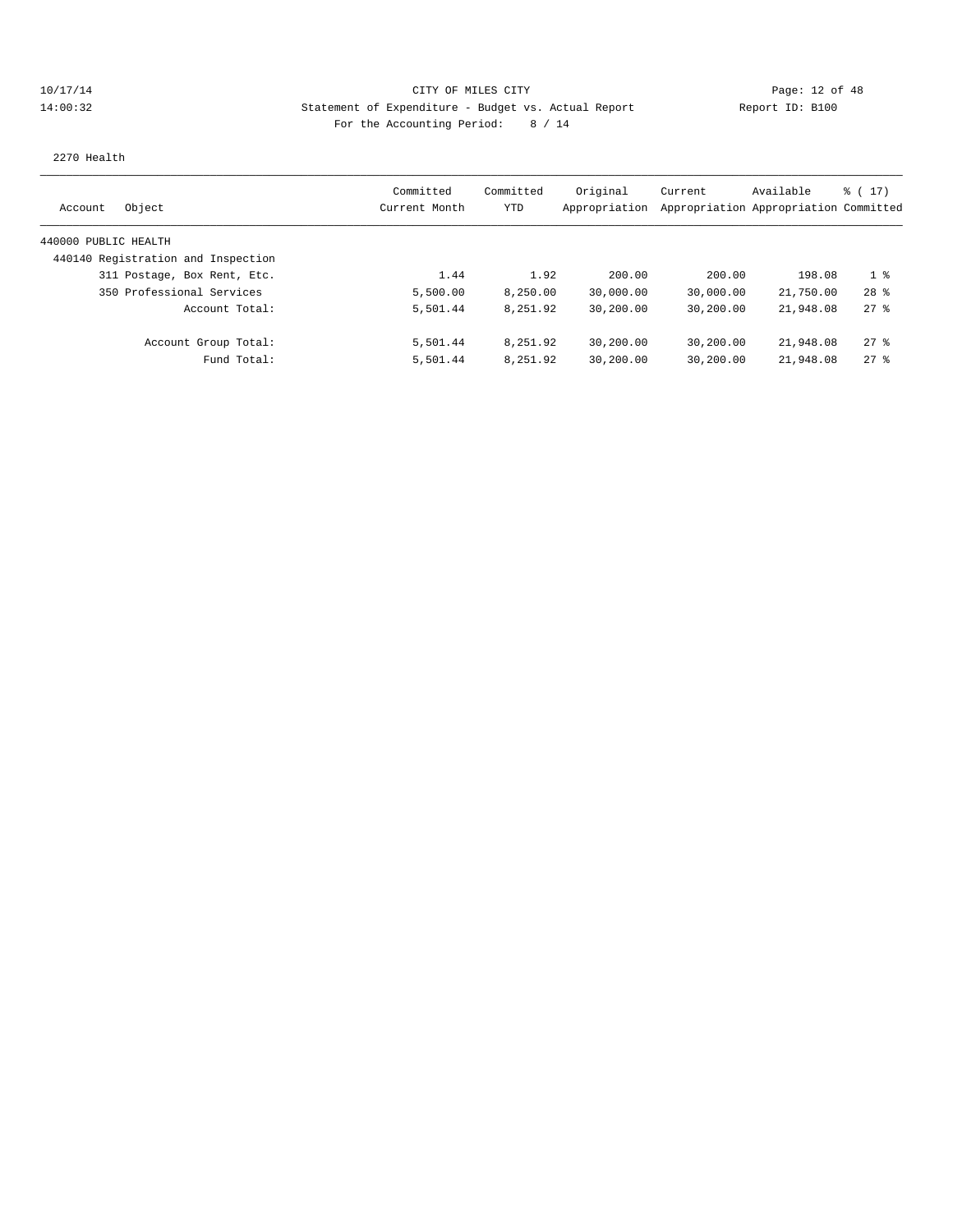CITY OF MILES CITY

Statement of Expenditure - Budget vs. Actual Report

Report ID: B100

For the Accounting Period: 8 / 14

10/17/14
14:00:32

2270 Health

| Account | Object | Committed Current Month | Committed YTD | Original Appropriation | Current Appropriation | Available Appropriation | % ( 17) Committed |
|---|---|---|---|---|---|---|---|
| 440000 PUBLIC HEALTH | | | | | | | |
| 440140 Registration and Inspection | | | | | | | |
| | 311 Postage, Box Rent, Etc. | 1.44 | 1.92 | 200.00 | 200.00 | 198.08 | 1 % |
| | 350 Professional Services | 5,500.00 | 8,250.00 | 30,000.00 | 30,000.00 | 21,750.00 | 28 % |
| | Account Total: | 5,501.44 | 8,251.92 | 30,200.00 | 30,200.00 | 21,948.08 | 27 % |
| | Account Group Total: | 5,501.44 | 8,251.92 | 30,200.00 | 30,200.00 | 21,948.08 | 27 % |
| | Fund Total: | 5,501.44 | 8,251.92 | 30,200.00 | 30,200.00 | 21,948.08 | 27 % |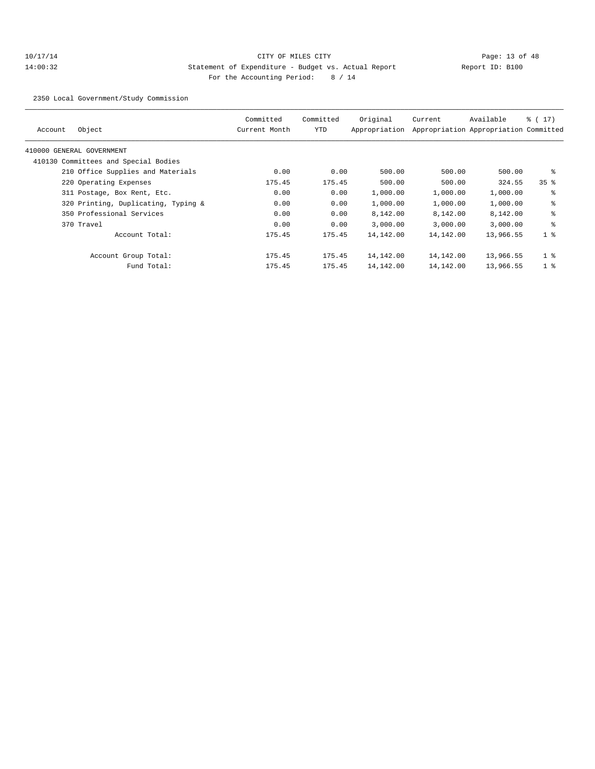CITY OF MILES CITY

Statement of Expenditure - Budget vs. Actual Report

Report ID: B100

For the Accounting Period: 8 / 14

2350 Local Government/Study Commission

| Account | Object | Committed Current Month | Committed YTD | Original Appropriation | Current Appropriation | Available Appropriation | % ( 17) Committed |
|---|---|---|---|---|---|---|---|
| 410000 GENERAL GOVERNMENT | | | | | | | |
| 410130 Committees and Special Bodies | | | | | | | |
| | 210 Office Supplies and Materials | 0.00 | 0.00 | 500.00 | 500.00 | 500.00 | % |
| | 220 Operating Expenses | 175.45 | 175.45 | 500.00 | 500.00 | 324.55 | 35 % |
| | 311 Postage, Box Rent, Etc. | 0.00 | 0.00 | 1,000.00 | 1,000.00 | 1,000.00 | % |
| | 320 Printing, Duplicating, Typing & | 0.00 | 0.00 | 1,000.00 | 1,000.00 | 1,000.00 | % |
| | 350 Professional Services | 0.00 | 0.00 | 8,142.00 | 8,142.00 | 8,142.00 | % |
| | 370 Travel | 0.00 | 0.00 | 3,000.00 | 3,000.00 | 3,000.00 | % |
| | Account Total: | 175.45 | 175.45 | 14,142.00 | 14,142.00 | 13,966.55 | 1 % |
| | Account Group Total: | 175.45 | 175.45 | 14,142.00 | 14,142.00 | 13,966.55 | 1 % |
| | Fund Total: | 175.45 | 175.45 | 14,142.00 | 14,142.00 | 13,966.55 | 1 % |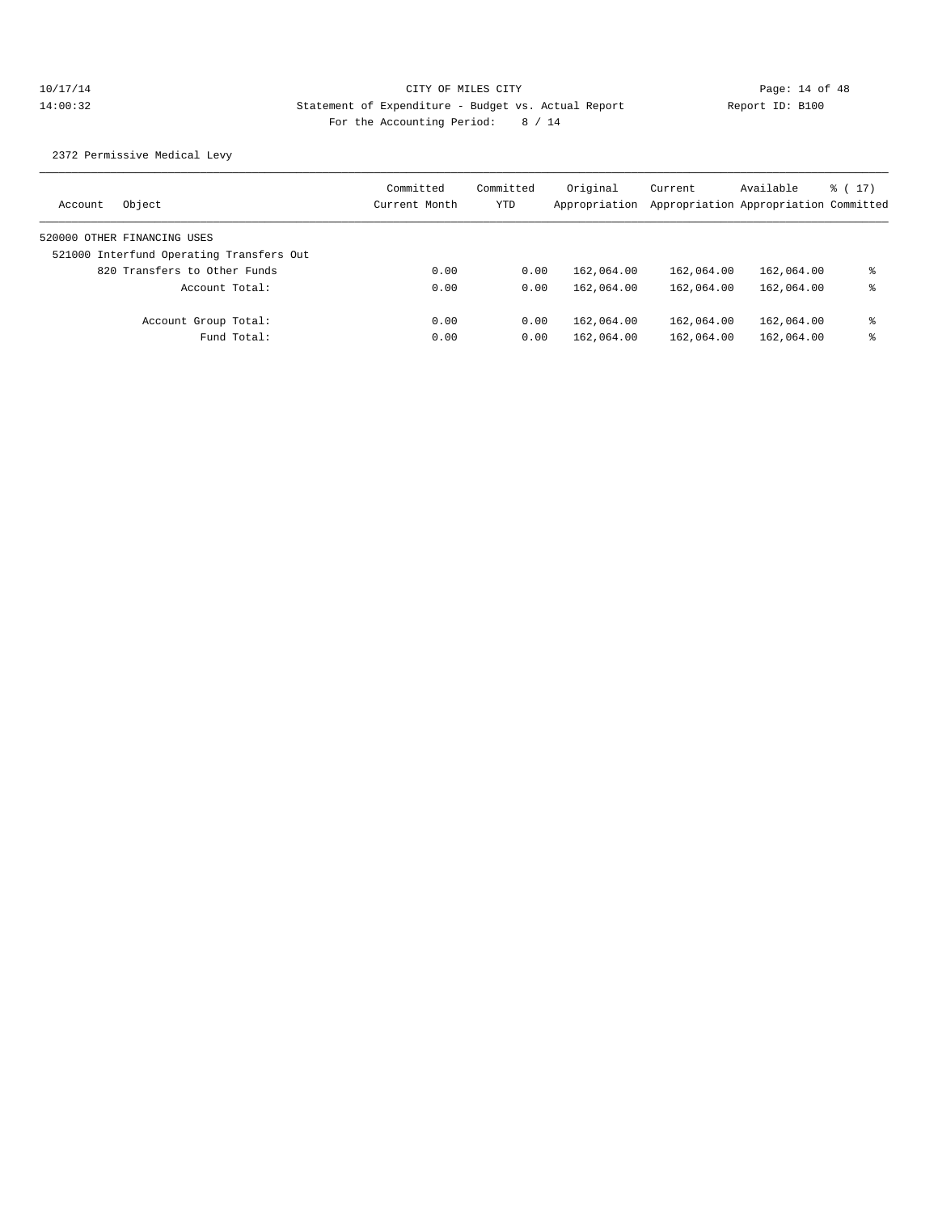CITY OF MILES CITY
Statement of Expenditure - Budget vs. Actual Report
For the Accounting Period: 8 / 14

10/17/14
14:00:32

Report ID: B100

2372 Permissive Medical Levy

| Account | Object | Committed Current Month | Committed YTD | Original Appropriation | Current Appropriation | Available Appropriation | % ( 17) Committed |
|---|---|---|---|---|---|---|---|
| 520000 OTHER FINANCING USES | | | | | | | |
| 521000 Interfund Operating Transfers Out | | | | | | | |
| | 820 Transfers to Other Funds | 0.00 | 0.00 | 162,064.00 | 162,064.00 | 162,064.00 | % |
| | Account Total: | 0.00 | 0.00 | 162,064.00 | 162,064.00 | 162,064.00 | % |
| | Account Group Total: | 0.00 | 0.00 | 162,064.00 | 162,064.00 | 162,064.00 | % |
| | Fund Total: | 0.00 | 0.00 | 162,064.00 | 162,064.00 | 162,064.00 | % |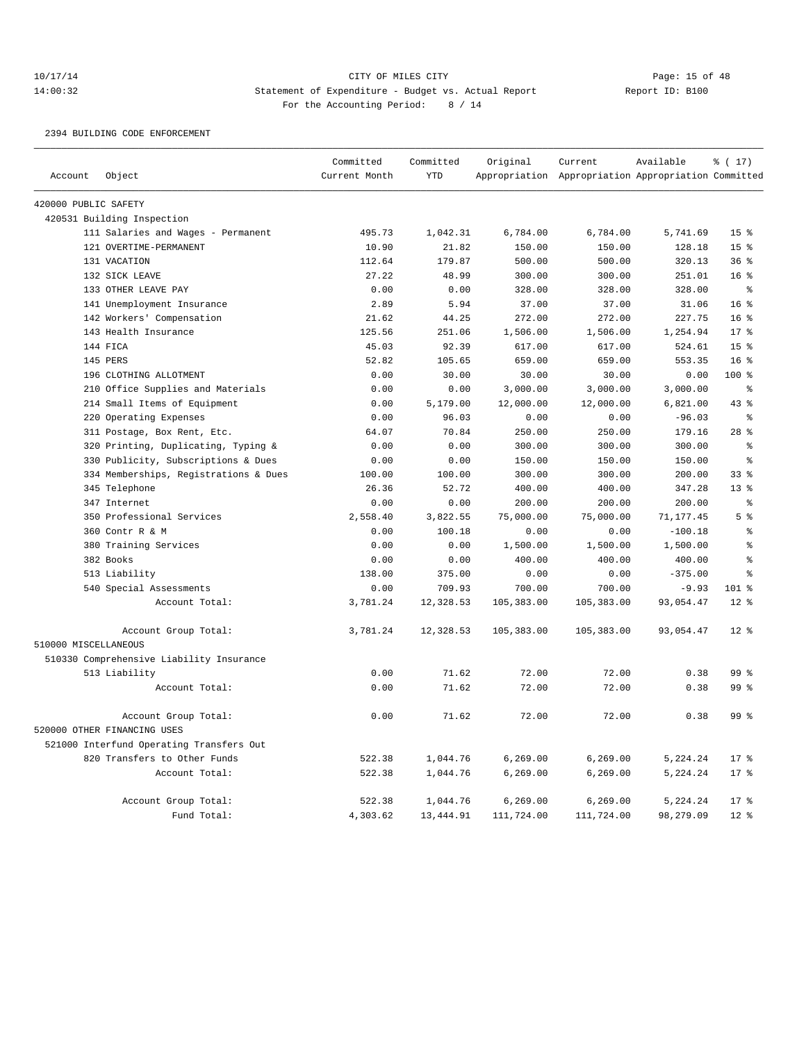10/17/14 CITY OF MILES CITY

14:00:32 Statement of Expenditure - Budget vs. Actual Report Report ID: B100

For the Accounting Period: 8 / 14

2394 BUILDING CODE ENFORCEMENT

| Account | Object | Committed Current Month | Committed YTD | Original Appropriation | Current Appropriation | Available Appropriation | % ( 17) Committed |
|---|---|---|---|---|---|---|---|
| 420000 PUBLIC SAFETY | | | | | | | |
| 420531 Building Inspection | | | | | | | |
| | 111 Salaries and Wages - Permanent | 495.73 | 1,042.31 | 6,784.00 | 6,784.00 | 5,741.69 | 15 % |
| | 121 OVERTIME-PERMANENT | 10.90 | 21.82 | 150.00 | 150.00 | 128.18 | 15 % |
| | 131 VACATION | 112.64 | 179.87 | 500.00 | 500.00 | 320.13 | 36 % |
| | 132 SICK LEAVE | 27.22 | 48.99 | 300.00 | 300.00 | 251.01 | 16 % |
| | 133 OTHER LEAVE PAY | 0.00 | 0.00 | 328.00 | 328.00 | 328.00 | % |
| | 141 Unemployment Insurance | 2.89 | 5.94 | 37.00 | 37.00 | 31.06 | 16 % |
| | 142 Workers' Compensation | 21.62 | 44.25 | 272.00 | 272.00 | 227.75 | 16 % |
| | 143 Health Insurance | 125.56 | 251.06 | 1,506.00 | 1,506.00 | 1,254.94 | 17 % |
| | 144 FICA | 45.03 | 92.39 | 617.00 | 617.00 | 524.61 | 15 % |
| | 145 PERS | 52.82 | 105.65 | 659.00 | 659.00 | 553.35 | 16 % |
| | 196 CLOTHING ALLOTMENT | 0.00 | 30.00 | 30.00 | 30.00 | 0.00 | 100 % |
| | 210 Office Supplies and Materials | 0.00 | 0.00 | 3,000.00 | 3,000.00 | 3,000.00 | % |
| | 214 Small Items of Equipment | 0.00 | 5,179.00 | 12,000.00 | 12,000.00 | 6,821.00 | 43 % |
| | 220 Operating Expenses | 0.00 | 96.03 | 0.00 | 0.00 | -96.03 | % |
| | 311 Postage, Box Rent, Etc. | 64.07 | 70.84 | 250.00 | 250.00 | 179.16 | 28 % |
| | 320 Printing, Duplicating, Typing & | 0.00 | 0.00 | 300.00 | 300.00 | 300.00 | % |
| | 330 Publicity, Subscriptions & Dues | 0.00 | 0.00 | 150.00 | 150.00 | 150.00 | % |
| | 334 Memberships, Registrations & Dues | 100.00 | 100.00 | 300.00 | 300.00 | 200.00 | 33 % |
| | 345 Telephone | 26.36 | 52.72 | 400.00 | 400.00 | 347.28 | 13 % |
| | 347 Internet | 0.00 | 0.00 | 200.00 | 200.00 | 200.00 | % |
| | 350 Professional Services | 2,558.40 | 3,822.55 | 75,000.00 | 75,000.00 | 71,177.45 | 5 % |
| | 360 Contr R & M | 0.00 | 100.18 | 0.00 | 0.00 | -100.18 | % |
| | 380 Training Services | 0.00 | 0.00 | 1,500.00 | 1,500.00 | 1,500.00 | % |
| | 382 Books | 0.00 | 0.00 | 400.00 | 400.00 | 400.00 | % |
| | 513 Liability | 138.00 | 375.00 | 0.00 | 0.00 | -375.00 | % |
| | 540 Special Assessments | 0.00 | 709.93 | 700.00 | 700.00 | -9.93 | 101 % |
| | Account Total: | 3,781.24 | 12,328.53 | 105,383.00 | 105,383.00 | 93,054.47 | 12 % |
| | Account Group Total: | 3,781.24 | 12,328.53 | 105,383.00 | 105,383.00 | 93,054.47 | 12 % |
| 510000 MISCELLANEOUS | | | | | | | |
| 510330 Comprehensive Liability Insurance | | | | | | | |
| | 513 Liability | 0.00 | 71.62 | 72.00 | 72.00 | 0.38 | 99 % |
| | Account Total: | 0.00 | 71.62 | 72.00 | 72.00 | 0.38 | 99 % |
| | Account Group Total: | 0.00 | 71.62 | 72.00 | 72.00 | 0.38 | 99 % |
| 520000 OTHER FINANCING USES | | | | | | | |
| 521000 Interfund Operating Transfers Out | | | | | | | |
| | 820 Transfers to Other Funds | 522.38 | 1,044.76 | 6,269.00 | 6,269.00 | 5,224.24 | 17 % |
| | Account Total: | 522.38 | 1,044.76 | 6,269.00 | 6,269.00 | 5,224.24 | 17 % |
| | Account Group Total: | 522.38 | 1,044.76 | 6,269.00 | 6,269.00 | 5,224.24 | 17 % |
| | Fund Total: | 4,303.62 | 13,444.91 | 111,724.00 | 111,724.00 | 98,279.09 | 12 % |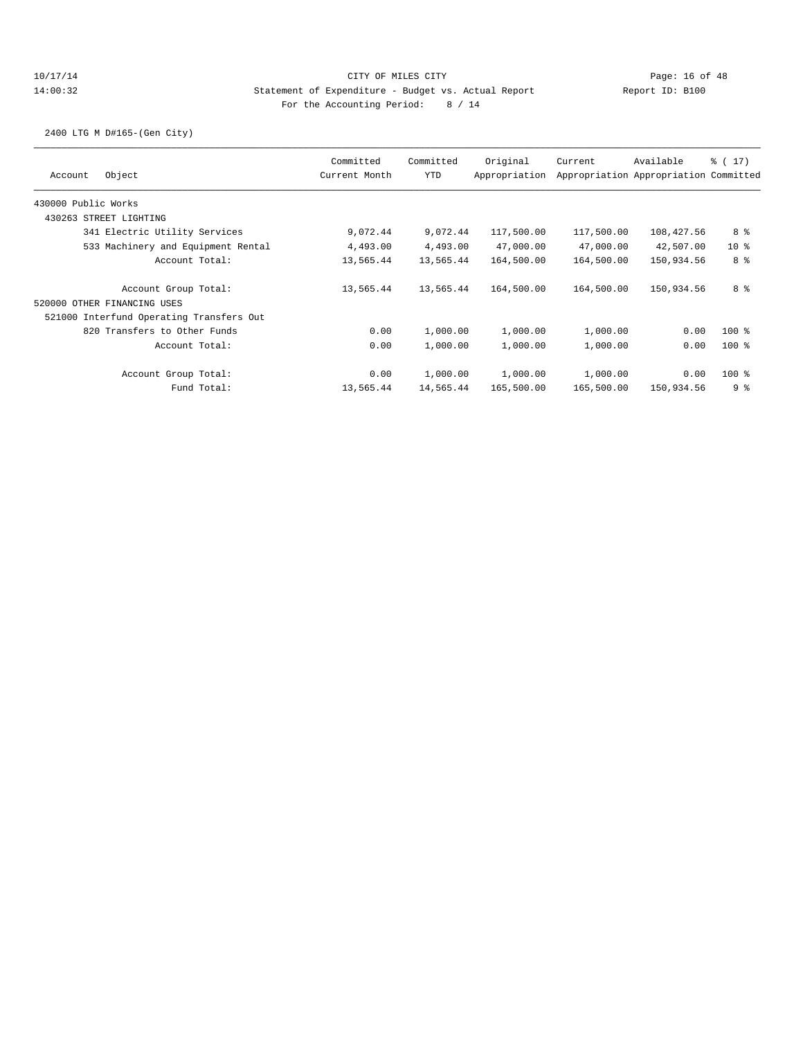CITY OF MILES CITY

Statement of Expenditure - Budget vs. Actual Report

Report ID: B100

For the Accounting Period: 8 / 14

2400 LTG M D#165-(Gen City)

| Account | Object | Committed Current Month | Committed YTD | Original Appropriation | Current Appropriation | Available Appropriation | % ( 17) Committed |
|---|---|---|---|---|---|---|---|
| 430000 Public Works | | | | | | | |
| 430263 STREET LIGHTING | | | | | | | |
| | 341 Electric Utility Services | 9,072.44 | 9,072.44 | 117,500.00 | 117,500.00 | 108,427.56 | 8 % |
| | 533 Machinery and Equipment Rental | 4,493.00 | 4,493.00 | 47,000.00 | 47,000.00 | 42,507.00 | 10 % |
| | Account Total: | 13,565.44 | 13,565.44 | 164,500.00 | 164,500.00 | 150,934.56 | 8 % |
| | Account Group Total: | 13,565.44 | 13,565.44 | 164,500.00 | 164,500.00 | 150,934.56 | 8 % |
| 520000 OTHER FINANCING USES | | | | | | | |
| 521000 Interfund Operating Transfers Out | | | | | | | |
| | 820 Transfers to Other Funds | 0.00 | 1,000.00 | 1,000.00 | 1,000.00 | 0.00 | 100 % |
| | Account Total: | 0.00 | 1,000.00 | 1,000.00 | 1,000.00 | 0.00 | 100 % |
| | Account Group Total: | 0.00 | 1,000.00 | 1,000.00 | 1,000.00 | 0.00 | 100 % |
| | Fund Total: | 13,565.44 | 14,565.44 | 165,500.00 | 165,500.00 | 150,934.56 | 9 % |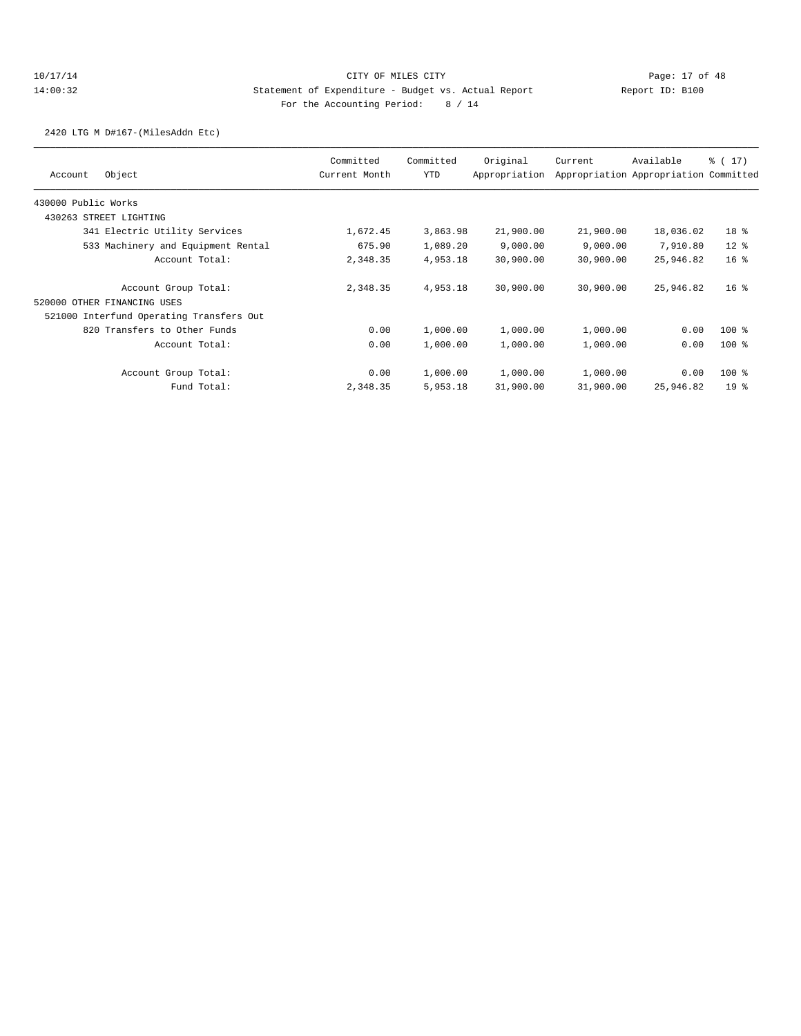CITY OF MILES CITY

Statement of Expenditure - Budget vs. Actual Report

Report ID: B100

For the Accounting Period: 8 / 14

10/17/14 14:00:32

2420 LTG M D#167-(MilesAddn Etc)

| Account | Object | Committed Current Month | Committed YTD | Original Appropriation | Current Appropriation | Available Appropriation | % ( 17) Committed |
|---|---|---|---|---|---|---|---|
| 430000 Public Works | | | | | | | |
| 430263 STREET LIGHTING | | | | | | | |
| | 341 Electric Utility Services | 1,672.45 | 3,863.98 | 21,900.00 | 21,900.00 | 18,036.02 | 18 % |
| | 533 Machinery and Equipment Rental | 675.90 | 1,089.20 | 9,000.00 | 9,000.00 | 7,910.80 | 12 % |
| | Account Total: | 2,348.35 | 4,953.18 | 30,900.00 | 30,900.00 | 25,946.82 | 16 % |
| | Account Group Total: | 2,348.35 | 4,953.18 | 30,900.00 | 30,900.00 | 25,946.82 | 16 % |
| 520000 OTHER FINANCING USES | | | | | | | |
| 521000 Interfund Operating Transfers Out | | | | | | | |
| | 820 Transfers to Other Funds | 0.00 | 1,000.00 | 1,000.00 | 1,000.00 | 0.00 | 100 % |
| | Account Total: | 0.00 | 1,000.00 | 1,000.00 | 1,000.00 | 0.00 | 100 % |
| | Account Group Total: | 0.00 | 1,000.00 | 1,000.00 | 1,000.00 | 0.00 | 100 % |
| | Fund Total: | 2,348.35 | 5,953.18 | 31,900.00 | 31,900.00 | 25,946.82 | 19 % |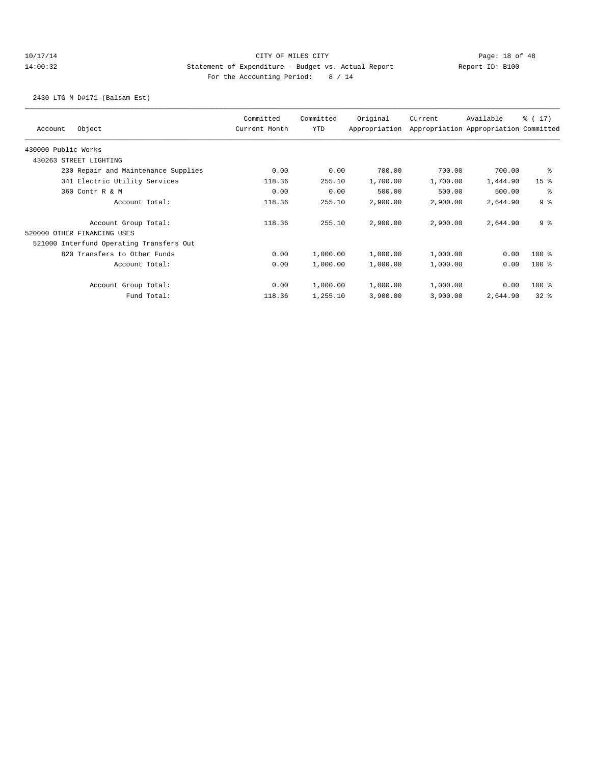CITY OF MILES CITY
Statement of Expenditure - Budget vs. Actual Report
For the Accounting Period: 8 / 14

10/17/14
14:00:32

Report ID: B100

2430 LTG M D#171-(Balsam Est)

| Account Object | Committed Current Month | Committed YTD | Original Appropriation | Current Appropriation | Available Appropriation | % ( 17) Committed |
|---|---|---|---|---|---|---|
| 430000 Public Works | | | | | | |
| 430263 STREET LIGHTING | | | | | | |
| 230 Repair and Maintenance Supplies | 0.00 | 0.00 | 700.00 | 700.00 | 700.00 | % |
| 341 Electric Utility Services | 118.36 | 255.10 | 1,700.00 | 1,700.00 | 1,444.90 | 15 % |
| 360 Contr R & M | 0.00 | 0.00 | 500.00 | 500.00 | 500.00 | % |
| Account Total: | 118.36 | 255.10 | 2,900.00 | 2,900.00 | 2,644.90 | 9 % |
| Account Group Total: | 118.36 | 255.10 | 2,900.00 | 2,900.00 | 2,644.90 | 9 % |
| 520000 OTHER FINANCING USES | | | | | | |
| 521000 Interfund Operating Transfers Out | | | | | | |
| 820 Transfers to Other Funds | 0.00 | 1,000.00 | 1,000.00 | 1,000.00 | 0.00 | 100 % |
| Account Total: | 0.00 | 1,000.00 | 1,000.00 | 1,000.00 | 0.00 | 100 % |
| Account Group Total: | 0.00 | 1,000.00 | 1,000.00 | 1,000.00 | 0.00 | 100 % |
| Fund Total: | 118.36 | 1,255.10 | 3,900.00 | 3,900.00 | 2,644.90 | 32 % |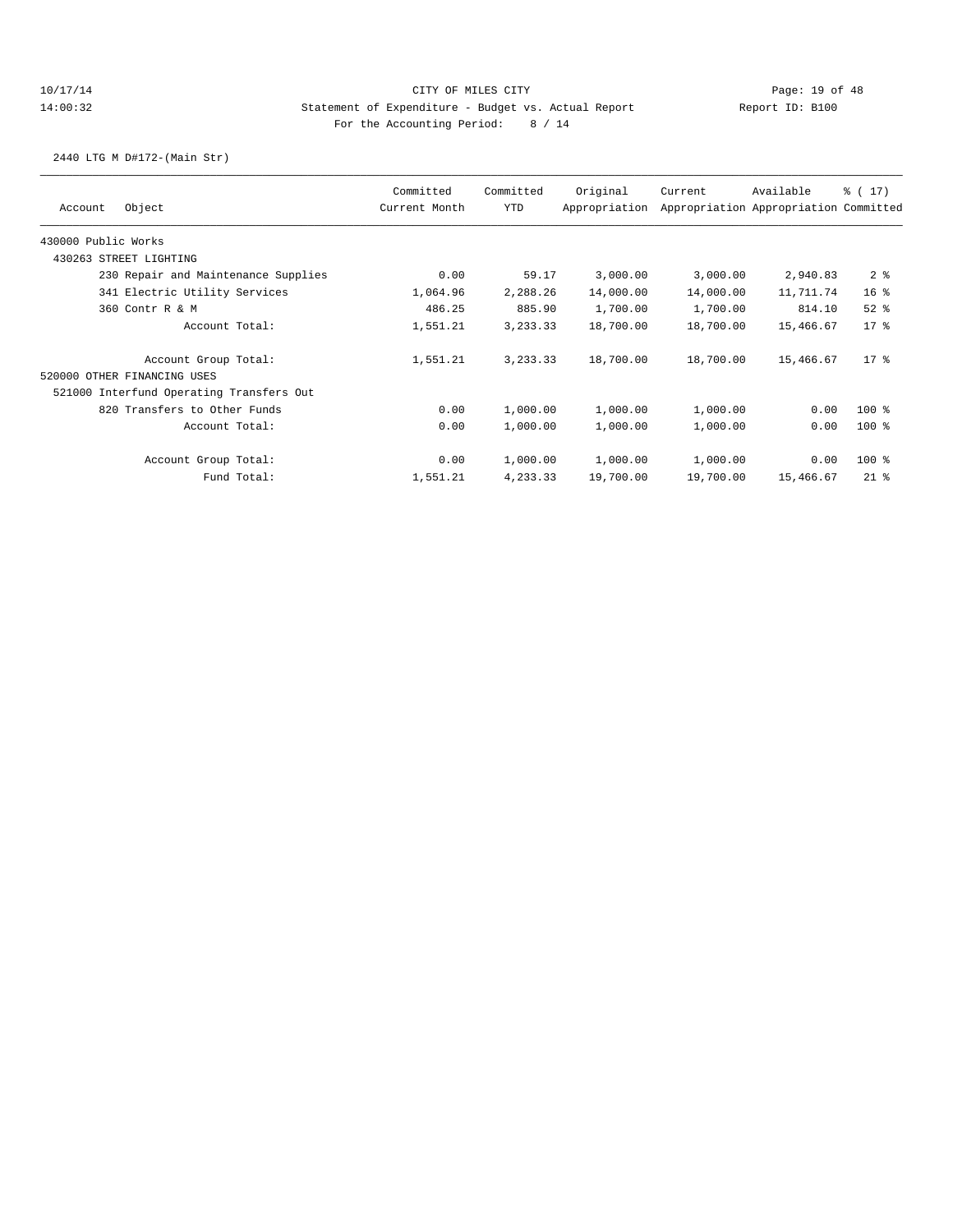CITY OF MILES CITY

Statement of Expenditure - Budget vs. Actual Report

Report ID: B100

For the Accounting Period: 8 / 14

2440 LTG M D#172-(Main Str)

| Account Object | Committed Current Month | Committed YTD | Original Appropriation | Current Appropriation | Available Appropriation | % ( 17) Committed |
|---|---|---|---|---|---|---|
| 430000 Public Works | | | | | | |
| 430263 STREET LIGHTING | | | | | | |
| 230 Repair and Maintenance Supplies | 0.00 | 59.17 | 3,000.00 | 3,000.00 | 2,940.83 | 2 % |
| 341 Electric Utility Services | 1,064.96 | 2,288.26 | 14,000.00 | 14,000.00 | 11,711.74 | 16 % |
| 360 Contr R & M | 486.25 | 885.90 | 1,700.00 | 1,700.00 | 814.10 | 52 % |
| Account Total: | 1,551.21 | 3,233.33 | 18,700.00 | 18,700.00 | 15,466.67 | 17 % |
| Account Group Total: | 1,551.21 | 3,233.33 | 18,700.00 | 18,700.00 | 15,466.67 | 17 % |
| 520000 OTHER FINANCING USES | | | | | | |
| 521000 Interfund Operating Transfers Out | | | | | | |
| 820 Transfers to Other Funds | 0.00 | 1,000.00 | 1,000.00 | 1,000.00 | 0.00 | 100 % |
| Account Total: | 0.00 | 1,000.00 | 1,000.00 | 1,000.00 | 0.00 | 100 % |
| Account Group Total: | 0.00 | 1,000.00 | 1,000.00 | 1,000.00 | 0.00 | 100 % |
| Fund Total: | 1,551.21 | 4,233.33 | 19,700.00 | 19,700.00 | 15,466.67 | 21 % |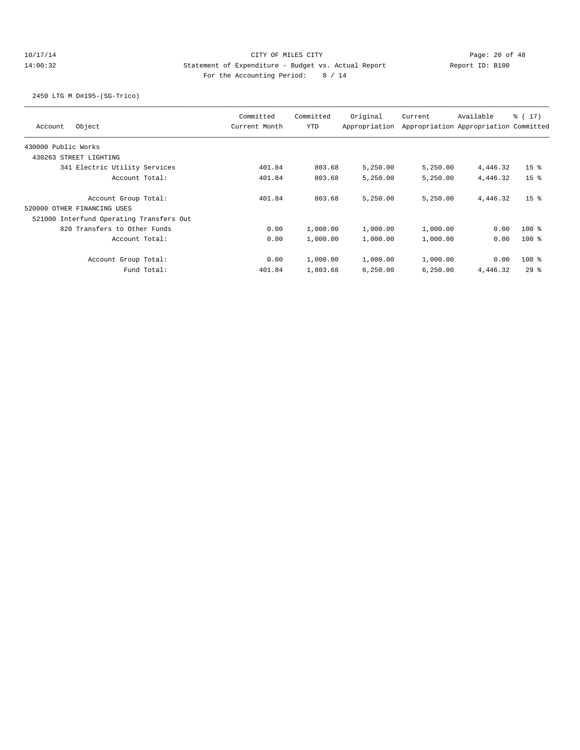10/17/14 CITY OF MILES CITY

14:00:32 Statement of Expenditure - Budget vs. Actual Report Report ID: B100

For the Accounting Period: 8 / 14

2450 LTG M D#195-(SG-Trico)

| Account Object | Committed Current Month | Committed YTD | Original Appropriation | Current Appropriation | Available Appropriation | % ( 17) Committed |
|---|---|---|---|---|---|---|
| 430000 Public Works | | | | | | |
| 430263 STREET LIGHTING | | | | | | |
| 341 Electric Utility Services | 401.84 | 803.68 | 5,250.00 | 5,250.00 | 4,446.32 | 15 % |
| Account Total: | 401.84 | 803.68 | 5,250.00 | 5,250.00 | 4,446.32 | 15 % |
| Account Group Total: | 401.84 | 803.68 | 5,250.00 | 5,250.00 | 4,446.32 | 15 % |
| 520000 OTHER FINANCING USES | | | | | | |
| 521000 Interfund Operating Transfers Out | | | | | | |
| 820 Transfers to Other Funds | 0.00 | 1,000.00 | 1,000.00 | 1,000.00 | 0.00 | 100 % |
| Account Total: | 0.00 | 1,000.00 | 1,000.00 | 1,000.00 | 0.00 | 100 % |
| Account Group Total: | 0.00 | 1,000.00 | 1,000.00 | 1,000.00 | 0.00 | 100 % |
| Fund Total: | 401.84 | 1,803.68 | 6,250.00 | 6,250.00 | 4,446.32 | 29 % |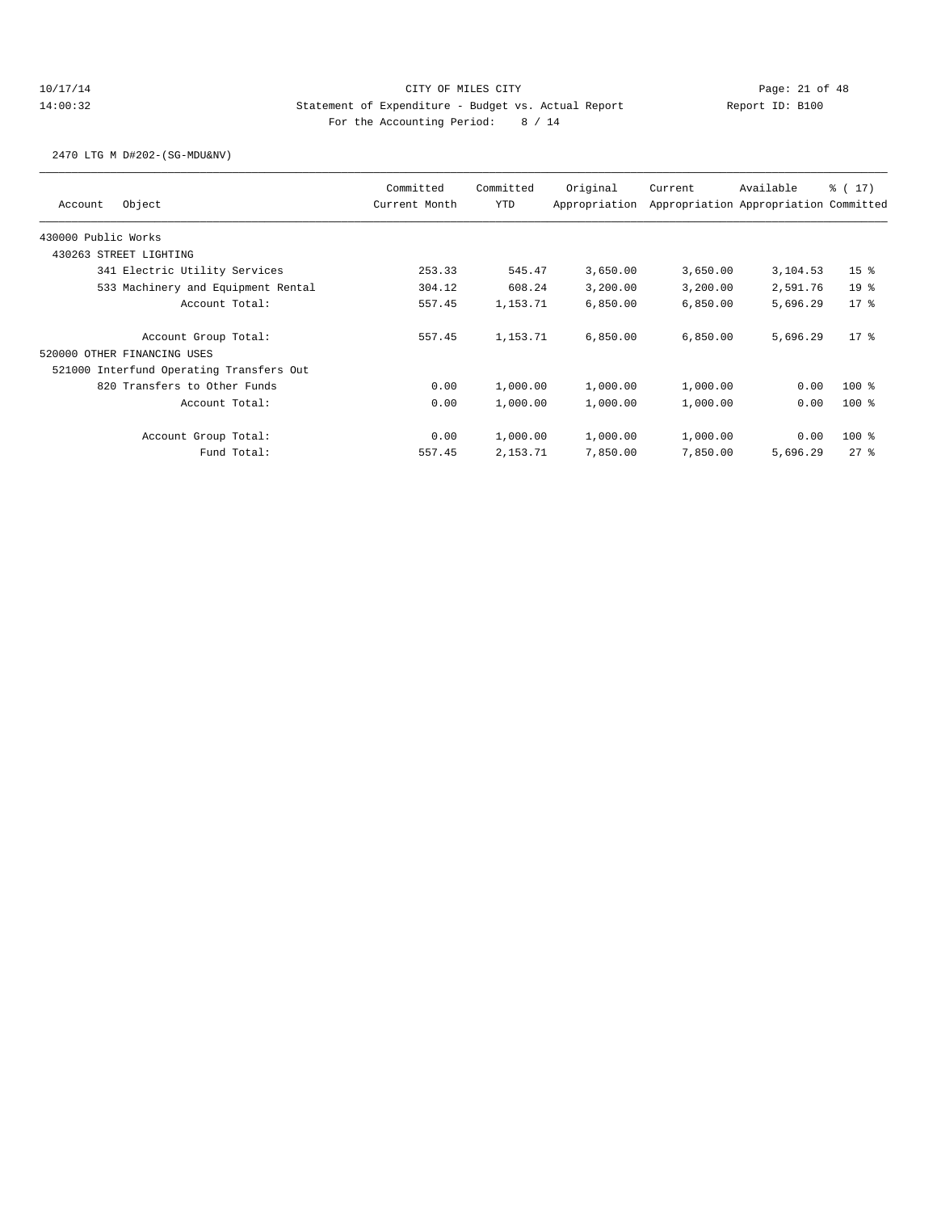CITY OF MILES CITY

Statement of Expenditure - Budget vs. Actual Report

Report ID: B100

For the Accounting Period: 8 / 14

10/17/14 14:00:32

2470 LTG M D#202-(SG-MDU&NV)

| Account Object | Committed Current Month | Committed YTD | Original Appropriation | Current Appropriation | Available Appropriation | % ( 17) Committed |
|---|---|---|---|---|---|---|
| 430000 Public Works | | | | | | |
| 430263 STREET LIGHTING | | | | | | |
| 341 Electric Utility Services | 253.33 | 545.47 | 3,650.00 | 3,650.00 | 3,104.53 | 15 % |
| 533 Machinery and Equipment Rental | 304.12 | 608.24 | 3,200.00 | 3,200.00 | 2,591.76 | 19 % |
| Account Total: | 557.45 | 1,153.71 | 6,850.00 | 6,850.00 | 5,696.29 | 17 % |
| Account Group Total: | 557.45 | 1,153.71 | 6,850.00 | 6,850.00 | 5,696.29 | 17 % |
| 520000 OTHER FINANCING USES | | | | | | |
| 521000 Interfund Operating Transfers Out | | | | | | |
| 820 Transfers to Other Funds | 0.00 | 1,000.00 | 1,000.00 | 1,000.00 | 0.00 | 100 % |
| Account Total: | 0.00 | 1,000.00 | 1,000.00 | 1,000.00 | 0.00 | 100 % |
| Account Group Total: | 0.00 | 1,000.00 | 1,000.00 | 1,000.00 | 0.00 | 100 % |
| Fund Total: | 557.45 | 2,153.71 | 7,850.00 | 7,850.00 | 5,696.29 | 27 % |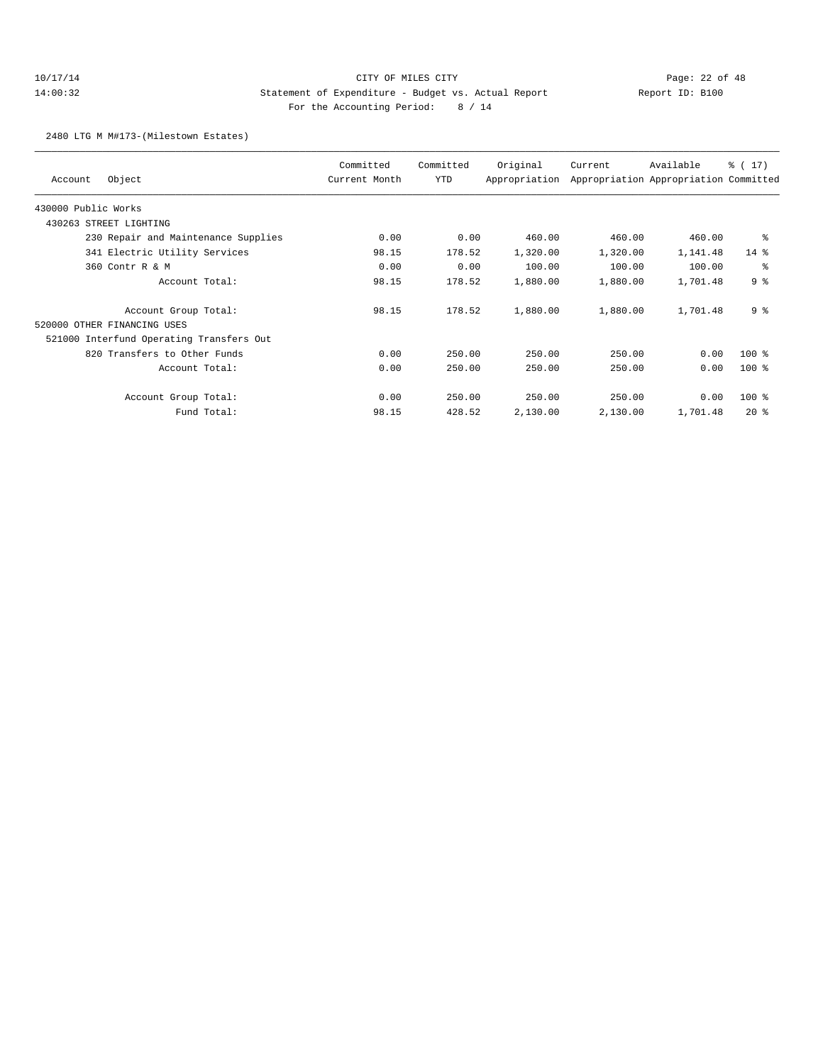CITY OF MILES CITY
Statement of Expenditure - Budget vs. Actual Report
For the Accounting Period: 8 / 14

10/17/14
14:00:32

Report ID: B100

2480 LTG M M#173-(Milestown Estates)

| Account | Object | Committed Current Month | Committed YTD | Original Appropriation | Current Appropriation | Available Appropriation | % ( 17) Committed |
|---|---|---|---|---|---|---|---|
| 430000 Public Works | | | | | | | |
| 430263 STREET LIGHTING | | | | | | | |
| | 230 Repair and Maintenance Supplies | 0.00 | 0.00 | 460.00 | 460.00 | 460.00 | % |
| | 341 Electric Utility Services | 98.15 | 178.52 | 1,320.00 | 1,320.00 | 1,141.48 | 14 % |
| | 360 Contr R & M | 0.00 | 0.00 | 100.00 | 100.00 | 100.00 | % |
| | Account Total: | 98.15 | 178.52 | 1,880.00 | 1,880.00 | 1,701.48 | 9 % |
| | Account Group Total: | 98.15 | 178.52 | 1,880.00 | 1,880.00 | 1,701.48 | 9 % |
| 520000 OTHER FINANCING USES | | | | | | | |
| 521000 Interfund Operating Transfers Out | | | | | | | |
| | 820 Transfers to Other Funds | 0.00 | 250.00 | 250.00 | 250.00 | 0.00 | 100 % |
| | Account Total: | 0.00 | 250.00 | 250.00 | 250.00 | 0.00 | 100 % |
| | Account Group Total: | 0.00 | 250.00 | 250.00 | 250.00 | 0.00 | 100 % |
| | Fund Total: | 98.15 | 428.52 | 2,130.00 | 2,130.00 | 1,701.48 | 20 % |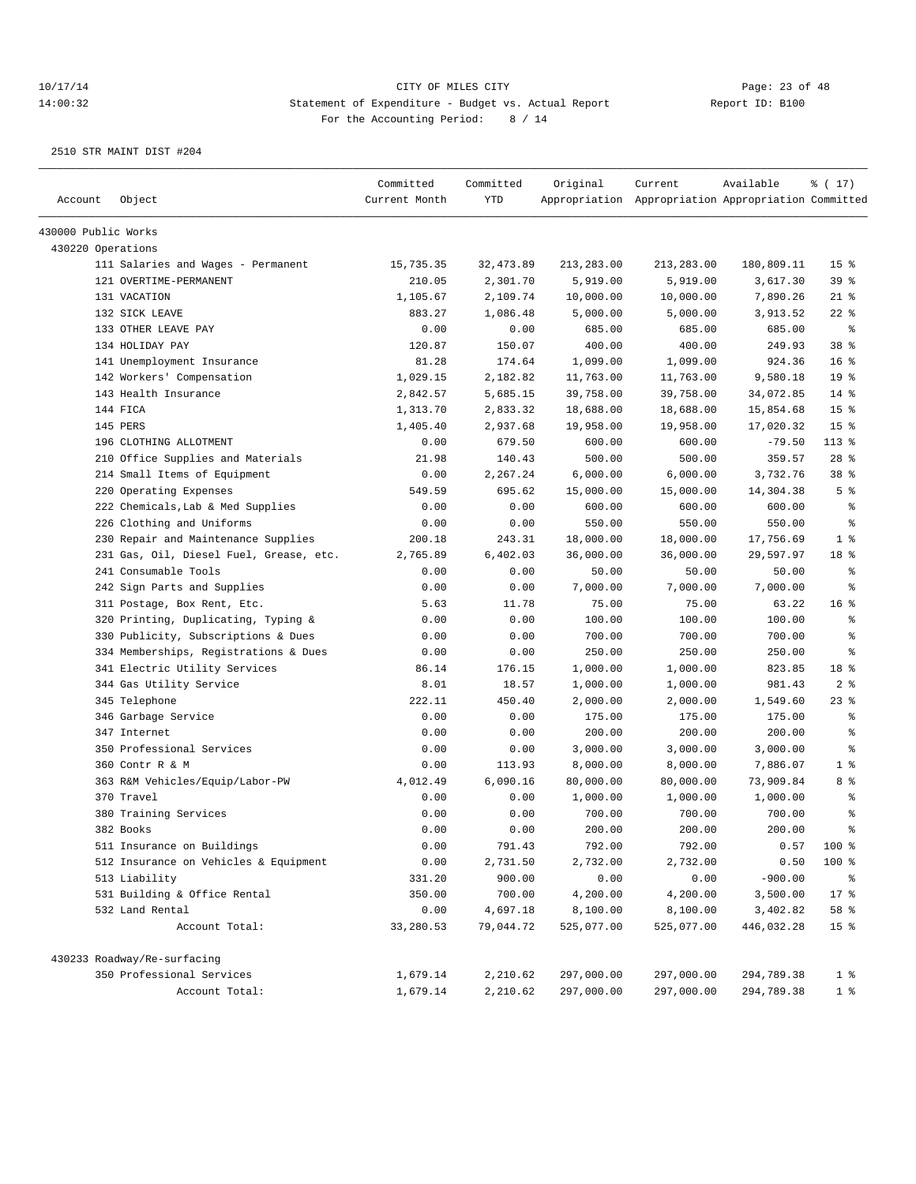CITY OF MILES CITY
Statement of Expenditure - Budget vs. Actual Report
For the Accounting Period: 8 / 14

10/17/14
14:00:32

Report ID: B100

2510 STR MAINT DIST #204

| Account | Object | Committed Current Month | Committed YTD | Original Appropriation | Current Appropriation | Available Appropriation | % ( 17) Committed |
|---|---|---|---|---|---|---|---|
| 430000 Public Works | | | | | | | |
| 430220 Operations | | | | | | | |
| | 111 Salaries and Wages - Permanent | 15,735.35 | 32,473.89 | 213,283.00 | 213,283.00 | 180,809.11 | 15 % |
| | 121 OVERTIME-PERMANENT | 210.05 | 2,301.70 | 5,919.00 | 5,919.00 | 3,617.30 | 39 % |
| | 131 VACATION | 1,105.67 | 2,109.74 | 10,000.00 | 10,000.00 | 7,890.26 | 21 % |
| | 132 SICK LEAVE | 883.27 | 1,086.48 | 5,000.00 | 5,000.00 | 3,913.52 | 22 % |
| | 133 OTHER LEAVE PAY | 0.00 | 0.00 | 685.00 | 685.00 | 685.00 | % |
| | 134 HOLIDAY PAY | 120.87 | 150.07 | 400.00 | 400.00 | 249.93 | 38 % |
| | 141 Unemployment Insurance | 81.28 | 174.64 | 1,099.00 | 1,099.00 | 924.36 | 16 % |
| | 142 Workers' Compensation | 1,029.15 | 2,182.82 | 11,763.00 | 11,763.00 | 9,580.18 | 19 % |
| | 143 Health Insurance | 2,842.57 | 5,685.15 | 39,758.00 | 39,758.00 | 34,072.85 | 14 % |
| | 144 FICA | 1,313.70 | 2,833.32 | 18,688.00 | 18,688.00 | 15,854.68 | 15 % |
| | 145 PERS | 1,405.40 | 2,937.68 | 19,958.00 | 19,958.00 | 17,020.32 | 15 % |
| | 196 CLOTHING ALLOTMENT | 0.00 | 679.50 | 600.00 | 600.00 | -79.50 | 113 % |
| | 210 Office Supplies and Materials | 21.98 | 140.43 | 500.00 | 500.00 | 359.57 | 28 % |
| | 214 Small Items of Equipment | 0.00 | 2,267.24 | 6,000.00 | 6,000.00 | 3,732.76 | 38 % |
| | 220 Operating Expenses | 549.59 | 695.62 | 15,000.00 | 15,000.00 | 14,304.38 | 5 % |
| | 222 Chemicals,Lab & Med Supplies | 0.00 | 0.00 | 600.00 | 600.00 | 600.00 | % |
| | 226 Clothing and Uniforms | 0.00 | 0.00 | 550.00 | 550.00 | 550.00 | % |
| | 230 Repair and Maintenance Supplies | 200.18 | 243.31 | 18,000.00 | 18,000.00 | 17,756.69 | 1 % |
| | 231 Gas, Oil, Diesel Fuel, Grease, etc. | 2,765.89 | 6,402.03 | 36,000.00 | 36,000.00 | 29,597.97 | 18 % |
| | 241 Consumable Tools | 0.00 | 0.00 | 50.00 | 50.00 | 50.00 | % |
| | 242 Sign Parts and Supplies | 0.00 | 0.00 | 7,000.00 | 7,000.00 | 7,000.00 | % |
| | 311 Postage, Box Rent, Etc. | 5.63 | 11.78 | 75.00 | 75.00 | 63.22 | 16 % |
| | 320 Printing, Duplicating, Typing & | 0.00 | 0.00 | 100.00 | 100.00 | 100.00 | % |
| | 330 Publicity, Subscriptions & Dues | 0.00 | 0.00 | 700.00 | 700.00 | 700.00 | % |
| | 334 Memberships, Registrations & Dues | 0.00 | 0.00 | 250.00 | 250.00 | 250.00 | % |
| | 341 Electric Utility Services | 86.14 | 176.15 | 1,000.00 | 1,000.00 | 823.85 | 18 % |
| | 344 Gas Utility Service | 8.01 | 18.57 | 1,000.00 | 1,000.00 | 981.43 | 2 % |
| | 345 Telephone | 222.11 | 450.40 | 2,000.00 | 2,000.00 | 1,549.60 | 23 % |
| | 346 Garbage Service | 0.00 | 0.00 | 175.00 | 175.00 | 175.00 | % |
| | 347 Internet | 0.00 | 0.00 | 200.00 | 200.00 | 200.00 | % |
| | 350 Professional Services | 0.00 | 0.00 | 3,000.00 | 3,000.00 | 3,000.00 | % |
| | 360 Contr R & M | 0.00 | 113.93 | 8,000.00 | 8,000.00 | 7,886.07 | 1 % |
| | 363 R&M Vehicles/Equip/Labor-PW | 4,012.49 | 6,090.16 | 80,000.00 | 80,000.00 | 73,909.84 | 8 % |
| | 370 Travel | 0.00 | 0.00 | 1,000.00 | 1,000.00 | 1,000.00 | % |
| | 380 Training Services | 0.00 | 0.00 | 700.00 | 700.00 | 700.00 | % |
| | 382 Books | 0.00 | 0.00 | 200.00 | 200.00 | 200.00 | % |
| | 511 Insurance on Buildings | 0.00 | 791.43 | 792.00 | 792.00 | 0.57 | 100 % |
| | 512 Insurance on Vehicles & Equipment | 0.00 | 2,731.50 | 2,732.00 | 2,732.00 | 0.50 | 100 % |
| | 513 Liability | 331.20 | 900.00 | 0.00 | 0.00 | -900.00 | % |
| | 531 Building & Office Rental | 350.00 | 700.00 | 4,200.00 | 4,200.00 | 3,500.00 | 17 % |
| | 532 Land Rental | 0.00 | 4,697.18 | 8,100.00 | 8,100.00 | 3,402.82 | 58 % |
| | Account Total: | 33,280.53 | 79,044.72 | 525,077.00 | 525,077.00 | 446,032.28 | 15 % |
| 430233 Roadway/Re-surfacing | | | | | | | |
| | 350 Professional Services | 1,679.14 | 2,210.62 | 297,000.00 | 297,000.00 | 294,789.38 | 1 % |
| | Account Total: | 1,679.14 | 2,210.62 | 297,000.00 | 297,000.00 | 294,789.38 | 1 % |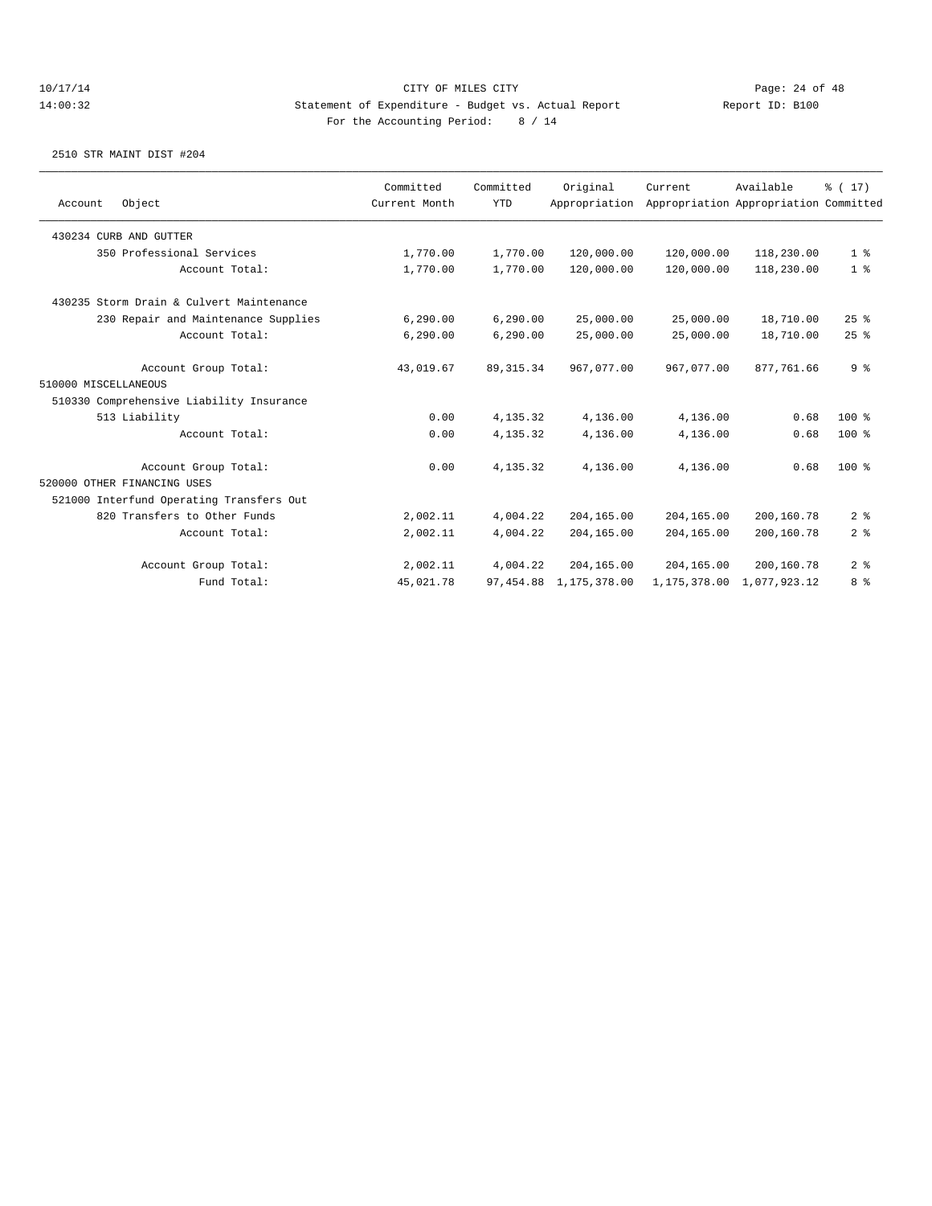CITY OF MILES CITY

Statement of Expenditure - Budget vs. Actual Report

Report ID: B100

For the Accounting Period: 8 / 14

10/17/14
14:00:32

2510 STR MAINT DIST #204

| Account Object | Committed Current Month | Committed YTD | Original Appropriation | Current Appropriation | Available Appropriation | % ( 17) Committed |
|---|---|---|---|---|---|---|
| 430234 CURB AND GUTTER | | | | | | |
| 350 Professional Services | 1,770.00 | 1,770.00 | 120,000.00 | 120,000.00 | 118,230.00 | 1 % |
| Account Total: | 1,770.00 | 1,770.00 | 120,000.00 | 120,000.00 | 118,230.00 | 1 % |
| 430235 Storm Drain & Culvert Maintenance | | | | | | |
| 230 Repair and Maintenance Supplies | 6,290.00 | 6,290.00 | 25,000.00 | 25,000.00 | 18,710.00 | 25 % |
| Account Total: | 6,290.00 | 6,290.00 | 25,000.00 | 25,000.00 | 18,710.00 | 25 % |
| Account Group Total: | 43,019.67 | 89,315.34 | 967,077.00 | 967,077.00 | 877,761.66 | 9 % |
| 510000 MISCELLANEOUS | | | | | | |
| 510330 Comprehensive Liability Insurance | | | | | | |
| 513 Liability | 0.00 | 4,135.32 | 4,136.00 | 4,136.00 | 0.68 | 100 % |
| Account Total: | 0.00 | 4,135.32 | 4,136.00 | 4,136.00 | 0.68 | 100 % |
| Account Group Total: | 0.00 | 4,135.32 | 4,136.00 | 4,136.00 | 0.68 | 100 % |
| 520000 OTHER FINANCING USES | | | | | | |
| 521000 Interfund Operating Transfers Out | | | | | | |
| 820 Transfers to Other Funds | 2,002.11 | 4,004.22 | 204,165.00 | 204,165.00 | 200,160.78 | 2 % |
| Account Total: | 2,002.11 | 4,004.22 | 204,165.00 | 204,165.00 | 200,160.78 | 2 % |
| Account Group Total: | 2,002.11 | 4,004.22 | 204,165.00 | 204,165.00 | 200,160.78 | 2 % |
| Fund Total: | 45,021.78 | 97,454.88 | 1,175,378.00 | 1,175,378.00 | 1,077,923.12 | 8 % |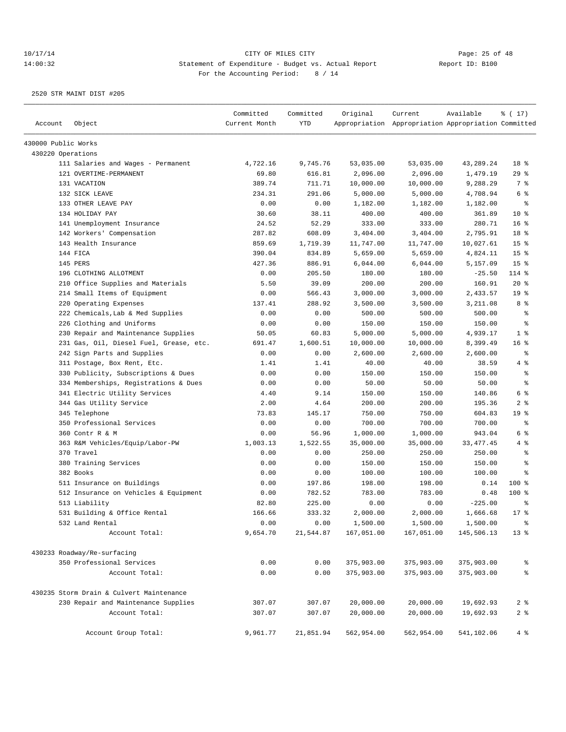10/17/14 CITY OF MILES CITY
14:00:32 Statement of Expenditure - Budget vs. Actual Report Report ID: B100
For the Accounting Period: 8 / 14

2520 STR MAINT DIST #205

| Account | Object | Committed Current Month | Committed YTD | Original Appropriation | Current Appropriation | Available Appropriation | % ( 17) Committed |
|---|---|---|---|---|---|---|---|
| 430000 Public Works | | | | | | | |
| 430220 Operations | | | | | | | |
| | 111 Salaries and Wages - Permanent | 4,722.16 | 9,745.76 | 53,035.00 | 53,035.00 | 43,289.24 | 18 % |
| | 121 OVERTIME-PERMANENT | 69.80 | 616.81 | 2,096.00 | 2,096.00 | 1,479.19 | 29 % |
| | 131 VACATION | 389.74 | 711.71 | 10,000.00 | 10,000.00 | 9,288.29 | 7 % |
| | 132 SICK LEAVE | 234.31 | 291.06 | 5,000.00 | 5,000.00 | 4,708.94 | 6 % |
| | 133 OTHER LEAVE PAY | 0.00 | 0.00 | 1,182.00 | 1,182.00 | 1,182.00 | % |
| | 134 HOLIDAY PAY | 30.60 | 38.11 | 400.00 | 400.00 | 361.89 | 10 % |
| | 141 Unemployment Insurance | 24.52 | 52.29 | 333.00 | 333.00 | 280.71 | 16 % |
| | 142 Workers' Compensation | 287.82 | 608.09 | 3,404.00 | 3,404.00 | 2,795.91 | 18 % |
| | 143 Health Insurance | 859.69 | 1,719.39 | 11,747.00 | 11,747.00 | 10,027.61 | 15 % |
| | 144 FICA | 390.04 | 834.89 | 5,659.00 | 5,659.00 | 4,824.11 | 15 % |
| | 145 PERS | 427.36 | 886.91 | 6,044.00 | 6,044.00 | 5,157.09 | 15 % |
| | 196 CLOTHING ALLOTMENT | 0.00 | 205.50 | 180.00 | 180.00 | -25.50 | 114 % |
| | 210 Office Supplies and Materials | 5.50 | 39.09 | 200.00 | 200.00 | 160.91 | 20 % |
| | 214 Small Items of Equipment | 0.00 | 566.43 | 3,000.00 | 3,000.00 | 2,433.57 | 19 % |
| | 220 Operating Expenses | 137.41 | 288.92 | 3,500.00 | 3,500.00 | 3,211.08 | 8 % |
| | 222 Chemicals,Lab & Med Supplies | 0.00 | 0.00 | 500.00 | 500.00 | 500.00 | % |
| | 226 Clothing and Uniforms | 0.00 | 0.00 | 150.00 | 150.00 | 150.00 | % |
| | 230 Repair and Maintenance Supplies | 50.05 | 60.83 | 5,000.00 | 5,000.00 | 4,939.17 | 1 % |
| | 231 Gas, Oil, Diesel Fuel, Grease, etc. | 691.47 | 1,600.51 | 10,000.00 | 10,000.00 | 8,399.49 | 16 % |
| | 242 Sign Parts and Supplies | 0.00 | 0.00 | 2,600.00 | 2,600.00 | 2,600.00 | % |
| | 311 Postage, Box Rent, Etc. | 1.41 | 1.41 | 40.00 | 40.00 | 38.59 | 4 % |
| | 330 Publicity, Subscriptions & Dues | 0.00 | 0.00 | 150.00 | 150.00 | 150.00 | % |
| | 334 Memberships, Registrations & Dues | 0.00 | 0.00 | 50.00 | 50.00 | 50.00 | % |
| | 341 Electric Utility Services | 4.40 | 9.14 | 150.00 | 150.00 | 140.86 | 6 % |
| | 344 Gas Utility Service | 2.00 | 4.64 | 200.00 | 200.00 | 195.36 | 2 % |
| | 345 Telephone | 73.83 | 145.17 | 750.00 | 750.00 | 604.83 | 19 % |
| | 350 Professional Services | 0.00 | 0.00 | 700.00 | 700.00 | 700.00 | % |
| | 360 Contr R & M | 0.00 | 56.96 | 1,000.00 | 1,000.00 | 943.04 | 6 % |
| | 363 R&M Vehicles/Equip/Labor-PW | 1,003.13 | 1,522.55 | 35,000.00 | 35,000.00 | 33,477.45 | 4 % |
| | 370 Travel | 0.00 | 0.00 | 250.00 | 250.00 | 250.00 | % |
| | 380 Training Services | 0.00 | 0.00 | 150.00 | 150.00 | 150.00 | % |
| | 382 Books | 0.00 | 0.00 | 100.00 | 100.00 | 100.00 | % |
| | 511 Insurance on Buildings | 0.00 | 197.86 | 198.00 | 198.00 | 0.14 | 100 % |
| | 512 Insurance on Vehicles & Equipment | 0.00 | 782.52 | 783.00 | 783.00 | 0.48 | 100 % |
| | 513 Liability | 82.80 | 225.00 | 0.00 | 0.00 | -225.00 | % |
| | 531 Building & Office Rental | 166.66 | 333.32 | 2,000.00 | 2,000.00 | 1,666.68 | 17 % |
| | 532 Land Rental | 0.00 | 0.00 | 1,500.00 | 1,500.00 | 1,500.00 | % |
| | Account Total: | 9,654.70 | 21,544.87 | 167,051.00 | 167,051.00 | 145,506.13 | 13 % |
| 430233 Roadway/Re-surfacing | | | | | | | |
| | 350 Professional Services | 0.00 | 0.00 | 375,903.00 | 375,903.00 | 375,903.00 | % |
| | Account Total: | 0.00 | 0.00 | 375,903.00 | 375,903.00 | 375,903.00 | % |
| 430235 Storm Drain & Culvert Maintenance | | | | | | | |
| | 230 Repair and Maintenance Supplies | 307.07 | 307.07 | 20,000.00 | 20,000.00 | 19,692.93 | 2 % |
| | Account Total: | 307.07 | 307.07 | 20,000.00 | 20,000.00 | 19,692.93 | 2 % |
| | Account Group Total: | 9,961.77 | 21,851.94 | 562,954.00 | 562,954.00 | 541,102.06 | 4 % |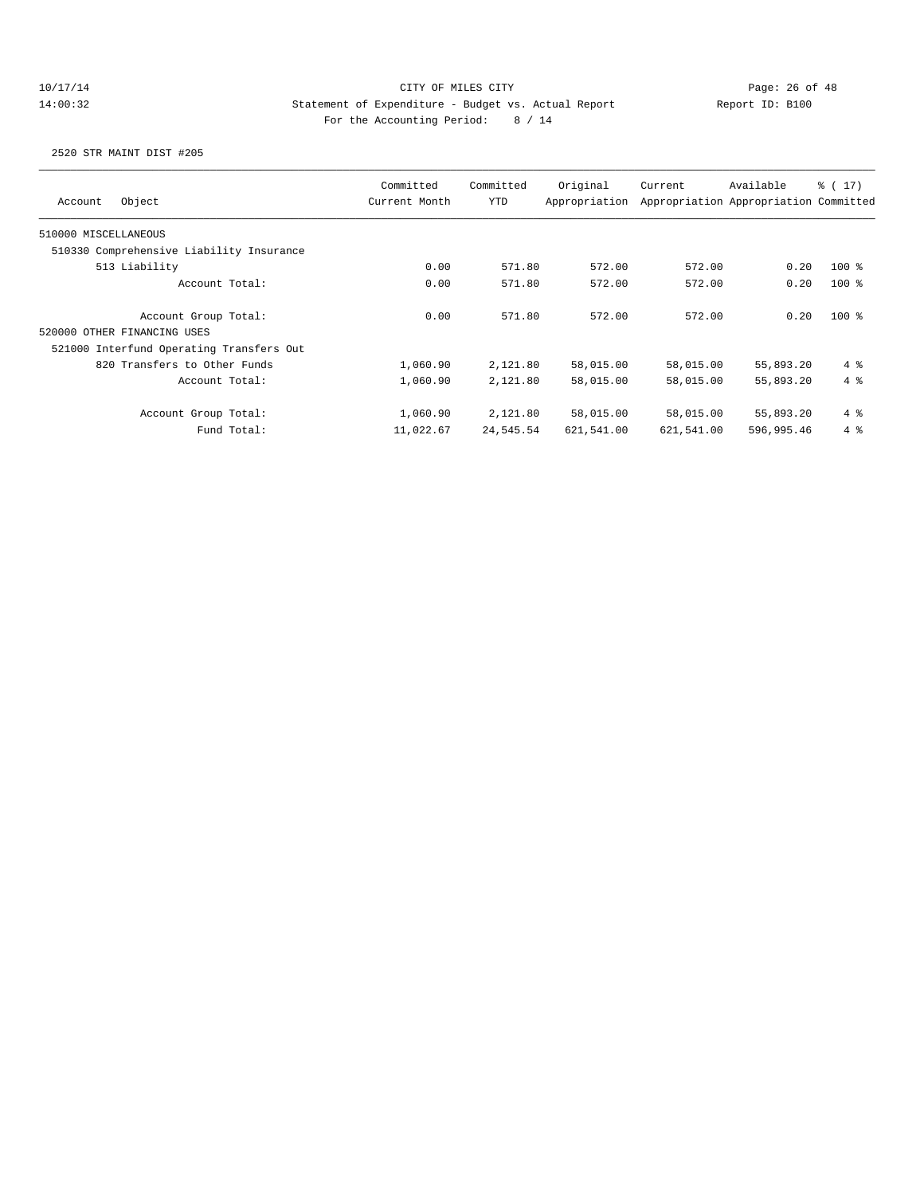CITY OF MILES CITY

Statement of Expenditure - Budget vs. Actual Report

Report ID: B100

For the Accounting Period: 8 / 14

2520 STR MAINT DIST #205

| Account | Object | Committed Current Month | Committed YTD | Original Appropriation | Current Appropriation | Available Appropriation | % ( 17) Committed |
|---|---|---|---|---|---|---|---|
| 510000 MISCELLANEOUS | | | | | | | |
| 510330 Comprehensive Liability Insurance | | | | | | | |
| | 513 Liability | 0.00 | 571.80 | 572.00 | 572.00 | 0.20 | 100 % |
| | Account Total: | 0.00 | 571.80 | 572.00 | 572.00 | 0.20 | 100 % |
| | Account Group Total: | 0.00 | 571.80 | 572.00 | 572.00 | 0.20 | 100 % |
| 520000 OTHER FINANCING USES | | | | | | | |
| 521000 Interfund Operating Transfers Out | | | | | | | |
| | 820 Transfers to Other Funds | 1,060.90 | 2,121.80 | 58,015.00 | 58,015.00 | 55,893.20 | 4 % |
| | Account Total: | 1,060.90 | 2,121.80 | 58,015.00 | 58,015.00 | 55,893.20 | 4 % |
| | Account Group Total: | 1,060.90 | 2,121.80 | 58,015.00 | 58,015.00 | 55,893.20 | 4 % |
| | Fund Total: | 11,022.67 | 24,545.54 | 621,541.00 | 621,541.00 | 596,995.46 | 4 % |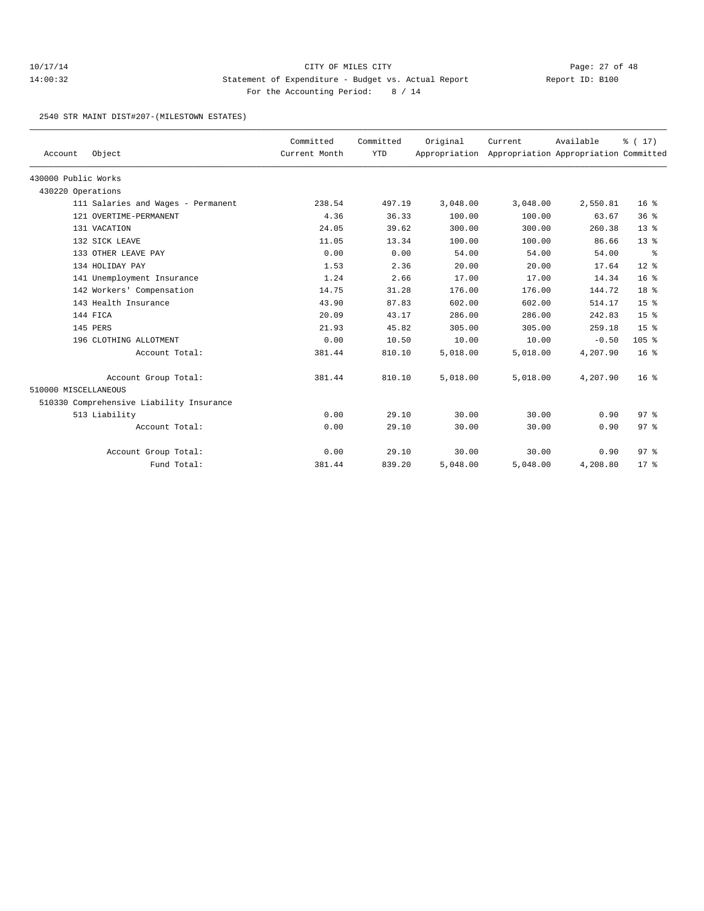CITY OF MILES CITY

Statement of Expenditure - Budget vs. Actual Report

Report ID: B100

For the Accounting Period: 8 / 14

2540 STR MAINT DIST#207-(MILESTOWN ESTATES)

| Account Object | Committed Current Month | Committed YTD | Original Appropriation | Current Appropriation | Available Appropriation | % ( 17) Committed |
|---|---|---|---|---|---|---|
| 430000 Public Works | | | | | | |
| 430220 Operations | | | | | | |
| 111 Salaries and Wages - Permanent | 238.54 | 497.19 | 3,048.00 | 3,048.00 | 2,550.81 | 16 % |
| 121 OVERTIME-PERMANENT | 4.36 | 36.33 | 100.00 | 100.00 | 63.67 | 36 % |
| 131 VACATION | 24.05 | 39.62 | 300.00 | 300.00 | 260.38 | 13 % |
| 132 SICK LEAVE | 11.05 | 13.34 | 100.00 | 100.00 | 86.66 | 13 % |
| 133 OTHER LEAVE PAY | 0.00 | 0.00 | 54.00 | 54.00 | 54.00 | % |
| 134 HOLIDAY PAY | 1.53 | 2.36 | 20.00 | 20.00 | 17.64 | 12 % |
| 141 Unemployment Insurance | 1.24 | 2.66 | 17.00 | 17.00 | 14.34 | 16 % |
| 142 Workers' Compensation | 14.75 | 31.28 | 176.00 | 176.00 | 144.72 | 18 % |
| 143 Health Insurance | 43.90 | 87.83 | 602.00 | 602.00 | 514.17 | 15 % |
| 144 FICA | 20.09 | 43.17 | 286.00 | 286.00 | 242.83 | 15 % |
| 145 PERS | 21.93 | 45.82 | 305.00 | 305.00 | 259.18 | 15 % |
| 196 CLOTHING ALLOTMENT | 0.00 | 10.50 | 10.00 | 10.00 | -0.50 | 105 % |
| Account Total: | 381.44 | 810.10 | 5,018.00 | 5,018.00 | 4,207.90 | 16 % |
| Account Group Total: | 381.44 | 810.10 | 5,018.00 | 5,018.00 | 4,207.90 | 16 % |
| 510000 MISCELLANEOUS | | | | | | |
| 510330 Comprehensive Liability Insurance | | | | | | |
| 513 Liability | 0.00 | 29.10 | 30.00 | 30.00 | 0.90 | 97 % |
| Account Total: | 0.00 | 29.10 | 30.00 | 30.00 | 0.90 | 97 % |
| Account Group Total: | 0.00 | 29.10 | 30.00 | 30.00 | 0.90 | 97 % |
| Fund Total: | 381.44 | 839.20 | 5,048.00 | 5,048.00 | 4,208.80 | 17 % |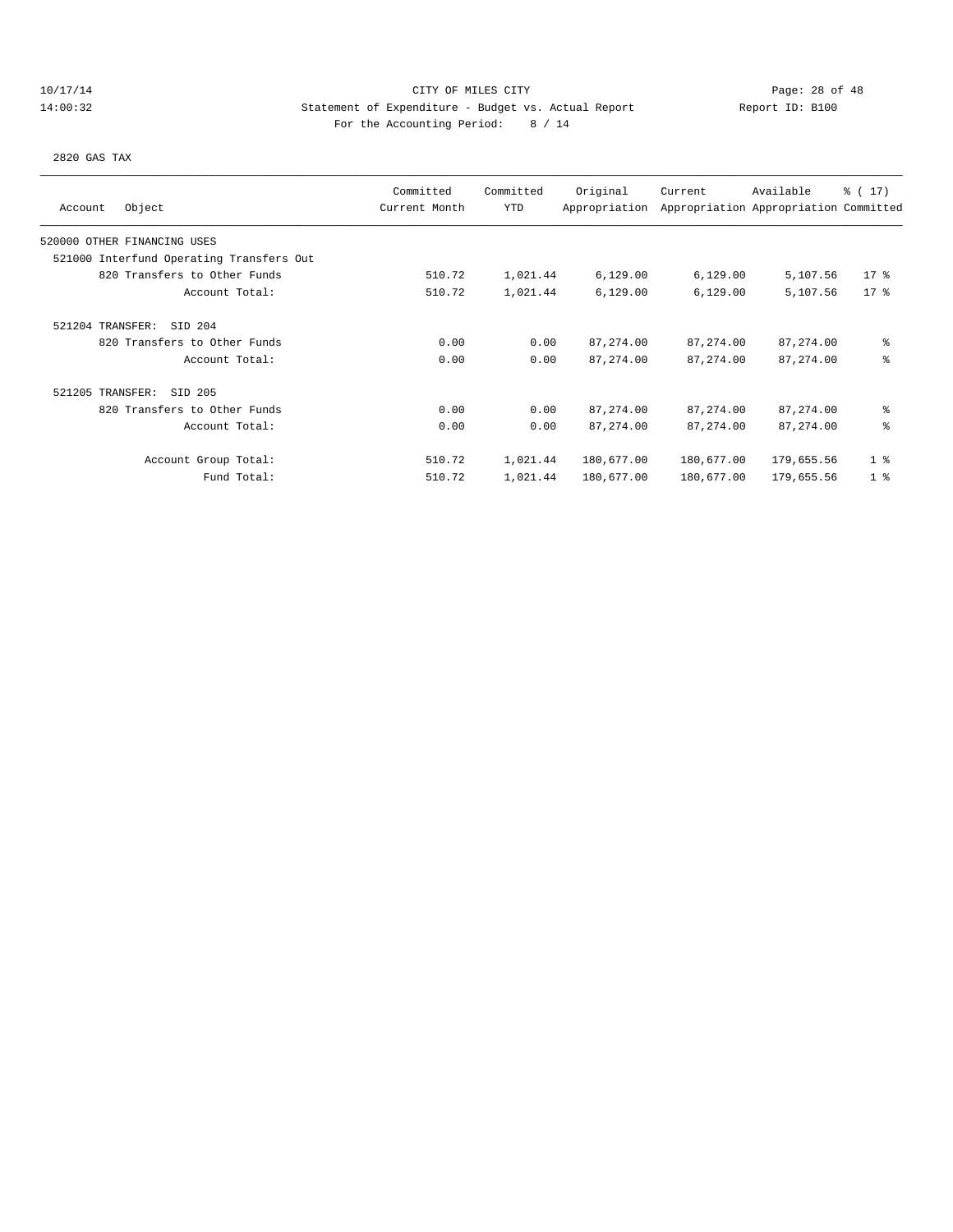10/17/14 CITY OF MILES CITY
14:00:32 Statement of Expenditure - Budget vs. Actual Report Report ID: B100
For the Accounting Period: 8 / 14

2820 GAS TAX

| Account Object | Committed Current Month | Committed YTD | Original Appropriation | Current Appropriation | Available Appropriation | % ( 17) Committed |
|---|---|---|---|---|---|---|
| 520000 OTHER FINANCING USES | | | | | | |
| 521000 Interfund Operating Transfers Out | | | | | | |
| 820 Transfers to Other Funds | 510.72 | 1,021.44 | 6,129.00 | 6,129.00 | 5,107.56 | 17 % |
| Account Total: | 510.72 | 1,021.44 | 6,129.00 | 6,129.00 | 5,107.56 | 17 % |
| 521204 TRANSFER: SID 204 | | | | | | |
| 820 Transfers to Other Funds | 0.00 | 0.00 | 87,274.00 | 87,274.00 | 87,274.00 | % |
| Account Total: | 0.00 | 0.00 | 87,274.00 | 87,274.00 | 87,274.00 | % |
| 521205 TRANSFER: SID 205 | | | | | | |
| 820 Transfers to Other Funds | 0.00 | 0.00 | 87,274.00 | 87,274.00 | 87,274.00 | % |
| Account Total: | 0.00 | 0.00 | 87,274.00 | 87,274.00 | 87,274.00 | % |
| Account Group Total: | 510.72 | 1,021.44 | 180,677.00 | 180,677.00 | 179,655.56 | 1 % |
| Fund Total: | 510.72 | 1,021.44 | 180,677.00 | 180,677.00 | 179,655.56 | 1 % |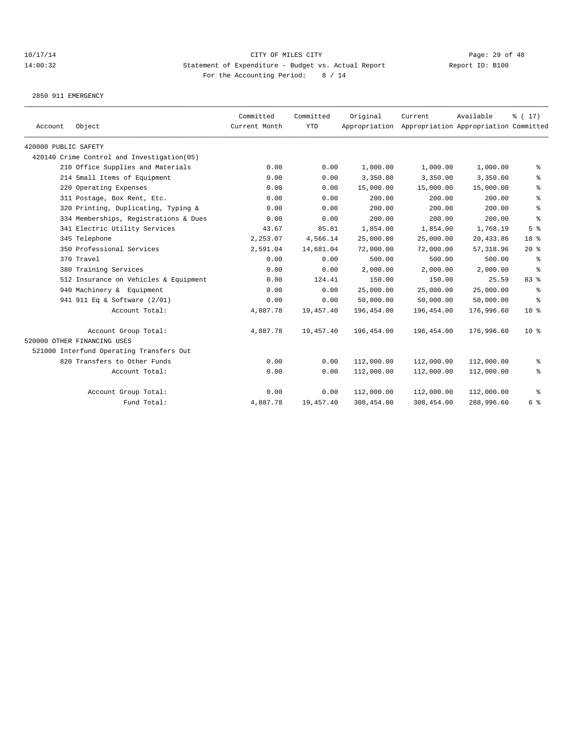CITY OF MILES CITY
Statement of Expenditure - Budget vs. Actual Report
For the Accounting Period: 8 / 14

10/17/14
14:00:32

Report ID: B100

2850 911 EMERGENCY

| Account Object | Committed Current Month | Committed YTD | Original Appropriation | Current Appropriation | Available Appropriation | % ( 17) Committed |
|---|---|---|---|---|---|---|
| 420000 PUBLIC SAFETY | | | | | | |
| 420140 Crime Control and Investigation(05) | | | | | | |
| 210 Office Supplies and Materials | 0.00 | 0.00 | 1,000.00 | 1,000.00 | 1,000.00 | % |
| 214 Small Items of Equipment | 0.00 | 0.00 | 3,350.00 | 3,350.00 | 3,350.00 | % |
| 220 Operating Expenses | 0.00 | 0.00 | 15,000.00 | 15,000.00 | 15,000.00 | % |
| 311 Postage, Box Rent, Etc. | 0.00 | 0.00 | 200.00 | 200.00 | 200.00 | % |
| 320 Printing, Duplicating, Typing & | 0.00 | 0.00 | 200.00 | 200.00 | 200.00 | % |
| 334 Memberships, Registrations & Dues | 0.00 | 0.00 | 200.00 | 200.00 | 200.00 | % |
| 341 Electric Utility Services | 43.67 | 85.81 | 1,854.00 | 1,854.00 | 1,768.19 | 5 % |
| 345 Telephone | 2,253.07 | 4,566.14 | 25,000.00 | 25,000.00 | 20,433.86 | 18 % |
| 350 Professional Services | 2,591.04 | 14,681.04 | 72,000.00 | 72,000.00 | 57,318.96 | 20 % |
| 370 Travel | 0.00 | 0.00 | 500.00 | 500.00 | 500.00 | % |
| 380 Training Services | 0.00 | 0.00 | 2,000.00 | 2,000.00 | 2,000.00 | % |
| 512 Insurance on Vehicles & Equipment | 0.00 | 124.41 | 150.00 | 150.00 | 25.59 | 83 % |
| 940 Machinery & Equipment | 0.00 | 0.00 | 25,000.00 | 25,000.00 | 25,000.00 | % |
| 941 911 Eq & Software (2/01) | 0.00 | 0.00 | 50,000.00 | 50,000.00 | 50,000.00 | % |
| Account Total: | 4,887.78 | 19,457.40 | 196,454.00 | 196,454.00 | 176,996.60 | 10 % |
| Account Group Total: | 4,887.78 | 19,457.40 | 196,454.00 | 196,454.00 | 176,996.60 | 10 % |
| 520000 OTHER FINANCING USES | | | | | | |
| 521000 Interfund Operating Transfers Out | | | | | | |
| 820 Transfers to Other Funds | 0.00 | 0.00 | 112,000.00 | 112,000.00 | 112,000.00 | % |
| Account Total: | 0.00 | 0.00 | 112,000.00 | 112,000.00 | 112,000.00 | % |
| Account Group Total: | 0.00 | 0.00 | 112,000.00 | 112,000.00 | 112,000.00 | % |
| Fund Total: | 4,887.78 | 19,457.40 | 308,454.00 | 308,454.00 | 288,996.60 | 6 % |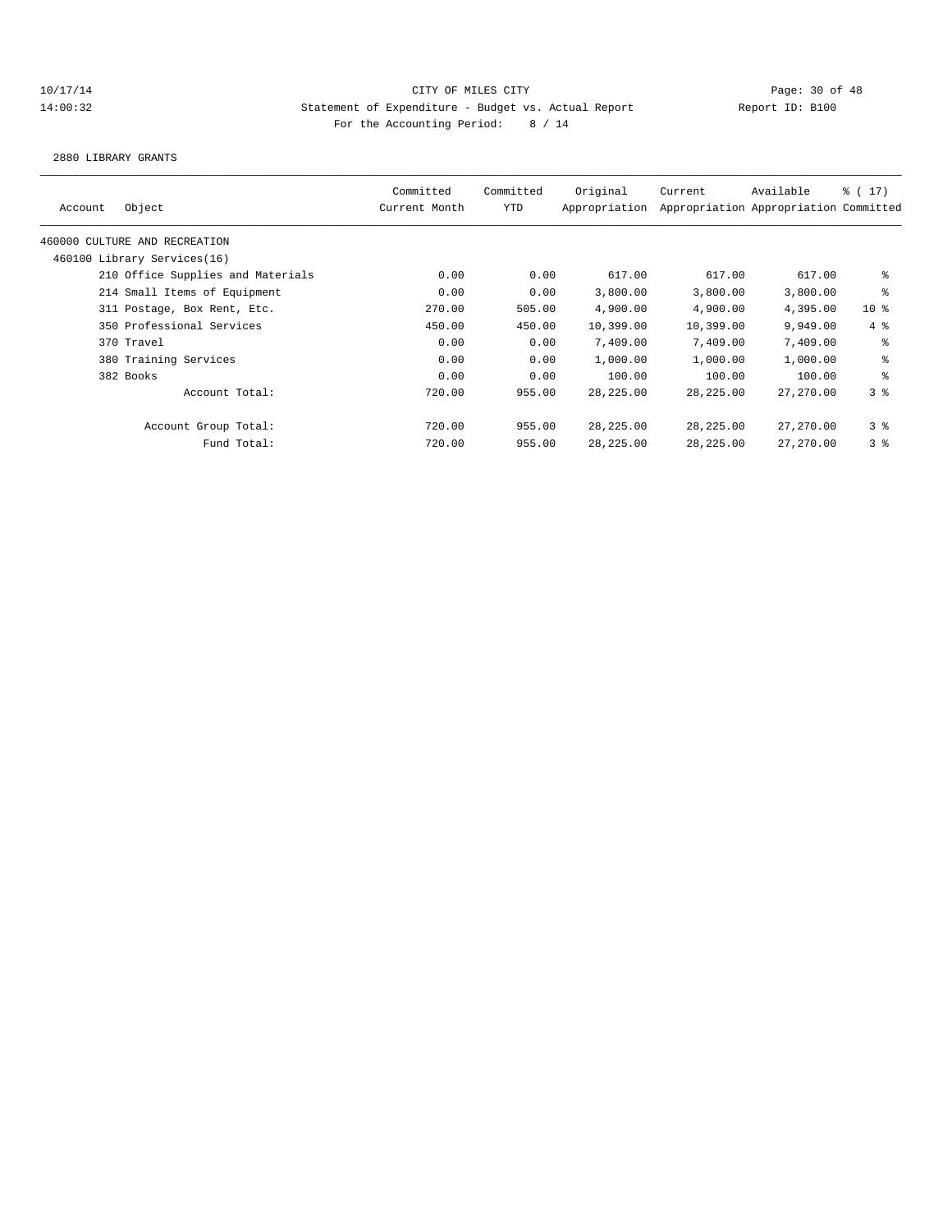CITY OF MILES CITY
Statement of Expenditure - Budget vs. Actual Report
For the Accounting Period: 8 / 14

10/17/14
14:00:32

Report ID: B100

2880 LIBRARY GRANTS

| Account | Object | Committed Current Month | Committed YTD | Original Appropriation | Current Appropriation | Available Appropriation | % ( 17) Committed |
|---|---|---|---|---|---|---|---|
| 460000 CULTURE AND RECREATION | | | | | | | |
| 460100 Library Services(16) | | | | | | | |
| | 210 Office Supplies and Materials | 0.00 | 0.00 | 617.00 | 617.00 | 617.00 | % |
| | 214 Small Items of Equipment | 0.00 | 0.00 | 3,800.00 | 3,800.00 | 3,800.00 | % |
| | 311 Postage, Box Rent, Etc. | 270.00 | 505.00 | 4,900.00 | 4,900.00 | 4,395.00 | 10 % |
| | 350 Professional Services | 450.00 | 450.00 | 10,399.00 | 10,399.00 | 9,949.00 | 4 % |
| | 370 Travel | 0.00 | 0.00 | 7,409.00 | 7,409.00 | 7,409.00 | % |
| | 380 Training Services | 0.00 | 0.00 | 1,000.00 | 1,000.00 | 1,000.00 | % |
| | 382 Books | 0.00 | 0.00 | 100.00 | 100.00 | 100.00 | % |
| | Account Total: | 720.00 | 955.00 | 28,225.00 | 28,225.00 | 27,270.00 | 3 % |
| | Account Group Total: | 720.00 | 955.00 | 28,225.00 | 28,225.00 | 27,270.00 | 3 % |
| | Fund Total: | 720.00 | 955.00 | 28,225.00 | 28,225.00 | 27,270.00 | 3 % |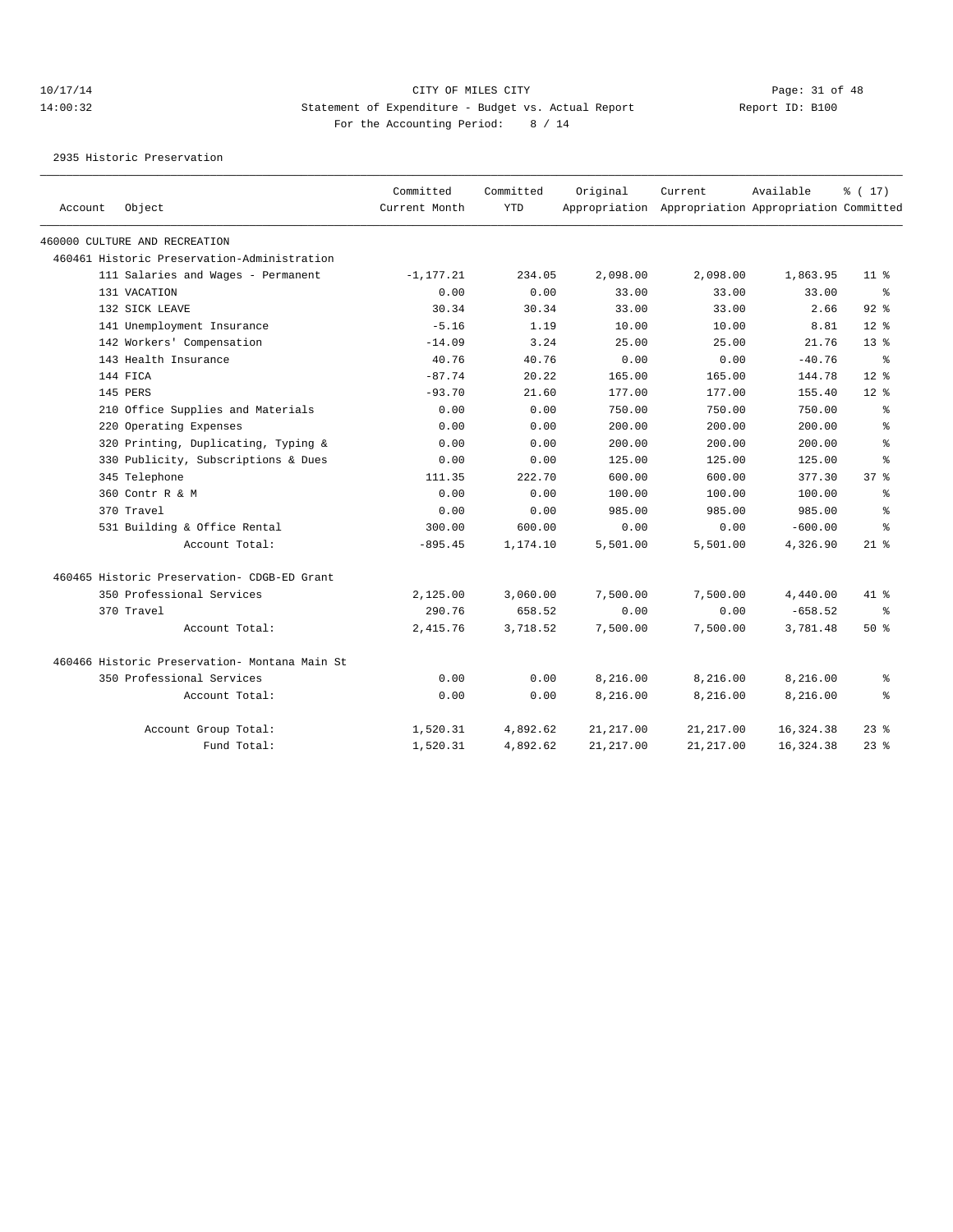CITY OF MILES CITY
Statement of Expenditure - Budget vs. Actual Report
Report ID: B100
For the Accounting Period: 8 / 14

10/17/14
14:00:32

2935 Historic Preservation

| Account | Object | Committed Current Month | Committed YTD | Original Appropriation | Current Appropriation | Available Appropriation | % ( 17) Committed |
|---|---|---|---|---|---|---|---|
| 460000 CULTURE AND RECREATION | | | | | | | |
| 460461 Historic Preservation-Administration | | | | | | | |
| | 111 Salaries and Wages - Permanent | -1,177.21 | 234.05 | 2,098.00 | 2,098.00 | 1,863.95 | 11 % |
| | 131 VACATION | 0.00 | 0.00 | 33.00 | 33.00 | 33.00 | % |
| | 132 SICK LEAVE | 30.34 | 30.34 | 33.00 | 33.00 | 2.66 | 92 % |
| | 141 Unemployment Insurance | -5.16 | 1.19 | 10.00 | 10.00 | 8.81 | 12 % |
| | 142 Workers' Compensation | -14.09 | 3.24 | 25.00 | 25.00 | 21.76 | 13 % |
| | 143 Health Insurance | 40.76 | 40.76 | 0.00 | 0.00 | -40.76 | % |
| | 144 FICA | -87.74 | 20.22 | 165.00 | 165.00 | 144.78 | 12 % |
| | 145 PERS | -93.70 | 21.60 | 177.00 | 177.00 | 155.40 | 12 % |
| | 210 Office Supplies and Materials | 0.00 | 0.00 | 750.00 | 750.00 | 750.00 | % |
| | 220 Operating Expenses | 0.00 | 0.00 | 200.00 | 200.00 | 200.00 | % |
| | 320 Printing, Duplicating, Typing & | 0.00 | 0.00 | 200.00 | 200.00 | 200.00 | % |
| | 330 Publicity, Subscriptions & Dues | 0.00 | 0.00 | 125.00 | 125.00 | 125.00 | % |
| | 345 Telephone | 111.35 | 222.70 | 600.00 | 600.00 | 377.30 | 37 % |
| | 360 Contr R & M | 0.00 | 0.00 | 100.00 | 100.00 | 100.00 | % |
| | 370 Travel | 0.00 | 0.00 | 985.00 | 985.00 | 985.00 | % |
| | 531 Building & Office Rental | 300.00 | 600.00 | 0.00 | 0.00 | -600.00 | % |
| | Account Total: | -895.45 | 1,174.10 | 5,501.00 | 5,501.00 | 4,326.90 | 21 % |
| 460465 Historic Preservation- CDGB-ED Grant | | | | | | | |
| | 350 Professional Services | 2,125.00 | 3,060.00 | 7,500.00 | 7,500.00 | 4,440.00 | 41 % |
| | 370 Travel | 290.76 | 658.52 | 0.00 | 0.00 | -658.52 | % |
| | Account Total: | 2,415.76 | 3,718.52 | 7,500.00 | 7,500.00 | 3,781.48 | 50 % |
| 460466 Historic Preservation- Montana Main St | | | | | | | |
| | 350 Professional Services | 0.00 | 0.00 | 8,216.00 | 8,216.00 | 8,216.00 | % |
| | Account Total: | 0.00 | 0.00 | 8,216.00 | 8,216.00 | 8,216.00 | % |
| | Account Group Total: | 1,520.31 | 4,892.62 | 21,217.00 | 21,217.00 | 16,324.38 | 23 % |
| | Fund Total: | 1,520.31 | 4,892.62 | 21,217.00 | 21,217.00 | 16,324.38 | 23 % |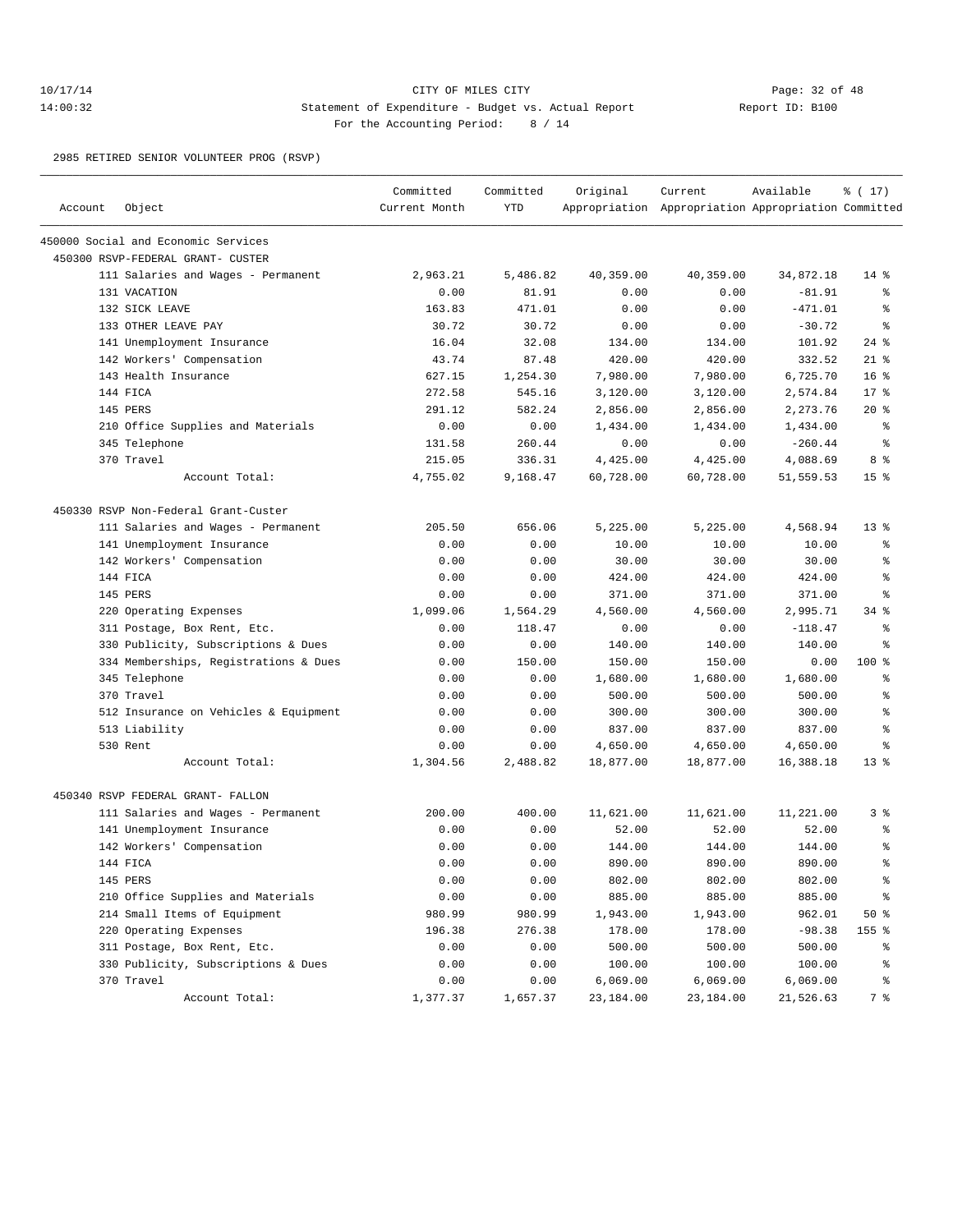10/17/14 CITY OF MILES CITY
14:00:32 Statement of Expenditure - Budget vs. Actual Report Report ID: B100
For the Accounting Period: 8 / 14

2985 RETIRED SENIOR VOLUNTEER PROG (RSVP)

| Account | Object | Committed Current Month | Committed YTD | Original Appropriation | Current Appropriation | Available Appropriation | % ( 17) Committed |
|---|---|---|---|---|---|---|---|
| 450000 Social and Economic Services | | | | | | | |
| 450300 RSVP-FEDERAL GRANT- CUSTER | | | | | | | |
| | 111 Salaries and Wages - Permanent | 2,963.21 | 5,486.82 | 40,359.00 | 40,359.00 | 34,872.18 | 14 % |
| | 131 VACATION | 0.00 | 81.91 | 0.00 | 0.00 | -81.91 | % |
| | 132 SICK LEAVE | 163.83 | 471.01 | 0.00 | 0.00 | -471.01 | % |
| | 133 OTHER LEAVE PAY | 30.72 | 30.72 | 0.00 | 0.00 | -30.72 | % |
| | 141 Unemployment Insurance | 16.04 | 32.08 | 134.00 | 134.00 | 101.92 | 24 % |
| | 142 Workers' Compensation | 43.74 | 87.48 | 420.00 | 420.00 | 332.52 | 21 % |
| | 143 Health Insurance | 627.15 | 1,254.30 | 7,980.00 | 7,980.00 | 6,725.70 | 16 % |
| | 144 FICA | 272.58 | 545.16 | 3,120.00 | 3,120.00 | 2,574.84 | 17 % |
| | 145 PERS | 291.12 | 582.24 | 2,856.00 | 2,856.00 | 2,273.76 | 20 % |
| | 210 Office Supplies and Materials | 0.00 | 0.00 | 1,434.00 | 1,434.00 | 1,434.00 | % |
| | 345 Telephone | 131.58 | 260.44 | 0.00 | 0.00 | -260.44 | % |
| | 370 Travel | 215.05 | 336.31 | 4,425.00 | 4,425.00 | 4,088.69 | 8 % |
| | Account Total: | 4,755.02 | 9,168.47 | 60,728.00 | 60,728.00 | 51,559.53 | 15 % |
| 450330 RSVP Non-Federal Grant-Custer | | | | | | | |
| | 111 Salaries and Wages - Permanent | 205.50 | 656.06 | 5,225.00 | 5,225.00 | 4,568.94 | 13 % |
| | 141 Unemployment Insurance | 0.00 | 0.00 | 10.00 | 10.00 | 10.00 | % |
| | 142 Workers' Compensation | 0.00 | 0.00 | 30.00 | 30.00 | 30.00 | % |
| | 144 FICA | 0.00 | 0.00 | 424.00 | 424.00 | 424.00 | % |
| | 145 PERS | 0.00 | 0.00 | 371.00 | 371.00 | 371.00 | % |
| | 220 Operating Expenses | 1,099.06 | 1,564.29 | 4,560.00 | 4,560.00 | 2,995.71 | 34 % |
| | 311 Postage, Box Rent, Etc. | 0.00 | 118.47 | 0.00 | 0.00 | -118.47 | % |
| | 330 Publicity, Subscriptions & Dues | 0.00 | 0.00 | 140.00 | 140.00 | 140.00 | % |
| | 334 Memberships, Registrations & Dues | 0.00 | 150.00 | 150.00 | 150.00 | 0.00 | 100 % |
| | 345 Telephone | 0.00 | 0.00 | 1,680.00 | 1,680.00 | 1,680.00 | % |
| | 370 Travel | 0.00 | 0.00 | 500.00 | 500.00 | 500.00 | % |
| | 512 Insurance on Vehicles & Equipment | 0.00 | 0.00 | 300.00 | 300.00 | 300.00 | % |
| | 513 Liability | 0.00 | 0.00 | 837.00 | 837.00 | 837.00 | % |
| | 530 Rent | 0.00 | 0.00 | 4,650.00 | 4,650.00 | 4,650.00 | % |
| | Account Total: | 1,304.56 | 2,488.82 | 18,877.00 | 18,877.00 | 16,388.18 | 13 % |
| 450340 RSVP FEDERAL GRANT- FALLON | | | | | | | |
| | 111 Salaries and Wages - Permanent | 200.00 | 400.00 | 11,621.00 | 11,621.00 | 11,221.00 | 3 % |
| | 141 Unemployment Insurance | 0.00 | 0.00 | 52.00 | 52.00 | 52.00 | % |
| | 142 Workers' Compensation | 0.00 | 0.00 | 144.00 | 144.00 | 144.00 | % |
| | 144 FICA | 0.00 | 0.00 | 890.00 | 890.00 | 890.00 | % |
| | 145 PERS | 0.00 | 0.00 | 802.00 | 802.00 | 802.00 | % |
| | 210 Office Supplies and Materials | 0.00 | 0.00 | 885.00 | 885.00 | 885.00 | % |
| | 214 Small Items of Equipment | 980.99 | 980.99 | 1,943.00 | 1,943.00 | 962.01 | 50 % |
| | 220 Operating Expenses | 196.38 | 276.38 | 178.00 | 178.00 | -98.38 | 155 % |
| | 311 Postage, Box Rent, Etc. | 0.00 | 0.00 | 500.00 | 500.00 | 500.00 | % |
| | 330 Publicity, Subscriptions & Dues | 0.00 | 0.00 | 100.00 | 100.00 | 100.00 | % |
| | 370 Travel | 0.00 | 0.00 | 6,069.00 | 6,069.00 | 6,069.00 | % |
| | Account Total: | 1,377.37 | 1,657.37 | 23,184.00 | 23,184.00 | 21,526.63 | 7 % |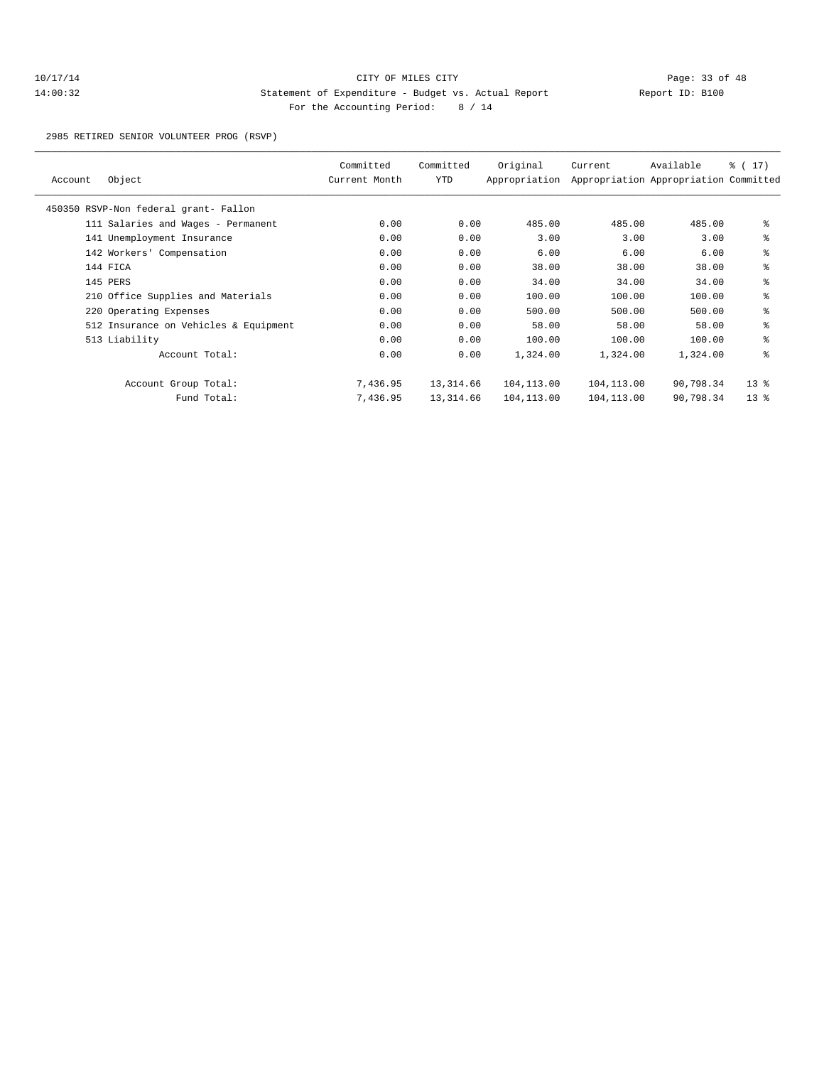CITY OF MILES CITY

Statement of Expenditure - Budget vs. Actual Report

Report ID: B100

For the Accounting Period: 8 / 14

10/17/14 14:00:32

2985 RETIRED SENIOR VOLUNTEER PROG (RSVP)

| Account | Object | Committed Current Month | Committed YTD | Original Appropriation | Current Appropriation | Available Appropriation | % ( 17) Committed |
|---|---|---|---|---|---|---|---|
| 450350 RSVP-Non federal grant- Fallon | | | | | | | |
| | 111 Salaries and Wages - Permanent | 0.00 | 0.00 | 485.00 | 485.00 | 485.00 | % |
| | 141 Unemployment Insurance | 0.00 | 0.00 | 3.00 | 3.00 | 3.00 | % |
| | 142 Workers' Compensation | 0.00 | 0.00 | 6.00 | 6.00 | 6.00 | % |
| | 144 FICA | 0.00 | 0.00 | 38.00 | 38.00 | 38.00 | % |
| | 145 PERS | 0.00 | 0.00 | 34.00 | 34.00 | 34.00 | % |
| | 210 Office Supplies and Materials | 0.00 | 0.00 | 100.00 | 100.00 | 100.00 | % |
| | 220 Operating Expenses | 0.00 | 0.00 | 500.00 | 500.00 | 500.00 | % |
| | 512 Insurance on Vehicles & Equipment | 0.00 | 0.00 | 58.00 | 58.00 | 58.00 | % |
| | 513 Liability | 0.00 | 0.00 | 100.00 | 100.00 | 100.00 | % |
| | Account Total: | 0.00 | 0.00 | 1,324.00 | 1,324.00 | 1,324.00 | % |
| | Account Group Total: | 7,436.95 | 13,314.66 | 104,113.00 | 104,113.00 | 90,798.34 | 13 % |
| | Fund Total: | 7,436.95 | 13,314.66 | 104,113.00 | 104,113.00 | 90,798.34 | 13 % |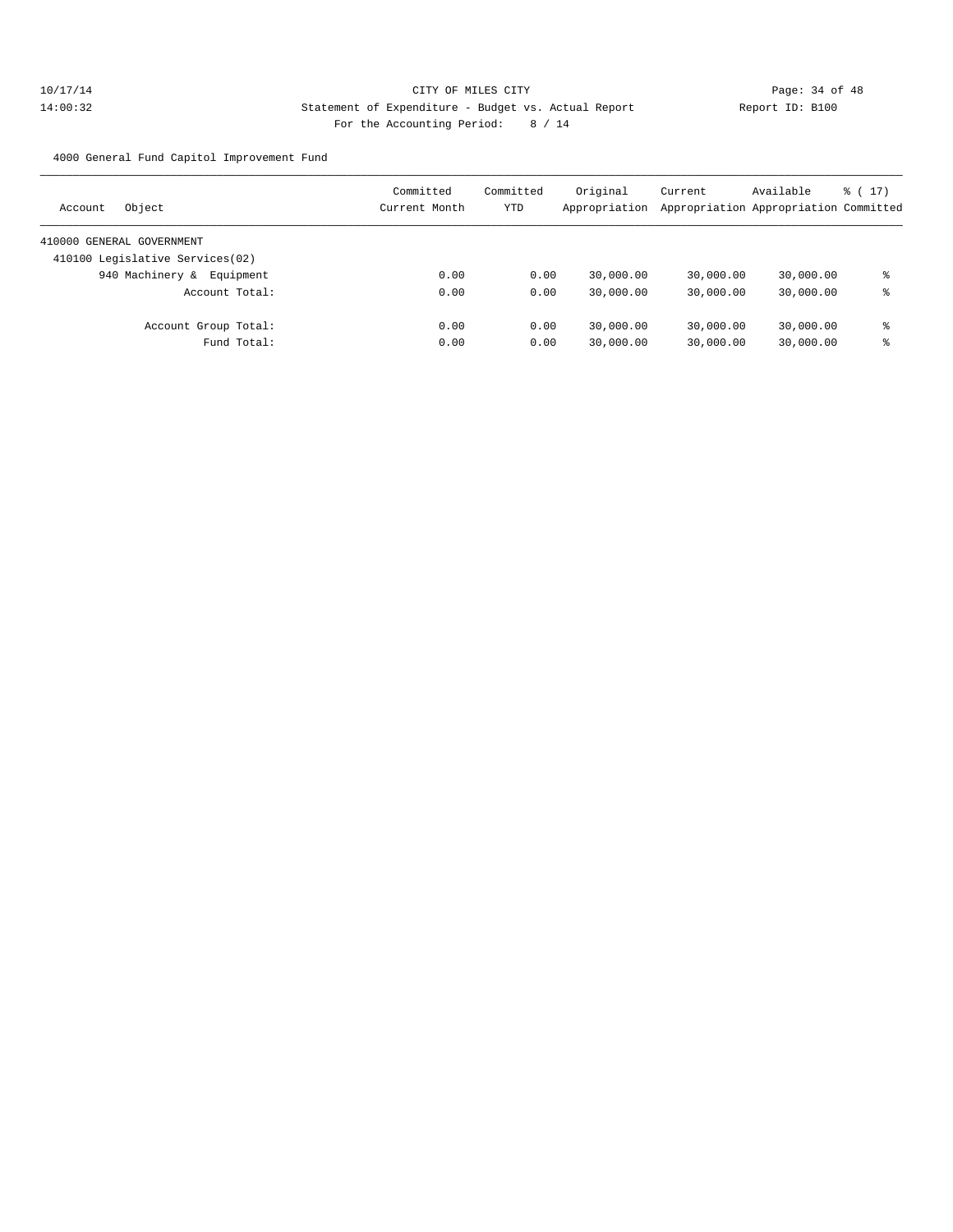CITY OF MILES CITY

Statement of Expenditure - Budget vs. Actual Report

For the Accounting Period: 8 / 14

4000 General Fund Capitol Improvement Fund

| Account Object | Committed Current Month | Committed YTD | Original Appropriation | Current Appropriation | Available Appropriation | % ( 17) Committed |
|---|---|---|---|---|---|---|
| 410000 GENERAL GOVERNMENT | | | | | | |
| 410100 Legislative Services(02) | | | | | | |
| 940 Machinery & Equipment | 0.00 | 0.00 | 30,000.00 | 30,000.00 | 30,000.00 | % |
| Account Total: | 0.00 | 0.00 | 30,000.00 | 30,000.00 | 30,000.00 | % |
| Account Group Total: | 0.00 | 0.00 | 30,000.00 | 30,000.00 | 30,000.00 | % |
| Fund Total: | 0.00 | 0.00 | 30,000.00 | 30,000.00 | 30,000.00 | % |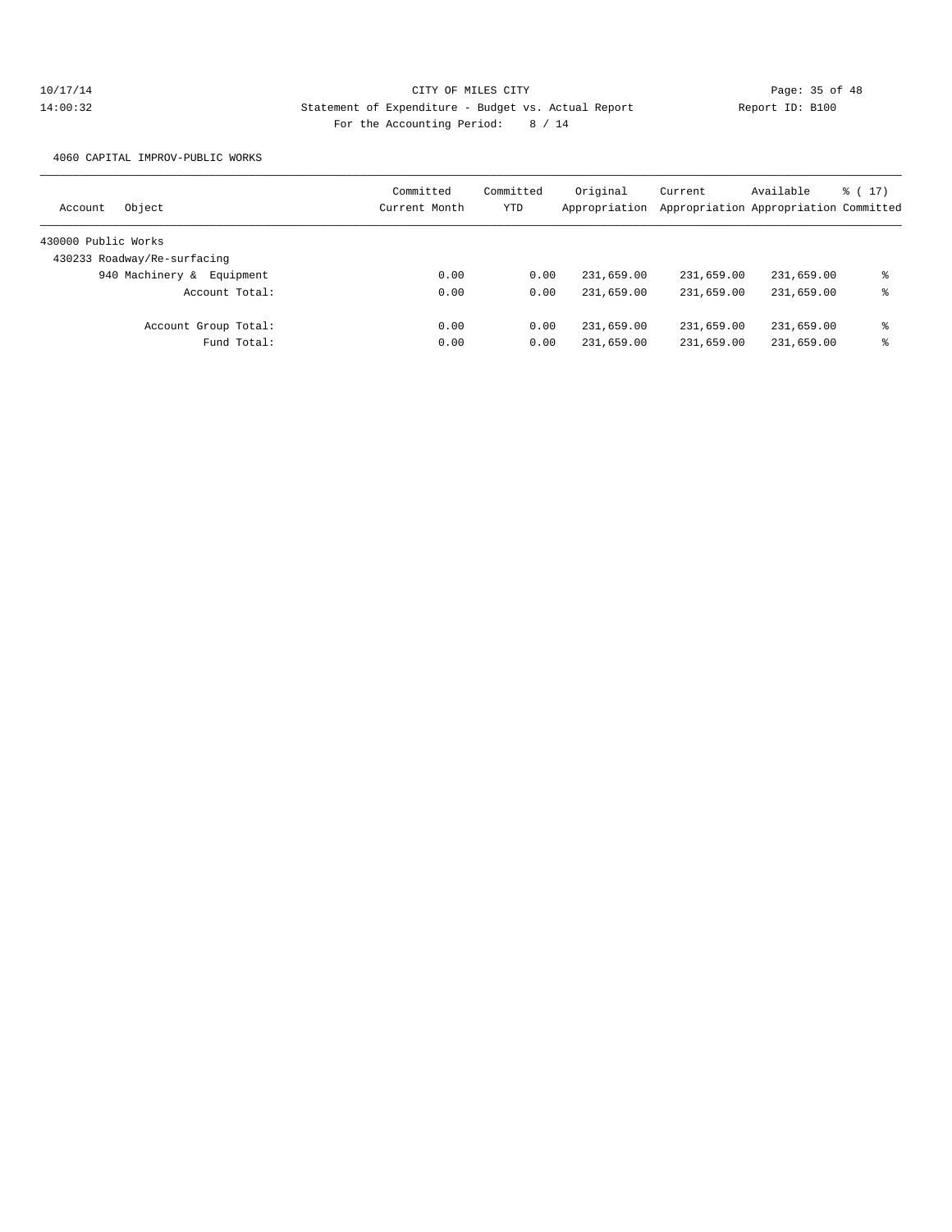CITY OF MILES CITY

Statement of Expenditure - Budget vs. Actual Report

Report ID: B100

For the Accounting Period: 8 / 14

4060 CAPITAL IMPROV-PUBLIC WORKS

| Account | Object | Committed Current Month | Committed YTD | Original Appropriation | Current Appropriation | Available Appropriation | % ( 17) Committed |
|---|---|---|---|---|---|---|---|
| 430000 Public Works | | | | | | | |
| 430233 Roadway/Re-surfacing | | | | | | | |
| | 940 Machinery & Equipment | 0.00 | 0.00 | 231,659.00 | 231,659.00 | 231,659.00 | % |
| | Account Total: | 0.00 | 0.00 | 231,659.00 | 231,659.00 | 231,659.00 | % |
| | Account Group Total: | 0.00 | 0.00 | 231,659.00 | 231,659.00 | 231,659.00 | % |
| | Fund Total: | 0.00 | 0.00 | 231,659.00 | 231,659.00 | 231,659.00 | % |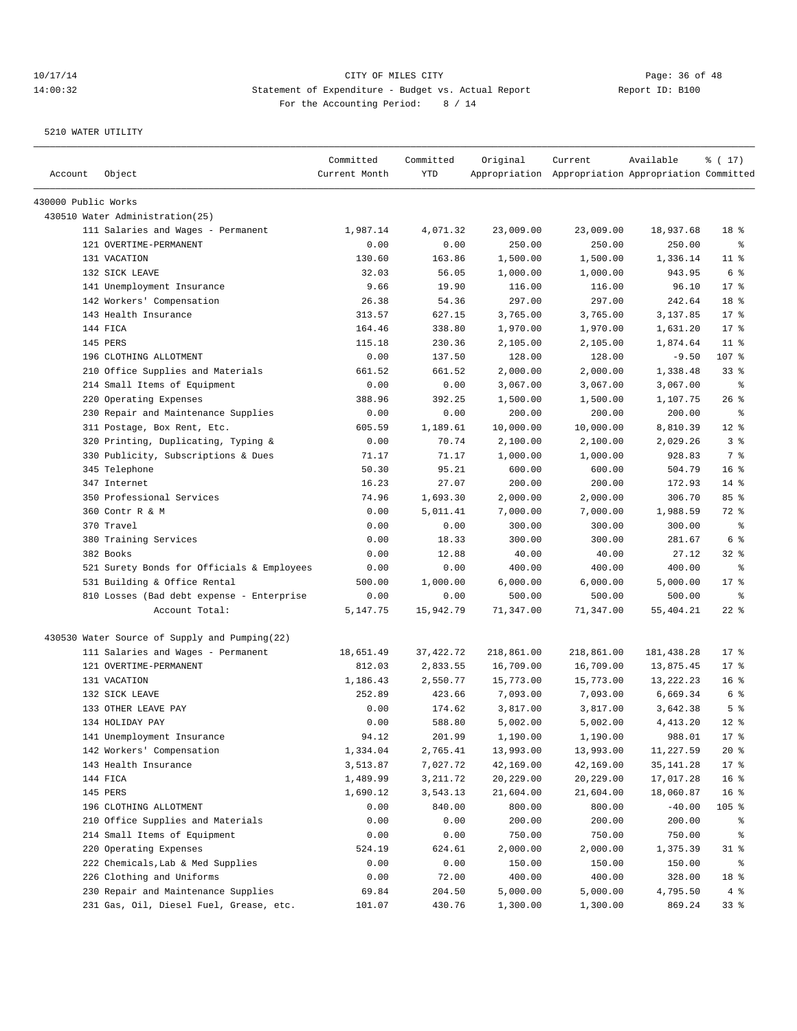10/17/14 CITY OF MILES CITY
14:00:32 Statement of Expenditure - Budget vs. Actual Report Report ID: B100
For the Accounting Period: 8 / 14

5210 WATER UTILITY

| Account | Object | Committed Current Month | Committed YTD | Original Appropriation | Current Appropriation | Available Appropriation | % ( 17) Committed |
|---|---|---|---|---|---|---|---|
| 430000 Public Works | | | | | | | |
| 430510 Water Administration(25) | | | | | | | |
| | 111 Salaries and Wages - Permanent | 1,987.14 | 4,071.32 | 23,009.00 | 23,009.00 | 18,937.68 | 18 % |
| | 121 OVERTIME-PERMANENT | 0.00 | 0.00 | 250.00 | 250.00 | 250.00 | % |
| | 131 VACATION | 130.60 | 163.86 | 1,500.00 | 1,500.00 | 1,336.14 | 11 % |
| | 132 SICK LEAVE | 32.03 | 56.05 | 1,000.00 | 1,000.00 | 943.95 | 6 % |
| | 141 Unemployment Insurance | 9.66 | 19.90 | 116.00 | 116.00 | 96.10 | 17 % |
| | 142 Workers' Compensation | 26.38 | 54.36 | 297.00 | 297.00 | 242.64 | 18 % |
| | 143 Health Insurance | 313.57 | 627.15 | 3,765.00 | 3,765.00 | 3,137.85 | 17 % |
| | 144 FICA | 164.46 | 338.80 | 1,970.00 | 1,970.00 | 1,631.20 | 17 % |
| | 145 PERS | 115.18 | 230.36 | 2,105.00 | 2,105.00 | 1,874.64 | 11 % |
| | 196 CLOTHING ALLOTMENT | 0.00 | 137.50 | 128.00 | 128.00 | -9.50 | 107 % |
| | 210 Office Supplies and Materials | 661.52 | 661.52 | 2,000.00 | 2,000.00 | 1,338.48 | 33 % |
| | 214 Small Items of Equipment | 0.00 | 0.00 | 3,067.00 | 3,067.00 | 3,067.00 | % |
| | 220 Operating Expenses | 388.96 | 392.25 | 1,500.00 | 1,500.00 | 1,107.75 | 26 % |
| | 230 Repair and Maintenance Supplies | 0.00 | 0.00 | 200.00 | 200.00 | 200.00 | % |
| | 311 Postage, Box Rent, Etc. | 605.59 | 1,189.61 | 10,000.00 | 10,000.00 | 8,810.39 | 12 % |
| | 320 Printing, Duplicating, Typing & | 0.00 | 70.74 | 2,100.00 | 2,100.00 | 2,029.26 | 3 % |
| | 330 Publicity, Subscriptions & Dues | 71.17 | 71.17 | 1,000.00 | 1,000.00 | 928.83 | 7 % |
| | 345 Telephone | 50.30 | 95.21 | 600.00 | 600.00 | 504.79 | 16 % |
| | 347 Internet | 16.23 | 27.07 | 200.00 | 200.00 | 172.93 | 14 % |
| | 350 Professional Services | 74.96 | 1,693.30 | 2,000.00 | 2,000.00 | 306.70 | 85 % |
| | 360 Contr R & M | 0.00 | 5,011.41 | 7,000.00 | 7,000.00 | 1,988.59 | 72 % |
| | 370 Travel | 0.00 | 0.00 | 300.00 | 300.00 | 300.00 | % |
| | 380 Training Services | 0.00 | 18.33 | 300.00 | 300.00 | 281.67 | 6 % |
| | 382 Books | 0.00 | 12.88 | 40.00 | 40.00 | 27.12 | 32 % |
| | 521 Surety Bonds for Officials & Employees | 0.00 | 0.00 | 400.00 | 400.00 | 400.00 | % |
| | 531 Building & Office Rental | 500.00 | 1,000.00 | 6,000.00 | 6,000.00 | 5,000.00 | 17 % |
| | 810 Losses (Bad debt expense - Enterprise | 0.00 | 0.00 | 500.00 | 500.00 | 500.00 | % |
| | Account Total: | 5,147.75 | 15,942.79 | 71,347.00 | 71,347.00 | 55,404.21 | 22 % |
| 430530 Water Source of Supply and Pumping(22) | | | | | | | |
| | 111 Salaries and Wages - Permanent | 18,651.49 | 37,422.72 | 218,861.00 | 218,861.00 | 181,438.28 | 17 % |
| | 121 OVERTIME-PERMANENT | 812.03 | 2,833.55 | 16,709.00 | 16,709.00 | 13,875.45 | 17 % |
| | 131 VACATION | 1,186.43 | 2,550.77 | 15,773.00 | 15,773.00 | 13,222.23 | 16 % |
| | 132 SICK LEAVE | 252.89 | 423.66 | 7,093.00 | 7,093.00 | 6,669.34 | 6 % |
| | 133 OTHER LEAVE PAY | 0.00 | 174.62 | 3,817.00 | 3,817.00 | 3,642.38 | 5 % |
| | 134 HOLIDAY PAY | 0.00 | 588.80 | 5,002.00 | 5,002.00 | 4,413.20 | 12 % |
| | 141 Unemployment Insurance | 94.12 | 201.99 | 1,190.00 | 1,190.00 | 988.01 | 17 % |
| | 142 Workers' Compensation | 1,334.04 | 2,765.41 | 13,993.00 | 13,993.00 | 11,227.59 | 20 % |
| | 143 Health Insurance | 3,513.87 | 7,027.72 | 42,169.00 | 42,169.00 | 35,141.28 | 17 % |
| | 144 FICA | 1,489.99 | 3,211.72 | 20,229.00 | 20,229.00 | 17,017.28 | 16 % |
| | 145 PERS | 1,690.12 | 3,543.13 | 21,604.00 | 21,604.00 | 18,060.87 | 16 % |
| | 196 CLOTHING ALLOTMENT | 0.00 | 840.00 | 800.00 | 800.00 | -40.00 | 105 % |
| | 210 Office Supplies and Materials | 0.00 | 0.00 | 200.00 | 200.00 | 200.00 | % |
| | 214 Small Items of Equipment | 0.00 | 0.00 | 750.00 | 750.00 | 750.00 | % |
| | 220 Operating Expenses | 524.19 | 624.61 | 2,000.00 | 2,000.00 | 1,375.39 | 31 % |
| | 222 Chemicals,Lab & Med Supplies | 0.00 | 0.00 | 150.00 | 150.00 | 150.00 | % |
| | 226 Clothing and Uniforms | 0.00 | 72.00 | 400.00 | 400.00 | 328.00 | 18 % |
| | 230 Repair and Maintenance Supplies | 69.84 | 204.50 | 5,000.00 | 5,000.00 | 4,795.50 | 4 % |
| | 231 Gas, Oil, Diesel Fuel, Grease, etc. | 101.07 | 430.76 | 1,300.00 | 1,300.00 | 869.24 | 33 % |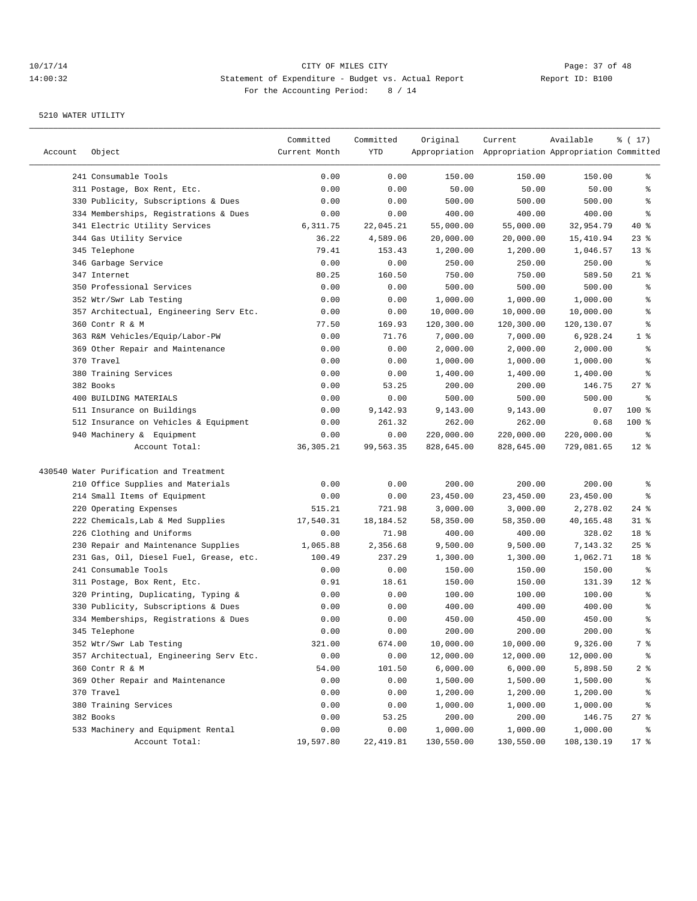10/17/14 CITY OF MILES CITY
14:00:32 Statement of Expenditure - Budget vs. Actual Report Report ID: B100
For the Accounting Period: 8 / 14

5210 WATER UTILITY

| Account | Object | Committed Current Month | Committed YTD | Original Appropriation | Current Appropriation | Available Appropriation | % ( 17) Committed |
|---|---|---|---|---|---|---|---|
| | 241 Consumable Tools | 0.00 | 0.00 | 150.00 | 150.00 | 150.00 | % |
| | 311 Postage, Box Rent, Etc. | 0.00 | 0.00 | 50.00 | 50.00 | 50.00 | % |
| | 330 Publicity, Subscriptions & Dues | 0.00 | 0.00 | 500.00 | 500.00 | 500.00 | % |
| | 334 Memberships, Registrations & Dues | 0.00 | 0.00 | 400.00 | 400.00 | 400.00 | % |
| | 341 Electric Utility Services | 6,311.75 | 22,045.21 | 55,000.00 | 55,000.00 | 32,954.79 | 40 % |
| | 344 Gas Utility Service | 36.22 | 4,589.06 | 20,000.00 | 20,000.00 | 15,410.94 | 23 % |
| | 345 Telephone | 79.41 | 153.43 | 1,200.00 | 1,200.00 | 1,046.57 | 13 % |
| | 346 Garbage Service | 0.00 | 0.00 | 250.00 | 250.00 | 250.00 | % |
| | 347 Internet | 80.25 | 160.50 | 750.00 | 750.00 | 589.50 | 21 % |
| | 350 Professional Services | 0.00 | 0.00 | 500.00 | 500.00 | 500.00 | % |
| | 352 Wtr/Swr Lab Testing | 0.00 | 0.00 | 1,000.00 | 1,000.00 | 1,000.00 | % |
| | 357 Architectual, Engineering Serv Etc. | 0.00 | 0.00 | 10,000.00 | 10,000.00 | 10,000.00 | % |
| | 360 Contr R & M | 77.50 | 169.93 | 120,300.00 | 120,300.00 | 120,130.07 | % |
| | 363 R&M Vehicles/Equip/Labor-PW | 0.00 | 71.76 | 7,000.00 | 7,000.00 | 6,928.24 | 1 % |
| | 369 Other Repair and Maintenance | 0.00 | 0.00 | 2,000.00 | 2,000.00 | 2,000.00 | % |
| | 370 Travel | 0.00 | 0.00 | 1,000.00 | 1,000.00 | 1,000.00 | % |
| | 380 Training Services | 0.00 | 0.00 | 1,400.00 | 1,400.00 | 1,400.00 | % |
| | 382 Books | 0.00 | 53.25 | 200.00 | 200.00 | 146.75 | 27 % |
| | 400 BUILDING MATERIALS | 0.00 | 0.00 | 500.00 | 500.00 | 500.00 | % |
| | 511 Insurance on Buildings | 0.00 | 9,142.93 | 9,143.00 | 9,143.00 | 0.07 | 100 % |
| | 512 Insurance on Vehicles & Equipment | 0.00 | 261.32 | 262.00 | 262.00 | 0.68 | 100 % |
| | 940 Machinery & Equipment | 0.00 | 0.00 | 220,000.00 | 220,000.00 | 220,000.00 | % |
| | Account Total: | 36,305.21 | 99,563.35 | 828,645.00 | 828,645.00 | 729,081.65 | 12 % |
| 430540 Water Purification and Treatment | | | | | | | |
| | 210 Office Supplies and Materials | 0.00 | 0.00 | 200.00 | 200.00 | 200.00 | % |
| | 214 Small Items of Equipment | 0.00 | 0.00 | 23,450.00 | 23,450.00 | 23,450.00 | % |
| | 220 Operating Expenses | 515.21 | 721.98 | 3,000.00 | 3,000.00 | 2,278.02 | 24 % |
| | 222 Chemicals,Lab & Med Supplies | 17,540.31 | 18,184.52 | 58,350.00 | 58,350.00 | 40,165.48 | 31 % |
| | 226 Clothing and Uniforms | 0.00 | 71.98 | 400.00 | 400.00 | 328.02 | 18 % |
| | 230 Repair and Maintenance Supplies | 1,065.88 | 2,356.68 | 9,500.00 | 9,500.00 | 7,143.32 | 25 % |
| | 231 Gas, Oil, Diesel Fuel, Grease, etc. | 100.49 | 237.29 | 1,300.00 | 1,300.00 | 1,062.71 | 18 % |
| | 241 Consumable Tools | 0.00 | 0.00 | 150.00 | 150.00 | 150.00 | % |
| | 311 Postage, Box Rent, Etc. | 0.91 | 18.61 | 150.00 | 150.00 | 131.39 | 12 % |
| | 320 Printing, Duplicating, Typing & | 0.00 | 0.00 | 100.00 | 100.00 | 100.00 | % |
| | 330 Publicity, Subscriptions & Dues | 0.00 | 0.00 | 400.00 | 400.00 | 400.00 | % |
| | 334 Memberships, Registrations & Dues | 0.00 | 0.00 | 450.00 | 450.00 | 450.00 | % |
| | 345 Telephone | 0.00 | 0.00 | 200.00 | 200.00 | 200.00 | % |
| | 352 Wtr/Swr Lab Testing | 321.00 | 674.00 | 10,000.00 | 10,000.00 | 9,326.00 | 7 % |
| | 357 Architectual, Engineering Serv Etc. | 0.00 | 0.00 | 12,000.00 | 12,000.00 | 12,000.00 | % |
| | 360 Contr R & M | 54.00 | 101.50 | 6,000.00 | 6,000.00 | 5,898.50 | 2 % |
| | 369 Other Repair and Maintenance | 0.00 | 0.00 | 1,500.00 | 1,500.00 | 1,500.00 | % |
| | 370 Travel | 0.00 | 0.00 | 1,200.00 | 1,200.00 | 1,200.00 | % |
| | 380 Training Services | 0.00 | 0.00 | 1,000.00 | 1,000.00 | 1,000.00 | % |
| | 382 Books | 0.00 | 53.25 | 200.00 | 200.00 | 146.75 | 27 % |
| | 533 Machinery and Equipment Rental | 0.00 | 0.00 | 1,000.00 | 1,000.00 | 1,000.00 | % |
| | Account Total: | 19,597.80 | 22,419.81 | 130,550.00 | 130,550.00 | 108,130.19 | 17 % |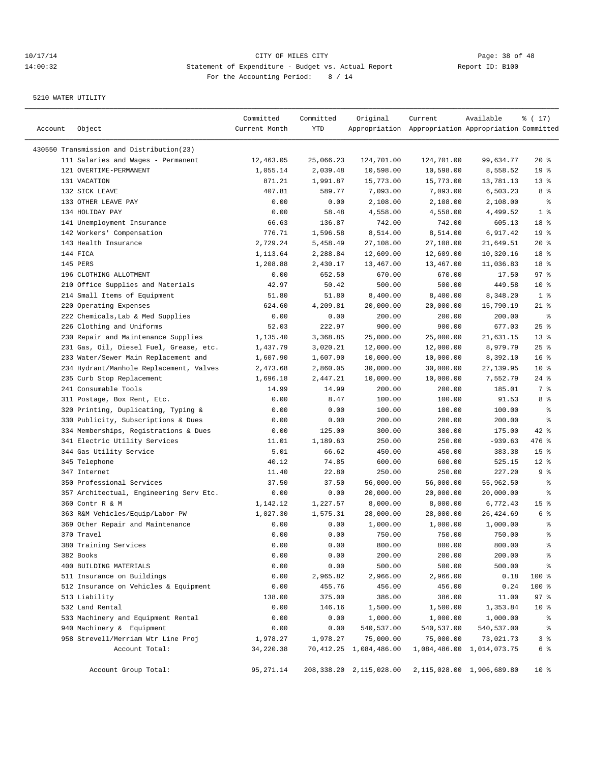CITY OF MILES CITY

Statement of Expenditure - Budget vs. Actual Report

Report ID: B100

For the Accounting Period: 8 / 14

10/17/14
14:00:32

5210 WATER UTILITY

| Account | Object | Committed Current Month | Committed YTD | Original Appropriation | Current Appropriation | Available Appropriation | % ( 17) Committed |
|---|---|---|---|---|---|---|---|
| 430550 Transmission and Distribution(23) | | | | | | | |
| | 111 Salaries and Wages - Permanent | 12,463.05 | 25,066.23 | 124,701.00 | 124,701.00 | 99,634.77 | 20 % |
| | 121 OVERTIME-PERMANENT | 1,055.14 | 2,039.48 | 10,598.00 | 10,598.00 | 8,558.52 | 19 % |
| | 131 VACATION | 871.21 | 1,991.87 | 15,773.00 | 15,773.00 | 13,781.13 | 13 % |
| | 132 SICK LEAVE | 407.81 | 589.77 | 7,093.00 | 7,093.00 | 6,503.23 | 8 % |
| | 133 OTHER LEAVE PAY | 0.00 | 0.00 | 2,108.00 | 2,108.00 | 2,108.00 | % |
| | 134 HOLIDAY PAY | 0.00 | 58.48 | 4,558.00 | 4,558.00 | 4,499.52 | 1 % |
| | 141 Unemployment Insurance | 66.63 | 136.87 | 742.00 | 742.00 | 605.13 | 18 % |
| | 142 Workers' Compensation | 776.71 | 1,596.58 | 8,514.00 | 8,514.00 | 6,917.42 | 19 % |
| | 143 Health Insurance | 2,729.24 | 5,458.49 | 27,108.00 | 27,108.00 | 21,649.51 | 20 % |
| | 144 FICA | 1,113.64 | 2,288.84 | 12,609.00 | 12,609.00 | 10,320.16 | 18 % |
| | 145 PERS | 1,208.88 | 2,430.17 | 13,467.00 | 13,467.00 | 11,036.83 | 18 % |
| | 196 CLOTHING ALLOTMENT | 0.00 | 652.50 | 670.00 | 670.00 | 17.50 | 97 % |
| | 210 Office Supplies and Materials | 42.97 | 50.42 | 500.00 | 500.00 | 449.58 | 10 % |
| | 214 Small Items of Equipment | 51.80 | 51.80 | 8,400.00 | 8,400.00 | 8,348.20 | 1 % |
| | 220 Operating Expenses | 624.60 | 4,209.81 | 20,000.00 | 20,000.00 | 15,790.19 | 21 % |
| | 222 Chemicals,Lab & Med Supplies | 0.00 | 0.00 | 200.00 | 200.00 | 200.00 | % |
| | 226 Clothing and Uniforms | 52.03 | 222.97 | 900.00 | 900.00 | 677.03 | 25 % |
| | 230 Repair and Maintenance Supplies | 1,135.40 | 3,368.85 | 25,000.00 | 25,000.00 | 21,631.15 | 13 % |
| | 231 Gas, Oil, Diesel Fuel, Grease, etc. | 1,437.79 | 3,020.21 | 12,000.00 | 12,000.00 | 8,979.79 | 25 % |
| | 233 Water/Sewer Main Replacement and | 1,607.90 | 1,607.90 | 10,000.00 | 10,000.00 | 8,392.10 | 16 % |
| | 234 Hydrant/Manhole Replacement, Valves | 2,473.68 | 2,860.05 | 30,000.00 | 30,000.00 | 27,139.95 | 10 % |
| | 235 Curb Stop Replacement | 1,696.18 | 2,447.21 | 10,000.00 | 10,000.00 | 7,552.79 | 24 % |
| | 241 Consumable Tools | 14.99 | 14.99 | 200.00 | 200.00 | 185.01 | 7 % |
| | 311 Postage, Box Rent, Etc. | 0.00 | 8.47 | 100.00 | 100.00 | 91.53 | 8 % |
| | 320 Printing, Duplicating, Typing & | 0.00 | 0.00 | 100.00 | 100.00 | 100.00 | % |
| | 330 Publicity, Subscriptions & Dues | 0.00 | 0.00 | 200.00 | 200.00 | 200.00 | % |
| | 334 Memberships, Registrations & Dues | 0.00 | 125.00 | 300.00 | 300.00 | 175.00 | 42 % |
| | 341 Electric Utility Services | 11.01 | 1,189.63 | 250.00 | 250.00 | -939.63 | 476 % |
| | 344 Gas Utility Service | 5.01 | 66.62 | 450.00 | 450.00 | 383.38 | 15 % |
| | 345 Telephone | 40.12 | 74.85 | 600.00 | 600.00 | 525.15 | 12 % |
| | 347 Internet | 11.40 | 22.80 | 250.00 | 250.00 | 227.20 | 9 % |
| | 350 Professional Services | 37.50 | 37.50 | 56,000.00 | 56,000.00 | 55,962.50 | % |
| | 357 Architectual, Engineering Serv Etc. | 0.00 | 0.00 | 20,000.00 | 20,000.00 | 20,000.00 | % |
| | 360 Contr R & M | 1,142.12 | 1,227.57 | 8,000.00 | 8,000.00 | 6,772.43 | 15 % |
| | 363 R&M Vehicles/Equip/Labor-PW | 1,027.30 | 1,575.31 | 28,000.00 | 28,000.00 | 26,424.69 | 6 % |
| | 369 Other Repair and Maintenance | 0.00 | 0.00 | 1,000.00 | 1,000.00 | 1,000.00 | % |
| | 370 Travel | 0.00 | 0.00 | 750.00 | 750.00 | 750.00 | % |
| | 380 Training Services | 0.00 | 0.00 | 800.00 | 800.00 | 800.00 | % |
| | 382 Books | 0.00 | 0.00 | 200.00 | 200.00 | 200.00 | % |
| | 400 BUILDING MATERIALS | 0.00 | 0.00 | 500.00 | 500.00 | 500.00 | % |
| | 511 Insurance on Buildings | 0.00 | 2,965.82 | 2,966.00 | 2,966.00 | 0.18 | 100 % |
| | 512 Insurance on Vehicles & Equipment | 0.00 | 455.76 | 456.00 | 456.00 | 0.24 | 100 % |
| | 513 Liability | 138.00 | 375.00 | 386.00 | 386.00 | 11.00 | 97 % |
| | 532 Land Rental | 0.00 | 146.16 | 1,500.00 | 1,500.00 | 1,353.84 | 10 % |
| | 533 Machinery and Equipment Rental | 0.00 | 0.00 | 1,000.00 | 1,000.00 | 1,000.00 | % |
| | 940 Machinery & Equipment | 0.00 | 0.00 | 540,537.00 | 540,537.00 | 540,537.00 | % |
| | 958 Strevell/Merriam Wtr Line Proj | 1,978.27 | 1,978.27 | 75,000.00 | 75,000.00 | 73,021.73 | 3 % |
| | Account Total: | 34,220.38 | 70,412.25 | 1,084,486.00 | 1,084,486.00 | 1,014,073.75 | 6 % |
| | Account Group Total: | 95,271.14 | 208,338.20 | 2,115,028.00 | 2,115,028.00 | 1,906,689.80 | 10 % |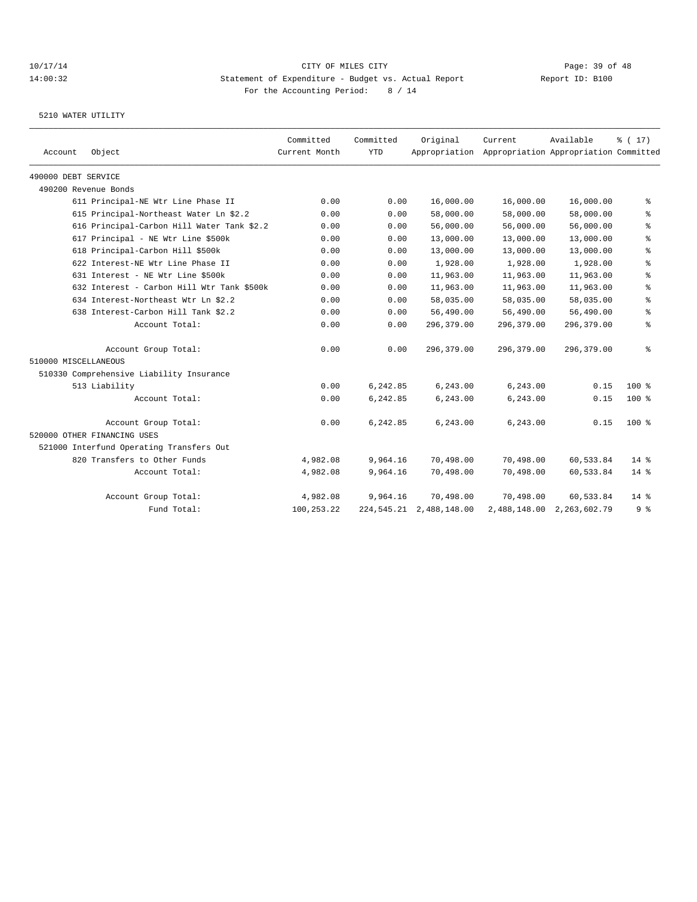10/17/14 CITY OF MILES CITY
14:00:32 Statement of Expenditure - Budget vs. Actual Report Report ID: B100
For the Accounting Period: 8 / 14

5210 WATER UTILITY

| Account Object | Committed Current Month | Committed YTD | Original Appropriation | Current Appropriation | Available Appropriation | % ( 17) Committed |
|---|---|---|---|---|---|---|
| 490000 DEBT SERVICE | | | | | | |
| 490200 Revenue Bonds | | | | | | |
| 611 Principal-NE Wtr Line Phase II | 0.00 | 0.00 | 16,000.00 | 16,000.00 | 16,000.00 | % |
| 615 Principal-Northeast Water Ln $2.2 | 0.00 | 0.00 | 58,000.00 | 58,000.00 | 58,000.00 | % |
| 616 Principal-Carbon Hill Water Tank $2.2 | 0.00 | 0.00 | 56,000.00 | 56,000.00 | 56,000.00 | % |
| 617 Principal - NE Wtr Line $500k | 0.00 | 0.00 | 13,000.00 | 13,000.00 | 13,000.00 | % |
| 618 Principal-Carbon Hill $500k | 0.00 | 0.00 | 13,000.00 | 13,000.00 | 13,000.00 | % |
| 622 Interest-NE Wtr Line Phase II | 0.00 | 0.00 | 1,928.00 | 1,928.00 | 1,928.00 | % |
| 631 Interest - NE Wtr Line $500k | 0.00 | 0.00 | 11,963.00 | 11,963.00 | 11,963.00 | % |
| 632 Interest - Carbon Hill Wtr Tank $500k | 0.00 | 0.00 | 11,963.00 | 11,963.00 | 11,963.00 | % |
| 634 Interest-Northeast Wtr Ln $2.2 | 0.00 | 0.00 | 58,035.00 | 58,035.00 | 58,035.00 | % |
| 638 Interest-Carbon Hill Tank $2.2 | 0.00 | 0.00 | 56,490.00 | 56,490.00 | 56,490.00 | % |
| Account Total: | 0.00 | 0.00 | 296,379.00 | 296,379.00 | 296,379.00 | % |
| Account Group Total: | 0.00 | 0.00 | 296,379.00 | 296,379.00 | 296,379.00 | % |
| 510000 MISCELLANEOUS | | | | | | |
| 510330 Comprehensive Liability Insurance | | | | | | |
| 513 Liability | 0.00 | 6,242.85 | 6,243.00 | 6,243.00 | 0.15 | 100 % |
| Account Total: | 0.00 | 6,242.85 | 6,243.00 | 6,243.00 | 0.15 | 100 % |
| Account Group Total: | 0.00 | 6,242.85 | 6,243.00 | 6,243.00 | 0.15 | 100 % |
| 520000 OTHER FINANCING USES | | | | | | |
| 521000 Interfund Operating Transfers Out | | | | | | |
| 820 Transfers to Other Funds | 4,982.08 | 9,964.16 | 70,498.00 | 70,498.00 | 60,533.84 | 14 % |
| Account Total: | 4,982.08 | 9,964.16 | 70,498.00 | 70,498.00 | 60,533.84 | 14 % |
| Account Group Total: | 4,982.08 | 9,964.16 | 70,498.00 | 70,498.00 | 60,533.84 | 14 % |
| Fund Total: | 100,253.22 | 224,545.21 | 2,488,148.00 | 2,488,148.00 | 2,263,602.79 | 9 % |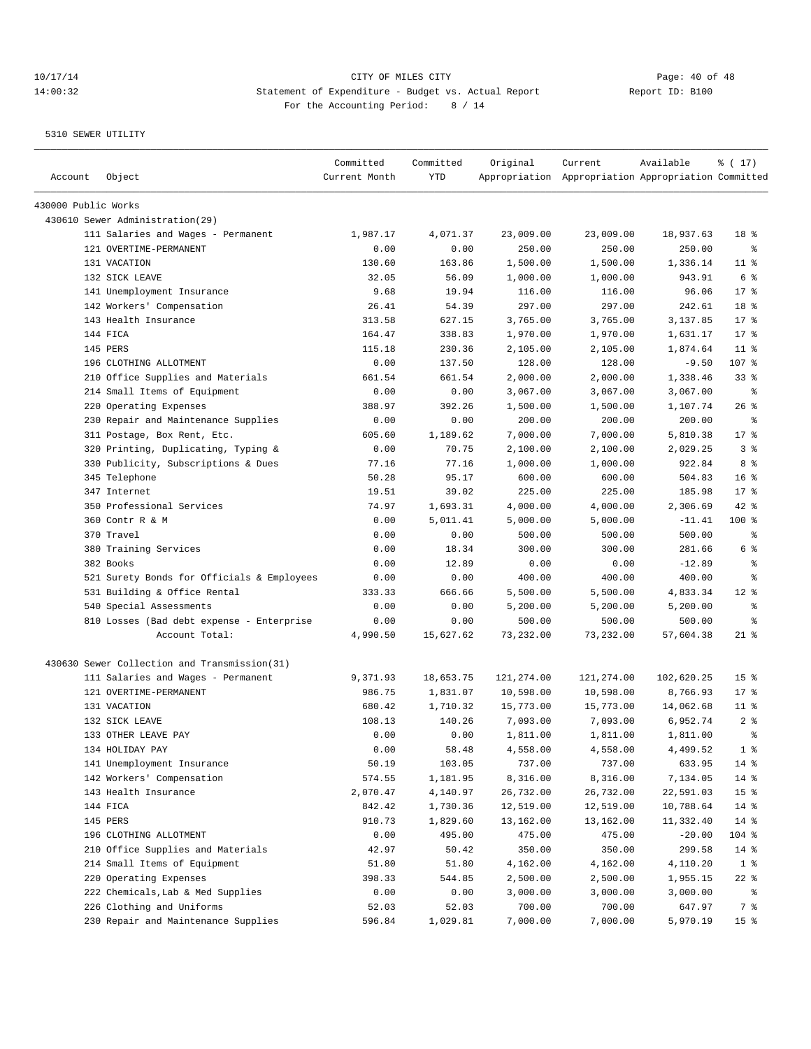10/17/14 CITY OF MILES CITY
14:00:32 Statement of Expenditure - Budget vs. Actual Report Report ID: B100
For the Accounting Period: 8 / 14

5310 SEWER UTILITY

| Account | Object | Committed Current Month | Committed YTD | Original Appropriation | Current Appropriation | Available Appropriation | % ( 17) Committed |
|---|---|---|---|---|---|---|---|
| 430000 Public Works | | | | | | | |
| 430610 Sewer Administration(29) | | | | | | | |
| | 111 Salaries and Wages - Permanent | 1,987.17 | 4,071.37 | 23,009.00 | 23,009.00 | 18,937.63 | 18 % |
| | 121 OVERTIME-PERMANENT | 0.00 | 0.00 | 250.00 | 250.00 | 250.00 | % |
| | 131 VACATION | 130.60 | 163.86 | 1,500.00 | 1,500.00 | 1,336.14 | 11 % |
| | 132 SICK LEAVE | 32.05 | 56.09 | 1,000.00 | 1,000.00 | 943.91 | 6 % |
| | 141 Unemployment Insurance | 9.68 | 19.94 | 116.00 | 116.00 | 96.06 | 17 % |
| | 142 Workers' Compensation | 26.41 | 54.39 | 297.00 | 297.00 | 242.61 | 18 % |
| | 143 Health Insurance | 313.58 | 627.15 | 3,765.00 | 3,765.00 | 3,137.85 | 17 % |
| | 144 FICA | 164.47 | 338.83 | 1,970.00 | 1,970.00 | 1,631.17 | 17 % |
| | 145 PERS | 115.18 | 230.36 | 2,105.00 | 2,105.00 | 1,874.64 | 11 % |
| | 196 CLOTHING ALLOTMENT | 0.00 | 137.50 | 128.00 | 128.00 | -9.50 | 107 % |
| | 210 Office Supplies and Materials | 661.54 | 661.54 | 2,000.00 | 2,000.00 | 1,338.46 | 33 % |
| | 214 Small Items of Equipment | 0.00 | 0.00 | 3,067.00 | 3,067.00 | 3,067.00 | % |
| | 220 Operating Expenses | 388.97 | 392.26 | 1,500.00 | 1,500.00 | 1,107.74 | 26 % |
| | 230 Repair and Maintenance Supplies | 0.00 | 0.00 | 200.00 | 200.00 | 200.00 | % |
| | 311 Postage, Box Rent, Etc. | 605.60 | 1,189.62 | 7,000.00 | 7,000.00 | 5,810.38 | 17 % |
| | 320 Printing, Duplicating, Typing & | 0.00 | 70.75 | 2,100.00 | 2,100.00 | 2,029.25 | 3 % |
| | 330 Publicity, Subscriptions & Dues | 77.16 | 77.16 | 1,000.00 | 1,000.00 | 922.84 | 8 % |
| | 345 Telephone | 50.28 | 95.17 | 600.00 | 600.00 | 504.83 | 16 % |
| | 347 Internet | 19.51 | 39.02 | 225.00 | 225.00 | 185.98 | 17 % |
| | 350 Professional Services | 74.97 | 1,693.31 | 4,000.00 | 4,000.00 | 2,306.69 | 42 % |
| | 360 Contr R & M | 0.00 | 5,011.41 | 5,000.00 | 5,000.00 | -11.41 | 100 % |
| | 370 Travel | 0.00 | 0.00 | 500.00 | 500.00 | 500.00 | % |
| | 380 Training Services | 0.00 | 18.34 | 300.00 | 300.00 | 281.66 | 6 % |
| | 382 Books | 0.00 | 12.89 | 0.00 | 0.00 | -12.89 | % |
| | 521 Surety Bonds for Officials & Employees | 0.00 | 0.00 | 400.00 | 400.00 | 400.00 | % |
| | 531 Building & Office Rental | 333.33 | 666.66 | 5,500.00 | 5,500.00 | 4,833.34 | 12 % |
| | 540 Special Assessments | 0.00 | 0.00 | 5,200.00 | 5,200.00 | 5,200.00 | % |
| | 810 Losses (Bad debt expense - Enterprise | 0.00 | 0.00 | 500.00 | 500.00 | 500.00 | % |
| | Account Total: | 4,990.50 | 15,627.62 | 73,232.00 | 73,232.00 | 57,604.38 | 21 % |
| 430630 Sewer Collection and Transmission(31) | | | | | | | |
| | 111 Salaries and Wages - Permanent | 9,371.93 | 18,653.75 | 121,274.00 | 121,274.00 | 102,620.25 | 15 % |
| | 121 OVERTIME-PERMANENT | 986.75 | 1,831.07 | 10,598.00 | 10,598.00 | 8,766.93 | 17 % |
| | 131 VACATION | 680.42 | 1,710.32 | 15,773.00 | 15,773.00 | 14,062.68 | 11 % |
| | 132 SICK LEAVE | 108.13 | 140.26 | 7,093.00 | 7,093.00 | 6,952.74 | 2 % |
| | 133 OTHER LEAVE PAY | 0.00 | 0.00 | 1,811.00 | 1,811.00 | 1,811.00 | % |
| | 134 HOLIDAY PAY | 0.00 | 58.48 | 4,558.00 | 4,558.00 | 4,499.52 | 1 % |
| | 141 Unemployment Insurance | 50.19 | 103.05 | 737.00 | 737.00 | 633.95 | 14 % |
| | 142 Workers' Compensation | 574.55 | 1,181.95 | 8,316.00 | 8,316.00 | 7,134.05 | 14 % |
| | 143 Health Insurance | 2,070.47 | 4,140.97 | 26,732.00 | 26,732.00 | 22,591.03 | 15 % |
| | 144 FICA | 842.42 | 1,730.36 | 12,519.00 | 12,519.00 | 10,788.64 | 14 % |
| | 145 PERS | 910.73 | 1,829.60 | 13,162.00 | 13,162.00 | 11,332.40 | 14 % |
| | 196 CLOTHING ALLOTMENT | 0.00 | 495.00 | 475.00 | 475.00 | -20.00 | 104 % |
| | 210 Office Supplies and Materials | 42.97 | 50.42 | 350.00 | 350.00 | 299.58 | 14 % |
| | 214 Small Items of Equipment | 51.80 | 51.80 | 4,162.00 | 4,162.00 | 4,110.20 | 1 % |
| | 220 Operating Expenses | 398.33 | 544.85 | 2,500.00 | 2,500.00 | 1,955.15 | 22 % |
| | 222 Chemicals,Lab & Med Supplies | 0.00 | 0.00 | 3,000.00 | 3,000.00 | 3,000.00 | % |
| | 226 Clothing and Uniforms | 52.03 | 52.03 | 700.00 | 700.00 | 647.97 | 7 % |
| | 230 Repair and Maintenance Supplies | 596.84 | 1,029.81 | 7,000.00 | 7,000.00 | 5,970.19 | 15 % |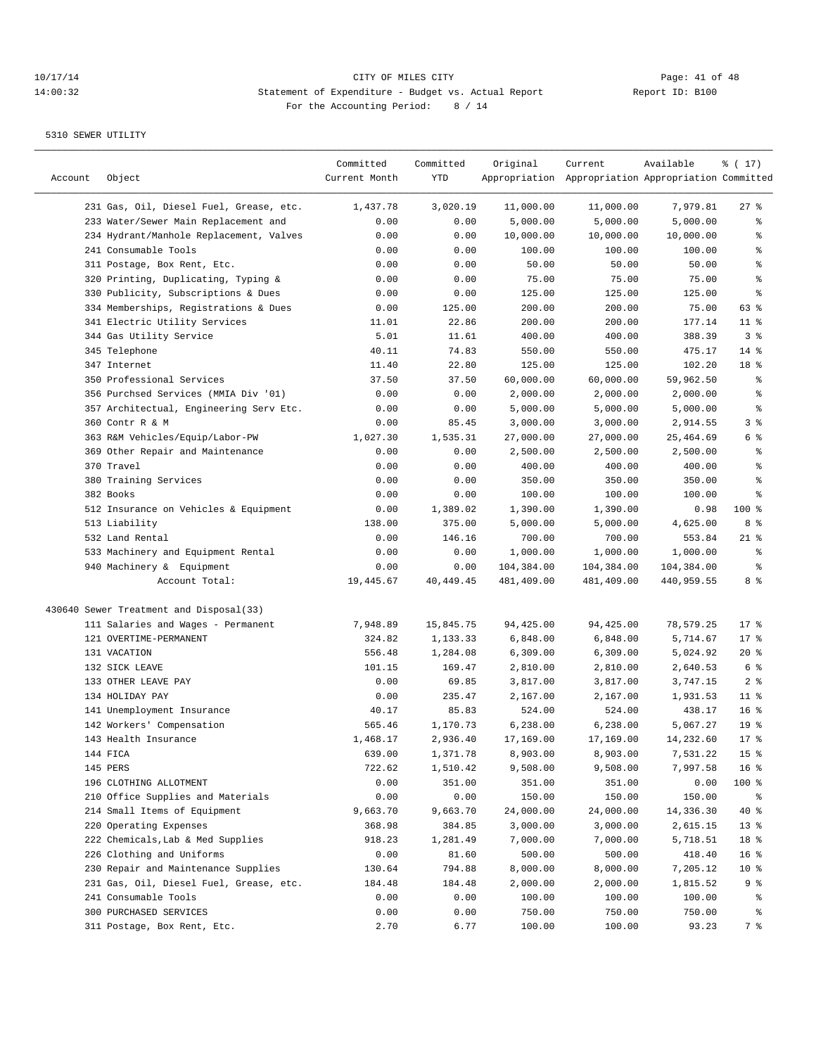CITY OF MILES CITY
Statement of Expenditure - Budget vs. Actual Report
For the Accounting Period: 8 / 14

5310 SEWER UTILITY

| Account | Object | Committed Current Month | Committed YTD | Original Appropriation | Current Appropriation | Available Appropriation | % ( 17) Committed |
|---|---|---|---|---|---|---|---|
| | 231 Gas, Oil, Diesel Fuel, Grease, etc. | 1,437.78 | 3,020.19 | 11,000.00 | 11,000.00 | 7,979.81 | 27 % |
| | 233 Water/Sewer Main Replacement and | 0.00 | 0.00 | 5,000.00 | 5,000.00 | 5,000.00 | % |
| | 234 Hydrant/Manhole Replacement, Valves | 0.00 | 0.00 | 10,000.00 | 10,000.00 | 10,000.00 | % |
| | 241 Consumable Tools | 0.00 | 0.00 | 100.00 | 100.00 | 100.00 | % |
| | 311 Postage, Box Rent, Etc. | 0.00 | 0.00 | 50.00 | 50.00 | 50.00 | % |
| | 320 Printing, Duplicating, Typing & | 0.00 | 0.00 | 75.00 | 75.00 | 75.00 | % |
| | 330 Publicity, Subscriptions & Dues | 0.00 | 0.00 | 125.00 | 125.00 | 125.00 | % |
| | 334 Memberships, Registrations & Dues | 0.00 | 125.00 | 200.00 | 200.00 | 75.00 | 63 % |
| | 341 Electric Utility Services | 11.01 | 22.86 | 200.00 | 200.00 | 177.14 | 11 % |
| | 344 Gas Utility Service | 5.01 | 11.61 | 400.00 | 400.00 | 388.39 | 3 % |
| | 345 Telephone | 40.11 | 74.83 | 550.00 | 550.00 | 475.17 | 14 % |
| | 347 Internet | 11.40 | 22.80 | 125.00 | 125.00 | 102.20 | 18 % |
| | 350 Professional Services | 37.50 | 37.50 | 60,000.00 | 60,000.00 | 59,962.50 | % |
| | 356 Purchsed Services (MMIA Div '01) | 0.00 | 0.00 | 2,000.00 | 2,000.00 | 2,000.00 | % |
| | 357 Architectual, Engineering Serv Etc. | 0.00 | 0.00 | 5,000.00 | 5,000.00 | 5,000.00 | % |
| | 360 Contr R & M | 0.00 | 85.45 | 3,000.00 | 3,000.00 | 2,914.55 | 3 % |
| | 363 R&M Vehicles/Equip/Labor-PW | 1,027.30 | 1,535.31 | 27,000.00 | 27,000.00 | 25,464.69 | 6 % |
| | 369 Other Repair and Maintenance | 0.00 | 0.00 | 2,500.00 | 2,500.00 | 2,500.00 | % |
| | 370 Travel | 0.00 | 0.00 | 400.00 | 400.00 | 400.00 | % |
| | 380 Training Services | 0.00 | 0.00 | 350.00 | 350.00 | 350.00 | % |
| | 382 Books | 0.00 | 0.00 | 100.00 | 100.00 | 100.00 | % |
| | 512 Insurance on Vehicles & Equipment | 0.00 | 1,389.02 | 1,390.00 | 1,390.00 | 0.98 | 100 % |
| | 513 Liability | 138.00 | 375.00 | 5,000.00 | 5,000.00 | 4,625.00 | 8 % |
| | 532 Land Rental | 0.00 | 146.16 | 700.00 | 700.00 | 553.84 | 21 % |
| | 533 Machinery and Equipment Rental | 0.00 | 0.00 | 1,000.00 | 1,000.00 | 1,000.00 | % |
| | 940 Machinery & Equipment | 0.00 | 0.00 | 104,384.00 | 104,384.00 | 104,384.00 | % |
| | Account Total: | 19,445.67 | 40,449.45 | 481,409.00 | 481,409.00 | 440,959.55 | 8 % |
| 430640 Sewer Treatment and Disposal(33) | | | | | | | |
| | 111 Salaries and Wages - Permanent | 7,948.89 | 15,845.75 | 94,425.00 | 94,425.00 | 78,579.25 | 17 % |
| | 121 OVERTIME-PERMANENT | 324.82 | 1,133.33 | 6,848.00 | 6,848.00 | 5,714.67 | 17 % |
| | 131 VACATION | 556.48 | 1,284.08 | 6,309.00 | 6,309.00 | 5,024.92 | 20 % |
| | 132 SICK LEAVE | 101.15 | 169.47 | 2,810.00 | 2,810.00 | 2,640.53 | 6 % |
| | 133 OTHER LEAVE PAY | 0.00 | 69.85 | 3,817.00 | 3,817.00 | 3,747.15 | 2 % |
| | 134 HOLIDAY PAY | 0.00 | 235.47 | 2,167.00 | 2,167.00 | 1,931.53 | 11 % |
| | 141 Unemployment Insurance | 40.17 | 85.83 | 524.00 | 524.00 | 438.17 | 16 % |
| | 142 Workers' Compensation | 565.46 | 1,170.73 | 6,238.00 | 6,238.00 | 5,067.27 | 19 % |
| | 143 Health Insurance | 1,468.17 | 2,936.40 | 17,169.00 | 17,169.00 | 14,232.60 | 17 % |
| | 144 FICA | 639.00 | 1,371.78 | 8,903.00 | 8,903.00 | 7,531.22 | 15 % |
| | 145 PERS | 722.62 | 1,510.42 | 9,508.00 | 9,508.00 | 7,997.58 | 16 % |
| | 196 CLOTHING ALLOTMENT | 0.00 | 351.00 | 351.00 | 351.00 | 0.00 | 100 % |
| | 210 Office Supplies and Materials | 0.00 | 0.00 | 150.00 | 150.00 | 150.00 | % |
| | 214 Small Items of Equipment | 9,663.70 | 9,663.70 | 24,000.00 | 24,000.00 | 14,336.30 | 40 % |
| | 220 Operating Expenses | 368.98 | 384.85 | 3,000.00 | 3,000.00 | 2,615.15 | 13 % |
| | 222 Chemicals,Lab & Med Supplies | 918.23 | 1,281.49 | 7,000.00 | 7,000.00 | 5,718.51 | 18 % |
| | 226 Clothing and Uniforms | 0.00 | 81.60 | 500.00 | 500.00 | 418.40 | 16 % |
| | 230 Repair and Maintenance Supplies | 130.64 | 794.88 | 8,000.00 | 8,000.00 | 7,205.12 | 10 % |
| | 231 Gas, Oil, Diesel Fuel, Grease, etc. | 184.48 | 184.48 | 2,000.00 | 2,000.00 | 1,815.52 | 9 % |
| | 241 Consumable Tools | 0.00 | 0.00 | 100.00 | 100.00 | 100.00 | % |
| | 300 PURCHASED SERVICES | 0.00 | 0.00 | 750.00 | 750.00 | 750.00 | % |
| | 311 Postage, Box Rent, Etc. | 2.70 | 6.77 | 100.00 | 100.00 | 93.23 | 7 % |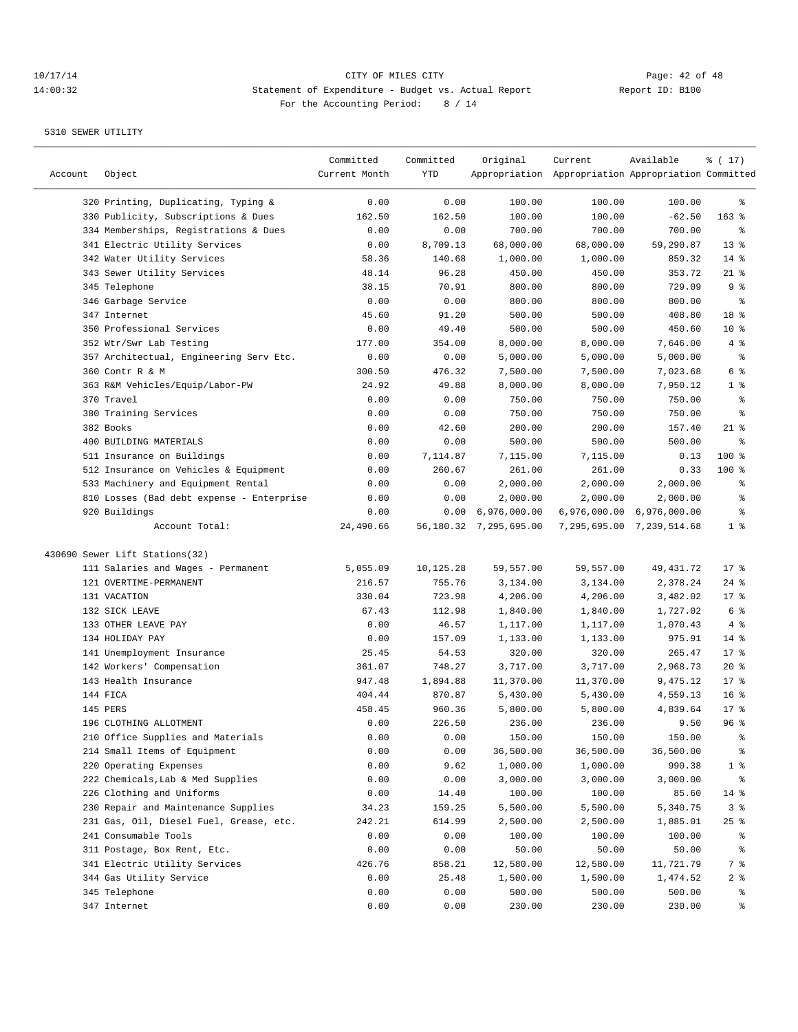CITY OF MILES CITY

Statement of Expenditure - Budget vs. Actual Report

For the Accounting Period: 8 / 14

5310 SEWER UTILITY

| Account | Object | Committed Current Month | Committed YTD | Original Appropriation | Current Appropriation | Available Appropriation | % ( 17) Committed |
|---|---|---|---|---|---|---|---|
| | 320 Printing, Duplicating, Typing & | 0.00 | 0.00 | 100.00 | 100.00 | 100.00 | % |
| | 330 Publicity, Subscriptions & Dues | 162.50 | 162.50 | 100.00 | 100.00 | -62.50 | 163 % |
| | 334 Memberships, Registrations & Dues | 0.00 | 0.00 | 700.00 | 700.00 | 700.00 | % |
| | 341 Electric Utility Services | 0.00 | 8,709.13 | 68,000.00 | 68,000.00 | 59,290.87 | 13 % |
| | 342 Water Utility Services | 58.36 | 140.68 | 1,000.00 | 1,000.00 | 859.32 | 14 % |
| | 343 Sewer Utility Services | 48.14 | 96.28 | 450.00 | 450.00 | 353.72 | 21 % |
| | 345 Telephone | 38.15 | 70.91 | 800.00 | 800.00 | 729.09 | 9 % |
| | 346 Garbage Service | 0.00 | 0.00 | 800.00 | 800.00 | 800.00 | % |
| | 347 Internet | 45.60 | 91.20 | 500.00 | 500.00 | 408.80 | 18 % |
| | 350 Professional Services | 0.00 | 49.40 | 500.00 | 500.00 | 450.60 | 10 % |
| | 352 Wtr/Swr Lab Testing | 177.00 | 354.00 | 8,000.00 | 8,000.00 | 7,646.00 | 4 % |
| | 357 Architectual, Engineering Serv Etc. | 0.00 | 0.00 | 5,000.00 | 5,000.00 | 5,000.00 | % |
| | 360 Contr R & M | 300.50 | 476.32 | 7,500.00 | 7,500.00 | 7,023.68 | 6 % |
| | 363 R&M Vehicles/Equip/Labor-PW | 24.92 | 49.88 | 8,000.00 | 8,000.00 | 7,950.12 | 1 % |
| | 370 Travel | 0.00 | 0.00 | 750.00 | 750.00 | 750.00 | % |
| | 380 Training Services | 0.00 | 0.00 | 750.00 | 750.00 | 750.00 | % |
| | 382 Books | 0.00 | 42.60 | 200.00 | 200.00 | 157.40 | 21 % |
| | 400 BUILDING MATERIALS | 0.00 | 0.00 | 500.00 | 500.00 | 500.00 | % |
| | 511 Insurance on Buildings | 0.00 | 7,114.87 | 7,115.00 | 7,115.00 | 0.13 | 100 % |
| | 512 Insurance on Vehicles & Equipment | 0.00 | 260.67 | 261.00 | 261.00 | 0.33 | 100 % |
| | 533 Machinery and Equipment Rental | 0.00 | 0.00 | 2,000.00 | 2,000.00 | 2,000.00 | % |
| | 810 Losses (Bad debt expense - Enterprise | 0.00 | 0.00 | 2,000.00 | 2,000.00 | 2,000.00 | % |
| | 920 Buildings | 0.00 | 0.00 | 6,976,000.00 | 6,976,000.00 | 6,976,000.00 | % |
| | Account Total: | 24,490.66 | 56,180.32 | 7,295,695.00 | 7,295,695.00 | 7,239,514.68 | 1 % |
| 430690 Sewer Lift Stations(32) | | | | | | | |
| | 111 Salaries and Wages - Permanent | 5,055.09 | 10,125.28 | 59,557.00 | 59,557.00 | 49,431.72 | 17 % |
| | 121 OVERTIME-PERMANENT | 216.57 | 755.76 | 3,134.00 | 3,134.00 | 2,378.24 | 24 % |
| | 131 VACATION | 330.04 | 723.98 | 4,206.00 | 4,206.00 | 3,482.02 | 17 % |
| | 132 SICK LEAVE | 67.43 | 112.98 | 1,840.00 | 1,840.00 | 1,727.02 | 6 % |
| | 133 OTHER LEAVE PAY | 0.00 | 46.57 | 1,117.00 | 1,117.00 | 1,070.43 | 4 % |
| | 134 HOLIDAY PAY | 0.00 | 157.09 | 1,133.00 | 1,133.00 | 975.91 | 14 % |
| | 141 Unemployment Insurance | 25.45 | 54.53 | 320.00 | 320.00 | 265.47 | 17 % |
| | 142 Workers' Compensation | 361.07 | 748.27 | 3,717.00 | 3,717.00 | 2,968.73 | 20 % |
| | 143 Health Insurance | 947.48 | 1,894.88 | 11,370.00 | 11,370.00 | 9,475.12 | 17 % |
| | 144 FICA | 404.44 | 870.87 | 5,430.00 | 5,430.00 | 4,559.13 | 16 % |
| | 145 PERS | 458.45 | 960.36 | 5,800.00 | 5,800.00 | 4,839.64 | 17 % |
| | 196 CLOTHING ALLOTMENT | 0.00 | 226.50 | 236.00 | 236.00 | 9.50 | 96 % |
| | 210 Office Supplies and Materials | 0.00 | 0.00 | 150.00 | 150.00 | 150.00 | % |
| | 214 Small Items of Equipment | 0.00 | 0.00 | 36,500.00 | 36,500.00 | 36,500.00 | % |
| | 220 Operating Expenses | 0.00 | 9.62 | 1,000.00 | 1,000.00 | 990.38 | 1 % |
| | 222 Chemicals,Lab & Med Supplies | 0.00 | 0.00 | 3,000.00 | 3,000.00 | 3,000.00 | % |
| | 226 Clothing and Uniforms | 0.00 | 14.40 | 100.00 | 100.00 | 85.60 | 14 % |
| | 230 Repair and Maintenance Supplies | 34.23 | 159.25 | 5,500.00 | 5,500.00 | 5,340.75 | 3 % |
| | 231 Gas, Oil, Diesel Fuel, Grease, etc. | 242.21 | 614.99 | 2,500.00 | 2,500.00 | 1,885.01 | 25 % |
| | 241 Consumable Tools | 0.00 | 0.00 | 100.00 | 100.00 | 100.00 | % |
| | 311 Postage, Box Rent, Etc. | 0.00 | 0.00 | 50.00 | 50.00 | 50.00 | % |
| | 341 Electric Utility Services | 426.76 | 858.21 | 12,580.00 | 12,580.00 | 11,721.79 | 7 % |
| | 344 Gas Utility Service | 0.00 | 25.48 | 1,500.00 | 1,500.00 | 1,474.52 | 2 % |
| | 345 Telephone | 0.00 | 0.00 | 500.00 | 500.00 | 500.00 | % |
| | 347 Internet | 0.00 | 0.00 | 230.00 | 230.00 | 230.00 | % |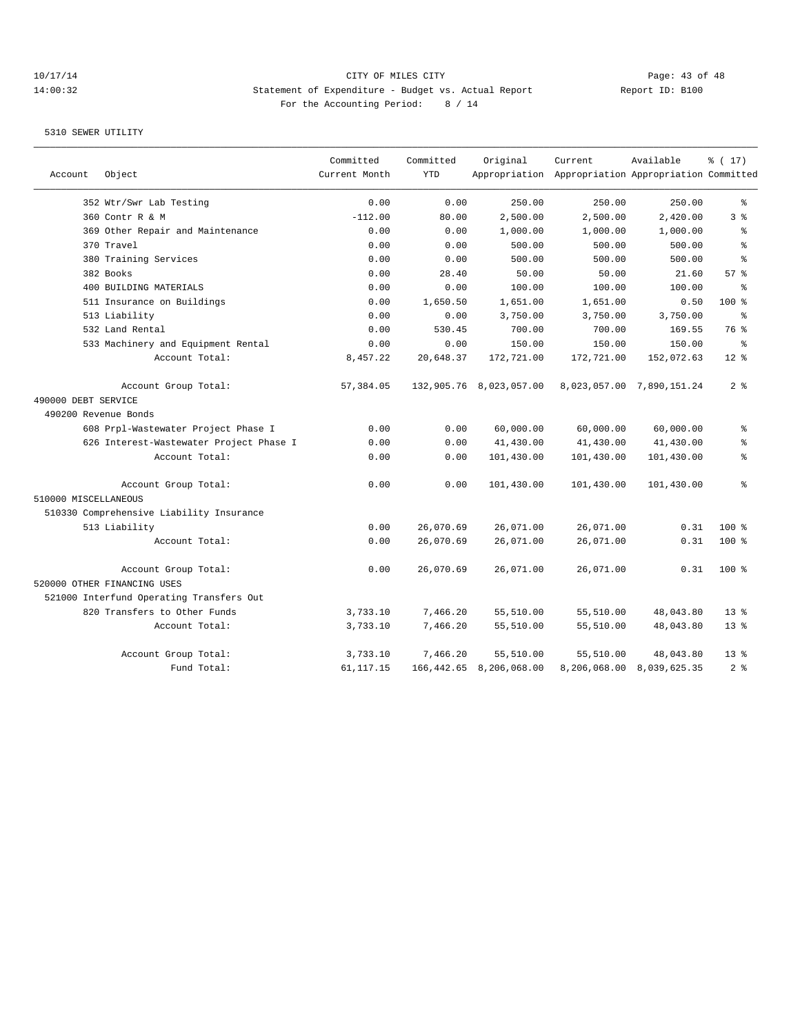CITY OF MILES CITY
Statement of Expenditure - Budget vs. Actual Report
For the Accounting Period: 8 / 14

Report ID: B100

10/17/14
14:00:32

5310 SEWER UTILITY

| Account | Object | Committed Current Month | Committed YTD | Original Appropriation | Current Appropriation | Available Appropriation | % ( 17) Committed |
|---|---|---|---|---|---|---|---|
| | 352 Wtr/Swr Lab Testing | 0.00 | 0.00 | 250.00 | 250.00 | 250.00 | % |
| | 360 Contr R & M | -112.00 | 80.00 | 2,500.00 | 2,500.00 | 2,420.00 | 3 % |
| | 369 Other Repair and Maintenance | 0.00 | 0.00 | 1,000.00 | 1,000.00 | 1,000.00 | % |
| | 370 Travel | 0.00 | 0.00 | 500.00 | 500.00 | 500.00 | % |
| | 380 Training Services | 0.00 | 0.00 | 500.00 | 500.00 | 500.00 | % |
| | 382 Books | 0.00 | 28.40 | 50.00 | 50.00 | 21.60 | 57 % |
| | 400 BUILDING MATERIALS | 0.00 | 0.00 | 100.00 | 100.00 | 100.00 | % |
| | 511 Insurance on Buildings | 0.00 | 1,650.50 | 1,651.00 | 1,651.00 | 0.50 | 100 % |
| | 513 Liability | 0.00 | 0.00 | 3,750.00 | 3,750.00 | 3,750.00 | % |
| | 532 Land Rental | 0.00 | 530.45 | 700.00 | 700.00 | 169.55 | 76 % |
| | 533 Machinery and Equipment Rental | 0.00 | 0.00 | 150.00 | 150.00 | 150.00 | % |
| | Account Total: | 8,457.22 | 20,648.37 | 172,721.00 | 172,721.00 | 152,072.63 | 12 % |
| | Account Group Total: | 57,384.05 | 132,905.76 | 8,023,057.00 | 8,023,057.00 | 7,890,151.24 | 2 % |
| 490000 DEBT SERVICE | | | | | | | |
| 490200 Revenue Bonds | | | | | | | |
| | 608 Prpl-Wastewater Project Phase I | 0.00 | 0.00 | 60,000.00 | 60,000.00 | 60,000.00 | % |
| | 626 Interest-Wastewater Project Phase I | 0.00 | 0.00 | 41,430.00 | 41,430.00 | 41,430.00 | % |
| | Account Total: | 0.00 | 0.00 | 101,430.00 | 101,430.00 | 101,430.00 | % |
| | Account Group Total: | 0.00 | 0.00 | 101,430.00 | 101,430.00 | 101,430.00 | % |
| 510000 MISCELLANEOUS | | | | | | | |
| 510330 Comprehensive Liability Insurance | | | | | | | |
| | 513 Liability | 0.00 | 26,070.69 | 26,071.00 | 26,071.00 | 0.31 | 100 % |
| | Account Total: | 0.00 | 26,070.69 | 26,071.00 | 26,071.00 | 0.31 | 100 % |
| | Account Group Total: | 0.00 | 26,070.69 | 26,071.00 | 26,071.00 | 0.31 | 100 % |
| 520000 OTHER FINANCING USES | | | | | | | |
| 521000 Interfund Operating Transfers Out | | | | | | | |
| | 820 Transfers to Other Funds | 3,733.10 | 7,466.20 | 55,510.00 | 55,510.00 | 48,043.80 | 13 % |
| | Account Total: | 3,733.10 | 7,466.20 | 55,510.00 | 55,510.00 | 48,043.80 | 13 % |
| | Account Group Total: | 3,733.10 | 7,466.20 | 55,510.00 | 55,510.00 | 48,043.80 | 13 % |
| | Fund Total: | 61,117.15 | 166,442.65 | 8,206,068.00 | 8,206,068.00 | 8,039,625.35 | 2 % |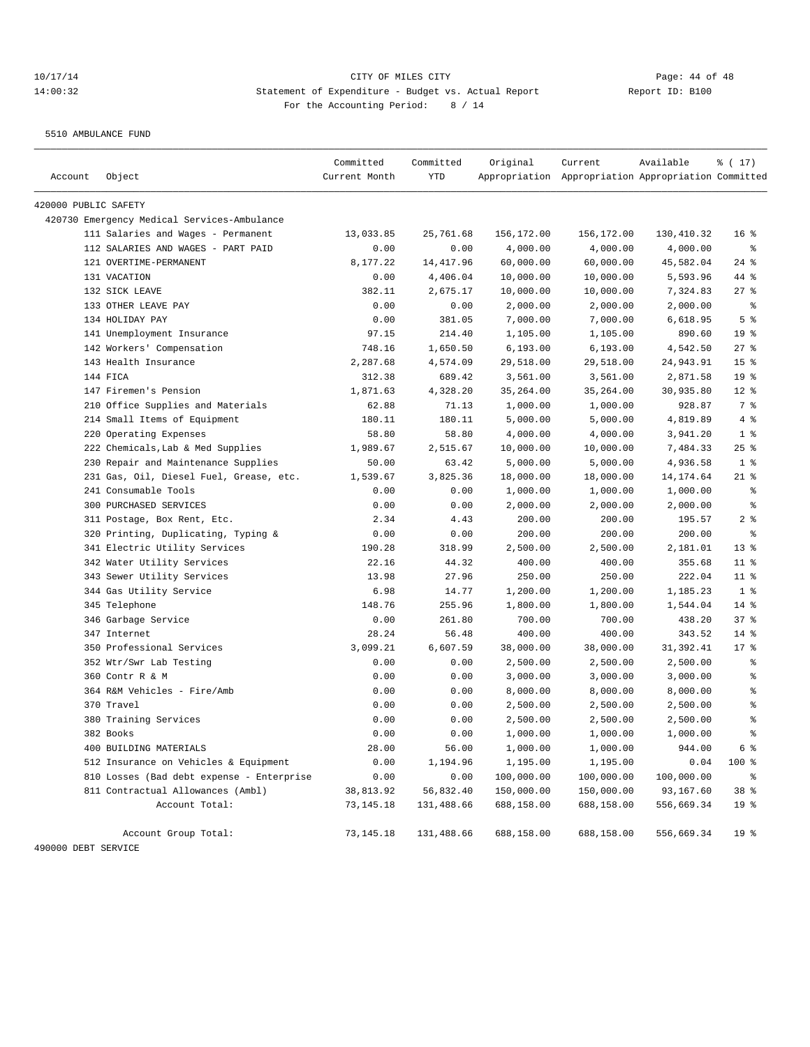CITY OF MILES CITY

Statement of Expenditure - Budget vs. Actual Report

For the Accounting Period: 8 / 14

10/17/14
14:00:32

Report ID: B100

5510 AMBULANCE FUND

| Account | Object | Committed Current Month | Committed YTD | Original Appropriation | Current Appropriation | Available Appropriation | % ( 17) Committed |
|---|---|---|---|---|---|---|---|
| 420000 PUBLIC SAFETY | | | | | | | |
| 420730 Emergency Medical Services-Ambulance | | | | | | | |
| | 111 Salaries and Wages - Permanent | 13,033.85 | 25,761.68 | 156,172.00 | 156,172.00 | 130,410.32 | 16 % |
| | 112 SALARIES AND WAGES - PART PAID | 0.00 | 0.00 | 4,000.00 | 4,000.00 | 4,000.00 | % |
| | 121 OVERTIME-PERMANENT | 8,177.22 | 14,417.96 | 60,000.00 | 60,000.00 | 45,582.04 | 24 % |
| | 131 VACATION | 0.00 | 4,406.04 | 10,000.00 | 10,000.00 | 5,593.96 | 44 % |
| | 132 SICK LEAVE | 382.11 | 2,675.17 | 10,000.00 | 10,000.00 | 7,324.83 | 27 % |
| | 133 OTHER LEAVE PAY | 0.00 | 0.00 | 2,000.00 | 2,000.00 | 2,000.00 | % |
| | 134 HOLIDAY PAY | 0.00 | 381.05 | 7,000.00 | 7,000.00 | 6,618.95 | 5 % |
| | 141 Unemployment Insurance | 97.15 | 214.40 | 1,105.00 | 1,105.00 | 890.60 | 19 % |
| | 142 Workers' Compensation | 748.16 | 1,650.50 | 6,193.00 | 6,193.00 | 4,542.50 | 27 % |
| | 143 Health Insurance | 2,287.68 | 4,574.09 | 29,518.00 | 29,518.00 | 24,943.91 | 15 % |
| | 144 FICA | 312.38 | 689.42 | 3,561.00 | 3,561.00 | 2,871.58 | 19 % |
| | 147 Firemen's Pension | 1,871.63 | 4,328.20 | 35,264.00 | 35,264.00 | 30,935.80 | 12 % |
| | 210 Office Supplies and Materials | 62.88 | 71.13 | 1,000.00 | 1,000.00 | 928.87 | 7 % |
| | 214 Small Items of Equipment | 180.11 | 180.11 | 5,000.00 | 5,000.00 | 4,819.89 | 4 % |
| | 220 Operating Expenses | 58.80 | 58.80 | 4,000.00 | 4,000.00 | 3,941.20 | 1 % |
| | 222 Chemicals,Lab & Med Supplies | 1,989.67 | 2,515.67 | 10,000.00 | 10,000.00 | 7,484.33 | 25 % |
| | 230 Repair and Maintenance Supplies | 50.00 | 63.42 | 5,000.00 | 5,000.00 | 4,936.58 | 1 % |
| | 231 Gas, Oil, Diesel Fuel, Grease, etc. | 1,539.67 | 3,825.36 | 18,000.00 | 18,000.00 | 14,174.64 | 21 % |
| | 241 Consumable Tools | 0.00 | 0.00 | 1,000.00 | 1,000.00 | 1,000.00 | % |
| | 300 PURCHASED SERVICES | 0.00 | 0.00 | 2,000.00 | 2,000.00 | 2,000.00 | % |
| | 311 Postage, Box Rent, Etc. | 2.34 | 4.43 | 200.00 | 200.00 | 195.57 | 2 % |
| | 320 Printing, Duplicating, Typing & | 0.00 | 0.00 | 200.00 | 200.00 | 200.00 | % |
| | 341 Electric Utility Services | 190.28 | 318.99 | 2,500.00 | 2,500.00 | 2,181.01 | 13 % |
| | 342 Water Utility Services | 22.16 | 44.32 | 400.00 | 400.00 | 355.68 | 11 % |
| | 343 Sewer Utility Services | 13.98 | 27.96 | 250.00 | 250.00 | 222.04 | 11 % |
| | 344 Gas Utility Service | 6.98 | 14.77 | 1,200.00 | 1,200.00 | 1,185.23 | 1 % |
| | 345 Telephone | 148.76 | 255.96 | 1,800.00 | 1,800.00 | 1,544.04 | 14 % |
| | 346 Garbage Service | 0.00 | 261.80 | 700.00 | 700.00 | 438.20 | 37 % |
| | 347 Internet | 28.24 | 56.48 | 400.00 | 400.00 | 343.52 | 14 % |
| | 350 Professional Services | 3,099.21 | 6,607.59 | 38,000.00 | 38,000.00 | 31,392.41 | 17 % |
| | 352 Wtr/Swr Lab Testing | 0.00 | 0.00 | 2,500.00 | 2,500.00 | 2,500.00 | % |
| | 360 Contr R & M | 0.00 | 0.00 | 3,000.00 | 3,000.00 | 3,000.00 | % |
| | 364 R&M Vehicles - Fire/Amb | 0.00 | 0.00 | 8,000.00 | 8,000.00 | 8,000.00 | % |
| | 370 Travel | 0.00 | 0.00 | 2,500.00 | 2,500.00 | 2,500.00 | % |
| | 380 Training Services | 0.00 | 0.00 | 2,500.00 | 2,500.00 | 2,500.00 | % |
| | 382 Books | 0.00 | 0.00 | 1,000.00 | 1,000.00 | 1,000.00 | % |
| | 400 BUILDING MATERIALS | 28.00 | 56.00 | 1,000.00 | 1,000.00 | 944.00 | 6 % |
| | 512 Insurance on Vehicles & Equipment | 0.00 | 1,194.96 | 1,195.00 | 1,195.00 | 0.04 | 100 % |
| | 810 Losses (Bad debt expense - Enterprise | 0.00 | 0.00 | 100,000.00 | 100,000.00 | 100,000.00 | % |
| | 811 Contractual Allowances (Ambl) | 38,813.92 | 56,832.40 | 150,000.00 | 150,000.00 | 93,167.60 | 38 % |
| | Account Total: | 73,145.18 | 131,488.66 | 688,158.00 | 688,158.00 | 556,669.34 | 19 % |
| | Account Group Total: | 73,145.18 | 131,488.66 | 688,158.00 | 688,158.00 | 556,669.34 | 19 % |

490000 DEBT SERVICE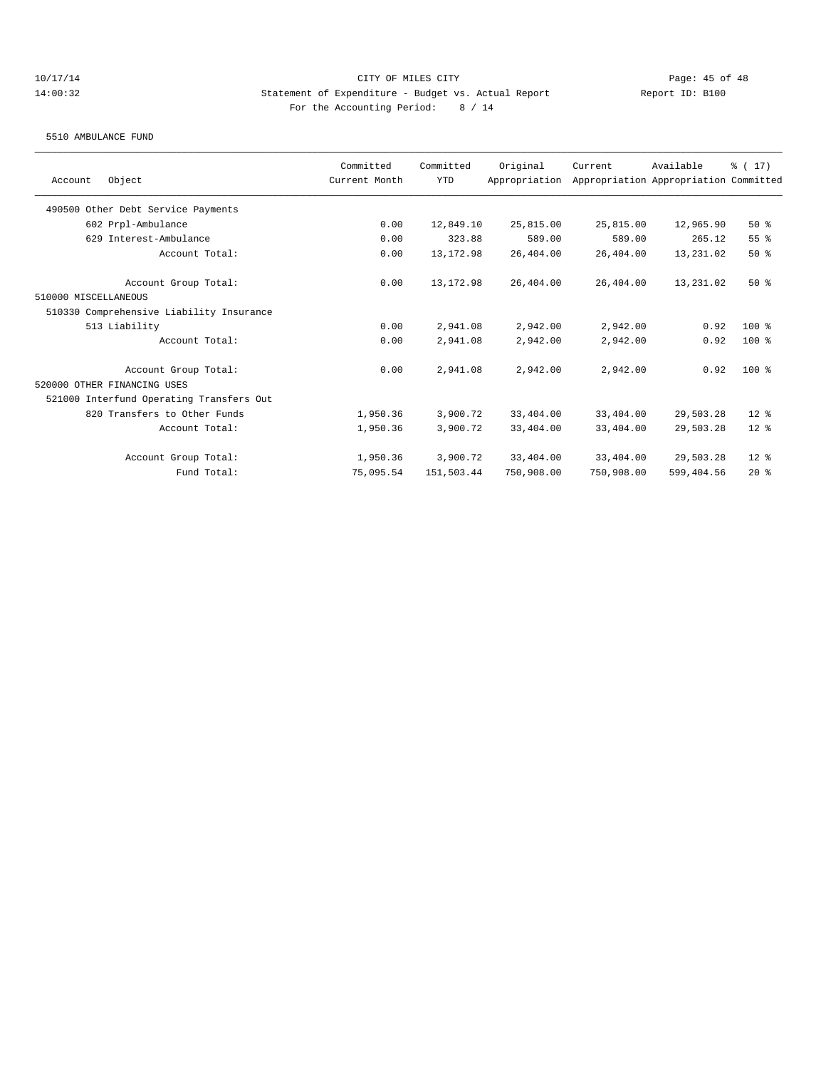CITY OF MILES CITY
Statement of Expenditure - Budget vs. Actual Report
Report ID: B100
For the Accounting Period: 8 / 14

10/17/14
14:00:32

5510 AMBULANCE FUND

| Account Object | Committed Current Month | Committed YTD | Original Appropriation | Current Appropriation | Available Appropriation | % ( 17) Committed |
|---|---|---|---|---|---|---|
| 490500 Other Debt Service Payments | | | | | | |
| 602 Prpl-Ambulance | 0.00 | 12,849.10 | 25,815.00 | 25,815.00 | 12,965.90 | 50 % |
| 629 Interest-Ambulance | 0.00 | 323.88 | 589.00 | 589.00 | 265.12 | 55 % |
| Account Total: | 0.00 | 13,172.98 | 26,404.00 | 26,404.00 | 13,231.02 | 50 % |
| Account Group Total: | 0.00 | 13,172.98 | 26,404.00 | 26,404.00 | 13,231.02 | 50 % |
| 510000 MISCELLANEOUS | | | | | | |
| 510330 Comprehensive Liability Insurance | | | | | | |
| 513 Liability | 0.00 | 2,941.08 | 2,942.00 | 2,942.00 | 0.92 | 100 % |
| Account Total: | 0.00 | 2,941.08 | 2,942.00 | 2,942.00 | 0.92 | 100 % |
| Account Group Total: | 0.00 | 2,941.08 | 2,942.00 | 2,942.00 | 0.92 | 100 % |
| 520000 OTHER FINANCING USES | | | | | | |
| 521000 Interfund Operating Transfers Out | | | | | | |
| 820 Transfers to Other Funds | 1,950.36 | 3,900.72 | 33,404.00 | 33,404.00 | 29,503.28 | 12 % |
| Account Total: | 1,950.36 | 3,900.72 | 33,404.00 | 33,404.00 | 29,503.28 | 12 % |
| Account Group Total: | 1,950.36 | 3,900.72 | 33,404.00 | 33,404.00 | 29,503.28 | 12 % |
| Fund Total: | 75,095.54 | 151,503.44 | 750,908.00 | 750,908.00 | 599,404.56 | 20 % |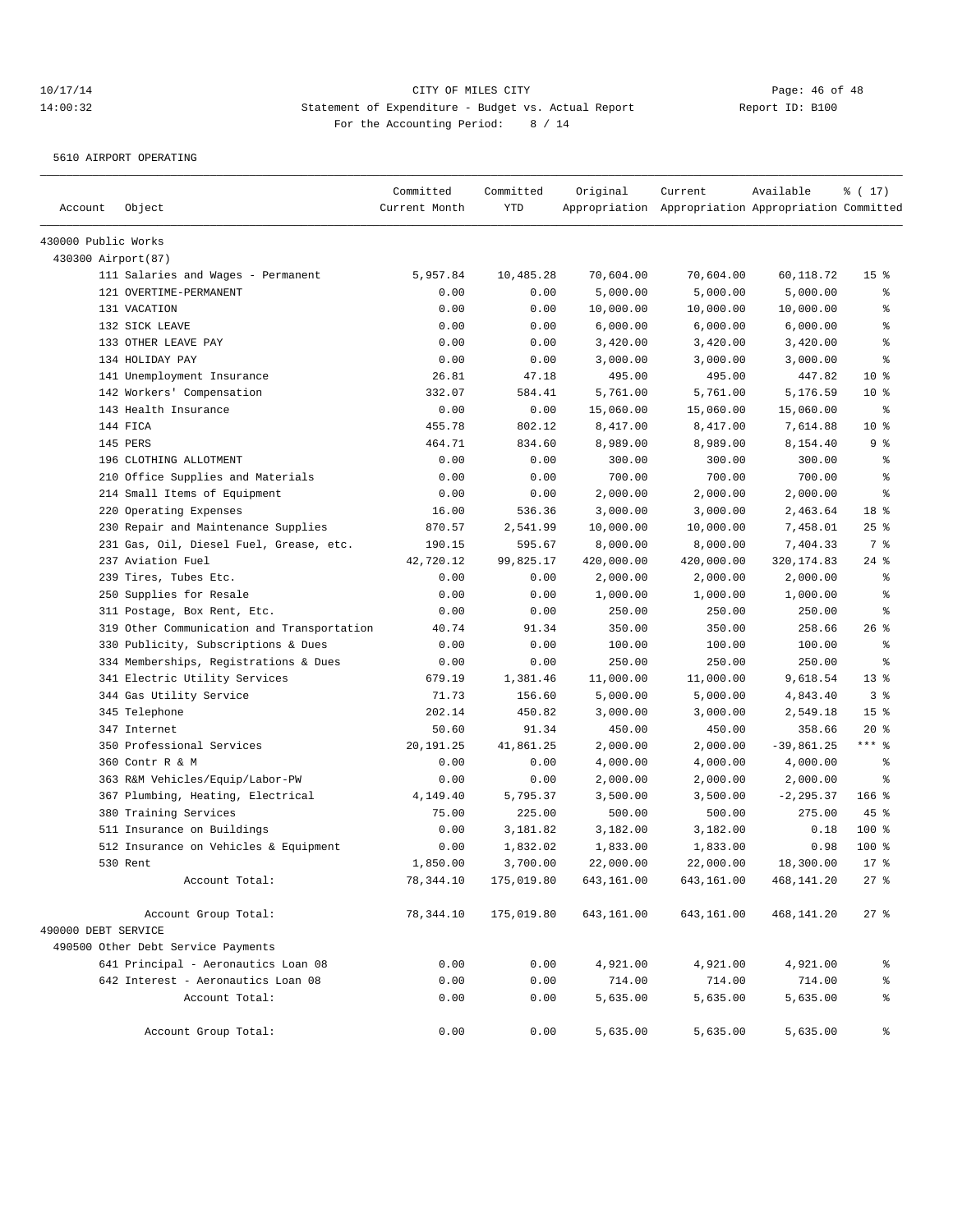CITY OF MILES CITY

Statement of Expenditure - Budget vs. Actual Report

For the Accounting Period: 8 / 14

10/17/14 14:00:32 — Report ID: B100

5610 AIRPORT OPERATING

| Account | Object | Committed Current Month | Committed YTD | Original Appropriation | Current Appropriation | Available Appropriation | % ( 17) Committed |
|---|---|---|---|---|---|---|---|
| 430000 Public Works | | | | | | | |
| 430300 Airport(87) | | | | | | | |
| | 111 Salaries and Wages - Permanent | 5,957.84 | 10,485.28 | 70,604.00 | 70,604.00 | 60,118.72 | 15 % |
| | 121 OVERTIME-PERMANENT | 0.00 | 0.00 | 5,000.00 | 5,000.00 | 5,000.00 | % |
| | 131 VACATION | 0.00 | 0.00 | 10,000.00 | 10,000.00 | 10,000.00 | % |
| | 132 SICK LEAVE | 0.00 | 0.00 | 6,000.00 | 6,000.00 | 6,000.00 | % |
| | 133 OTHER LEAVE PAY | 0.00 | 0.00 | 3,420.00 | 3,420.00 | 3,420.00 | % |
| | 134 HOLIDAY PAY | 0.00 | 0.00 | 3,000.00 | 3,000.00 | 3,000.00 | % |
| | 141 Unemployment Insurance | 26.81 | 47.18 | 495.00 | 495.00 | 447.82 | 10 % |
| | 142 Workers' Compensation | 332.07 | 584.41 | 5,761.00 | 5,761.00 | 5,176.59 | 10 % |
| | 143 Health Insurance | 0.00 | 0.00 | 15,060.00 | 15,060.00 | 15,060.00 | % |
| | 144 FICA | 455.78 | 802.12 | 8,417.00 | 8,417.00 | 7,614.88 | 10 % |
| | 145 PERS | 464.71 | 834.60 | 8,989.00 | 8,989.00 | 8,154.40 | 9 % |
| | 196 CLOTHING ALLOTMENT | 0.00 | 0.00 | 300.00 | 300.00 | 300.00 | % |
| | 210 Office Supplies and Materials | 0.00 | 0.00 | 700.00 | 700.00 | 700.00 | % |
| | 214 Small Items of Equipment | 0.00 | 0.00 | 2,000.00 | 2,000.00 | 2,000.00 | % |
| | 220 Operating Expenses | 16.00 | 536.36 | 3,000.00 | 3,000.00 | 2,463.64 | 18 % |
| | 230 Repair and Maintenance Supplies | 870.57 | 2,541.99 | 10,000.00 | 10,000.00 | 7,458.01 | 25 % |
| | 231 Gas, Oil, Diesel Fuel, Grease, etc. | 190.15 | 595.67 | 8,000.00 | 8,000.00 | 7,404.33 | 7 % |
| | 237 Aviation Fuel | 42,720.12 | 99,825.17 | 420,000.00 | 420,000.00 | 320,174.83 | 24 % |
| | 239 Tires, Tubes Etc. | 0.00 | 0.00 | 2,000.00 | 2,000.00 | 2,000.00 | % |
| | 250 Supplies for Resale | 0.00 | 0.00 | 1,000.00 | 1,000.00 | 1,000.00 | % |
| | 311 Postage, Box Rent, Etc. | 0.00 | 0.00 | 250.00 | 250.00 | 250.00 | % |
| | 319 Other Communication and Transportation | 40.74 | 91.34 | 350.00 | 350.00 | 258.66 | 26 % |
| | 330 Publicity, Subscriptions & Dues | 0.00 | 0.00 | 100.00 | 100.00 | 100.00 | % |
| | 334 Memberships, Registrations & Dues | 0.00 | 0.00 | 250.00 | 250.00 | 250.00 | % |
| | 341 Electric Utility Services | 679.19 | 1,381.46 | 11,000.00 | 11,000.00 | 9,618.54 | 13 % |
| | 344 Gas Utility Service | 71.73 | 156.60 | 5,000.00 | 5,000.00 | 4,843.40 | 3 % |
| | 345 Telephone | 202.14 | 450.82 | 3,000.00 | 3,000.00 | 2,549.18 | 15 % |
| | 347 Internet | 50.60 | 91.34 | 450.00 | 450.00 | 358.66 | 20 % |
| | 350 Professional Services | 20,191.25 | 41,861.25 | 2,000.00 | 2,000.00 | -39,861.25 | *** % |
| | 360 Contr R & M | 0.00 | 0.00 | 4,000.00 | 4,000.00 | 4,000.00 | % |
| | 363 R&M Vehicles/Equip/Labor-PW | 0.00 | 0.00 | 2,000.00 | 2,000.00 | 2,000.00 | % |
| | 367 Plumbing, Heating, Electrical | 4,149.40 | 5,795.37 | 3,500.00 | 3,500.00 | -2,295.37 | 166 % |
| | 380 Training Services | 75.00 | 225.00 | 500.00 | 500.00 | 275.00 | 45 % |
| | 511 Insurance on Buildings | 0.00 | 3,181.82 | 3,182.00 | 3,182.00 | 0.18 | 100 % |
| | 512 Insurance on Vehicles & Equipment | 0.00 | 1,832.02 | 1,833.00 | 1,833.00 | 0.98 | 100 % |
| | 530 Rent | 1,850.00 | 3,700.00 | 22,000.00 | 22,000.00 | 18,300.00 | 17 % |
| | Account Total: | 78,344.10 | 175,019.80 | 643,161.00 | 643,161.00 | 468,141.20 | 27 % |
| | Account Group Total: | 78,344.10 | 175,019.80 | 643,161.00 | 643,161.00 | 468,141.20 | 27 % |
| 490000 DEBT SERVICE | | | | | | | |
| 490500 Other Debt Service Payments | | | | | | | |
| | 641 Principal - Aeronautics Loan 08 | 0.00 | 0.00 | 4,921.00 | 4,921.00 | 4,921.00 | % |
| | 642 Interest - Aeronautics Loan 08 | 0.00 | 0.00 | 714.00 | 714.00 | 714.00 | % |
| | Account Total: | 0.00 | 0.00 | 5,635.00 | 5,635.00 | 5,635.00 | % |
| | Account Group Total: | 0.00 | 0.00 | 5,635.00 | 5,635.00 | 5,635.00 | % |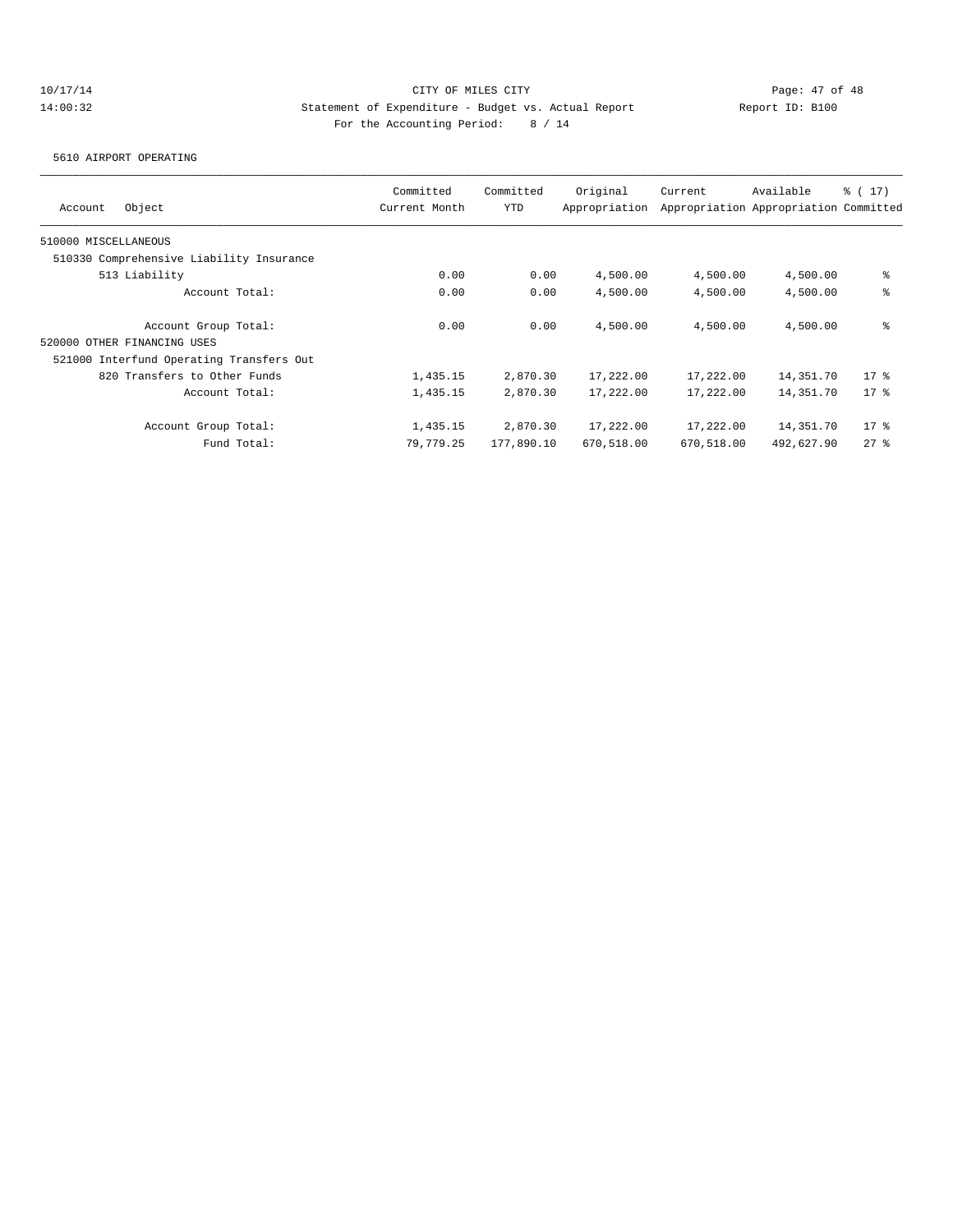CITY OF MILES CITY

Statement of Expenditure - Budget vs. Actual Report

Report ID: B100

For the Accounting Period: 8 / 14

5610 AIRPORT OPERATING

| Account Object | Committed Current Month | Committed YTD | Original Appropriation | Current Appropriation | Available Appropriation | % ( 17) Committed |
|---|---|---|---|---|---|---|
| 510000 MISCELLANEOUS | | | | | | |
| 510330 Comprehensive Liability Insurance | | | | | | |
| 513 Liability | 0.00 | 0.00 | 4,500.00 | 4,500.00 | 4,500.00 | % |
| Account Total: | 0.00 | 0.00 | 4,500.00 | 4,500.00 | 4,500.00 | % |
| Account Group Total: | 0.00 | 0.00 | 4,500.00 | 4,500.00 | 4,500.00 | % |
| 520000 OTHER FINANCING USES | | | | | | |
| 521000 Interfund Operating Transfers Out | | | | | | |
| 820 Transfers to Other Funds | 1,435.15 | 2,870.30 | 17,222.00 | 17,222.00 | 14,351.70 | 17 % |
| Account Total: | 1,435.15 | 2,870.30 | 17,222.00 | 17,222.00 | 14,351.70 | 17 % |
| Account Group Total: | 1,435.15 | 2,870.30 | 17,222.00 | 17,222.00 | 14,351.70 | 17 % |
| Fund Total: | 79,779.25 | 177,890.10 | 670,518.00 | 670,518.00 | 492,627.90 | 27 % |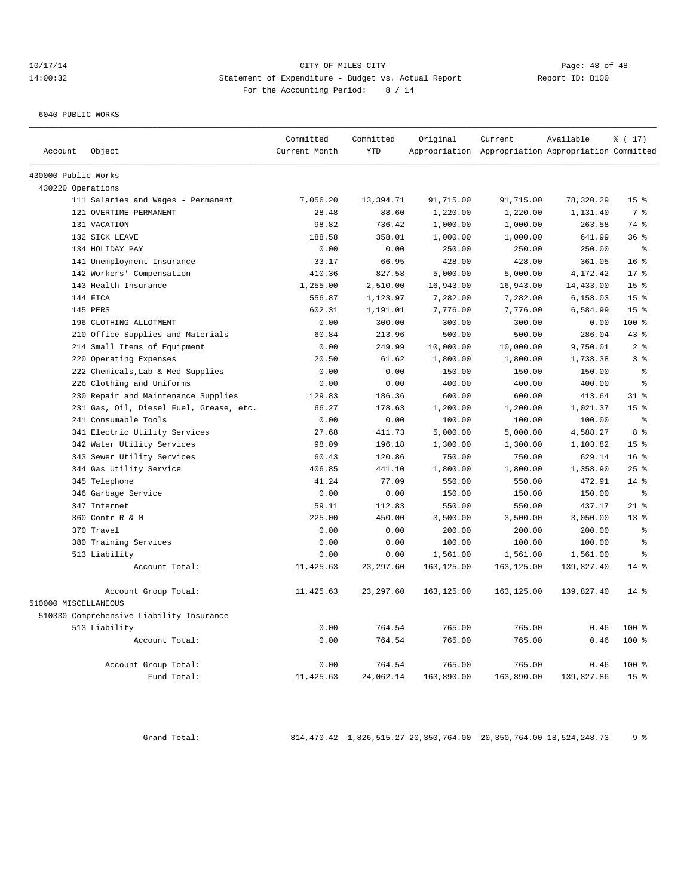CITY OF MILES CITY

Statement of Expenditure - Budget vs. Actual Report

For the Accounting Period: 8 / 14

10/17/14 14:00:32 Report ID: B100

6040 PUBLIC WORKS

| Account | Object | Committed Current Month | Committed YTD | Original Appropriation | Current Appropriation | Available Appropriation | % ( 17) Committed |
|---|---|---|---|---|---|---|---|
| 430000 Public Works | | | | | | | |
| 430220 Operations | | | | | | | |
| | 111 Salaries and Wages - Permanent | 7,056.20 | 13,394.71 | 91,715.00 | 91,715.00 | 78,320.29 | 15 % |
| | 121 OVERTIME-PERMANENT | 28.48 | 88.60 | 1,220.00 | 1,220.00 | 1,131.40 | 7 % |
| | 131 VACATION | 98.82 | 736.42 | 1,000.00 | 1,000.00 | 263.58 | 74 % |
| | 132 SICK LEAVE | 188.58 | 358.01 | 1,000.00 | 1,000.00 | 641.99 | 36 % |
| | 134 HOLIDAY PAY | 0.00 | 0.00 | 250.00 | 250.00 | 250.00 | % |
| | 141 Unemployment Insurance | 33.17 | 66.95 | 428.00 | 428.00 | 361.05 | 16 % |
| | 142 Workers' Compensation | 410.36 | 827.58 | 5,000.00 | 5,000.00 | 4,172.42 | 17 % |
| | 143 Health Insurance | 1,255.00 | 2,510.00 | 16,943.00 | 16,943.00 | 14,433.00 | 15 % |
| | 144 FICA | 556.87 | 1,123.97 | 7,282.00 | 7,282.00 | 6,158.03 | 15 % |
| | 145 PERS | 602.31 | 1,191.01 | 7,776.00 | 7,776.00 | 6,584.99 | 15 % |
| | 196 CLOTHING ALLOTMENT | 0.00 | 300.00 | 300.00 | 300.00 | 0.00 | 100 % |
| | 210 Office Supplies and Materials | 60.84 | 213.96 | 500.00 | 500.00 | 286.04 | 43 % |
| | 214 Small Items of Equipment | 0.00 | 249.99 | 10,000.00 | 10,000.00 | 9,750.01 | 2 % |
| | 220 Operating Expenses | 20.50 | 61.62 | 1,800.00 | 1,800.00 | 1,738.38 | 3 % |
| | 222 Chemicals,Lab & Med Supplies | 0.00 | 0.00 | 150.00 | 150.00 | 150.00 | % |
| | 226 Clothing and Uniforms | 0.00 | 0.00 | 400.00 | 400.00 | 400.00 | % |
| | 230 Repair and Maintenance Supplies | 129.83 | 186.36 | 600.00 | 600.00 | 413.64 | 31 % |
| | 231 Gas, Oil, Diesel Fuel, Grease, etc. | 66.27 | 178.63 | 1,200.00 | 1,200.00 | 1,021.37 | 15 % |
| | 241 Consumable Tools | 0.00 | 0.00 | 100.00 | 100.00 | 100.00 | % |
| | 341 Electric Utility Services | 27.68 | 411.73 | 5,000.00 | 5,000.00 | 4,588.27 | 8 % |
| | 342 Water Utility Services | 98.09 | 196.18 | 1,300.00 | 1,300.00 | 1,103.82 | 15 % |
| | 343 Sewer Utility Services | 60.43 | 120.86 | 750.00 | 750.00 | 629.14 | 16 % |
| | 344 Gas Utility Service | 406.85 | 441.10 | 1,800.00 | 1,800.00 | 1,358.90 | 25 % |
| | 345 Telephone | 41.24 | 77.09 | 550.00 | 550.00 | 472.91 | 14 % |
| | 346 Garbage Service | 0.00 | 0.00 | 150.00 | 150.00 | 150.00 | % |
| | 347 Internet | 59.11 | 112.83 | 550.00 | 550.00 | 437.17 | 21 % |
| | 360 Contr R & M | 225.00 | 450.00 | 3,500.00 | 3,500.00 | 3,050.00 | 13 % |
| | 370 Travel | 0.00 | 0.00 | 200.00 | 200.00 | 200.00 | % |
| | 380 Training Services | 0.00 | 0.00 | 100.00 | 100.00 | 100.00 | % |
| | 513 Liability | 0.00 | 0.00 | 1,561.00 | 1,561.00 | 1,561.00 | % |
| | Account Total: | 11,425.63 | 23,297.60 | 163,125.00 | 163,125.00 | 139,827.40 | 14 % |
| | Account Group Total: | 11,425.63 | 23,297.60 | 163,125.00 | 163,125.00 | 139,827.40 | 14 % |
| 510000 MISCELLANEOUS | | | | | | | |
| 510330 Comprehensive Liability Insurance | | | | | | | |
| | 513 Liability | 0.00 | 764.54 | 765.00 | 765.00 | 0.46 | 100 % |
| | Account Total: | 0.00 | 764.54 | 765.00 | 765.00 | 0.46 | 100 % |
| | Account Group Total: | 0.00 | 764.54 | 765.00 | 765.00 | 0.46 | 100 % |
| | Fund Total: | 11,425.63 | 24,062.14 | 163,890.00 | 163,890.00 | 139,827.86 | 15 % |
| | Grand Total: | 814,470.42 | 1,826,515.27 | 20,350,764.00 | 20,350,764.00 | 18,524,248.73 | 9 % |